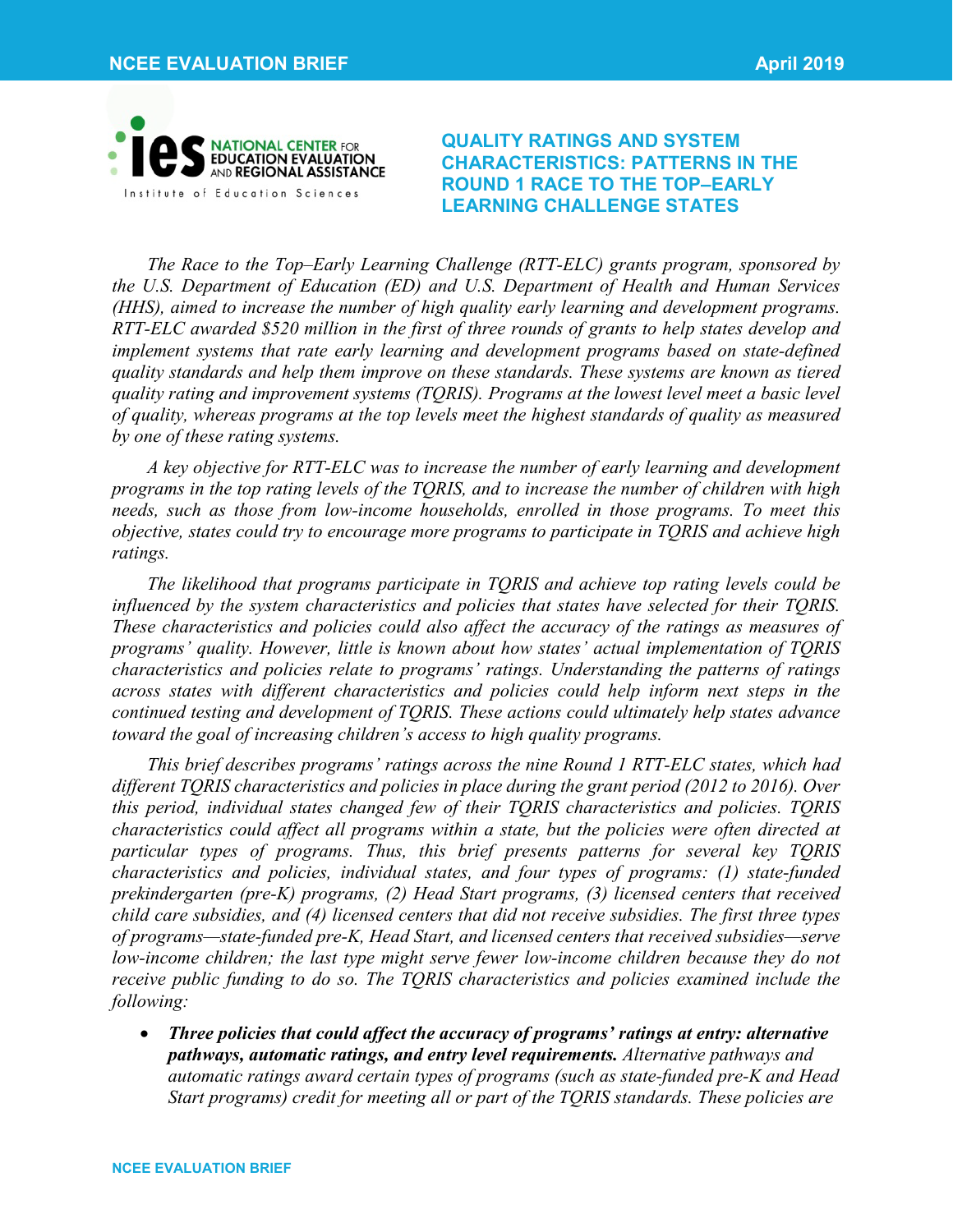# QUALITY RATINGS AND SYSTEM CHARACTERISTICS: PATTERNS IN THE ROUND 1 RACE TO THE TOP–EARLY LEARNING CHALLENGE STATES

*The Race to the Top–Early Learning Challenge (RTT-ELC) grants program, sponsored by the U.S. Department of Education (ED) and U.S. Department of Health and Human Services (HHS), aimed to increase the number of high quality early learning and development programs. RTT-ELC awarded $520 million in the first of three rounds of grants to help states develop and implement systems that rate early learning and development programs based on state-defined quality standards and help them improve on these standards. These systems are known as tiered quality rating and improvement systems (TQRIS). Programs at the lowest level meet a basic level of quality, whereas programs at the top levels meet the highest standards of quality as measured by one of these rating systems.*

*A key objective for RTT-ELC was to increase the number of early learning and development programs in the top rating levels of the TQRIS, and to increase the number of children with high needs, such as those from low-income households, enrolled in those programs. To meet this objective, states could try to encourage more programs to participate in TQRIS and achieve high ratings.*

*The likelihood that programs participate in TQRIS and achieve top rating levels could be influenced by the system characteristics and policies that states have selected for their TQRIS. These characteristics and policies could also affect the accuracy of the ratings as measures of programs' quality. However, little is known about how states' actual implementation of TQRIS characteristics and policies relate to programs' ratings. Understanding the patterns of ratings across states with different characteristics and policies could help inform next steps in the continued testing and development of TQRIS. These actions could ultimately help states advance toward the goal of increasing children's access to high quality programs.*

*This brief describes programs' ratings across the nine Round 1 RTT-ELC states, which had different TQRIS characteristics and policies in place during the grant period (2012 to 2016). Over this period, individual states changed few of their TQRIS characteristics and policies. TQRIS characteristics could affect all programs within a state, but the policies were often directed at particular types of programs. Thus, this brief presents patterns for several key TQRIS characteristics and policies, individual states, and four types of programs: (1) state-funded prekindergarten (pre-K) programs, (2) Head Start programs, (3) licensed centers that received child care subsidies, and (4) licensed centers that did not receive subsidies. The first three types of programs—state-funded pre-K, Head Start, and licensed centers that received subsidies—serve low-income children; the last type might serve fewer low-income children because they do not receive public funding to do so. The TQRIS characteristics and policies examined include the following:*

- ***Three policies that could affect the accuracy of programs' ratings at entry: alternative pathways, automatic ratings, and entry level requirements.*** *Alternative pathways and automatic ratings award certain types of programs (such as state-funded pre-K and Head Start programs) credit for meeting all or part of the TQRIS standards. These policies are*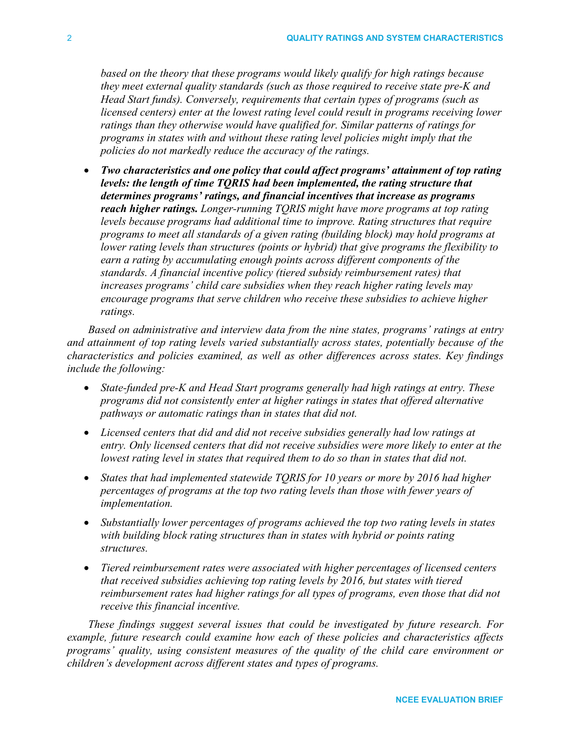*based on the theory that these programs would likely qualify for high ratings because they meet external quality standards (such as those required to receive state pre-K and Head Start funds). Conversely, requirements that certain types of programs (such as licensed centers) enter at the lowest rating level could result in programs receiving lower ratings than they otherwise would have qualified for. Similar patterns of ratings for programs in states with and without these rating level policies might imply that the policies do not markedly reduce the accuracy of the ratings.*

- ***Two characteristics and one policy that could affect programs' attainment of top rating levels: the length of time TQRIS had been implemented, the rating structure that determines programs' ratings, and financial incentives that increase as programs reach higher ratings.*** *Longer-running TQRIS might have more programs at top rating levels because programs had additional time to improve. Rating structures that require programs to meet all standards of a given rating (building block) may hold programs at lower rating levels than structures (points or hybrid) that give programs the flexibility to earn a rating by accumulating enough points across different components of the standards. A financial incentive policy (tiered subsidy reimbursement rates) that increases programs' child care subsidies when they reach higher rating levels may encourage programs that serve children who receive these subsidies to achieve higher ratings.*

*Based on administrative and interview data from the nine states, programs' ratings at entry and attainment of top rating levels varied substantially across states, potentially because of the characteristics and policies examined, as well as other differences across states. Key findings include the following:*

- *State-funded pre-K and Head Start programs generally had high ratings at entry. These programs did not consistently enter at higher ratings in states that offered alternative pathways or automatic ratings than in states that did not.*
- *Licensed centers that did and did not receive subsidies generally had low ratings at entry. Only licensed centers that did not receive subsidies were more likely to enter at the lowest rating level in states that required them to do so than in states that did not.*
- *States that had implemented statewide TQRIS for 10 years or more by 2016 had higher percentages of programs at the top two rating levels than those with fewer years of implementation.*
- *Substantially lower percentages of programs achieved the top two rating levels in states with building block rating structures than in states with hybrid or points rating structures.*
- *Tiered reimbursement rates were associated with higher percentages of licensed centers that received subsidies achieving top rating levels by 2016, but states with tiered reimbursement rates had higher ratings for all types of programs, even those that did not receive this financial incentive.*

*These findings suggest several issues that could be investigated by future research. For example, future research could examine how each of these policies and characteristics affects programs' quality, using consistent measures of the quality of the child care environment or children's development across different states and types of programs.*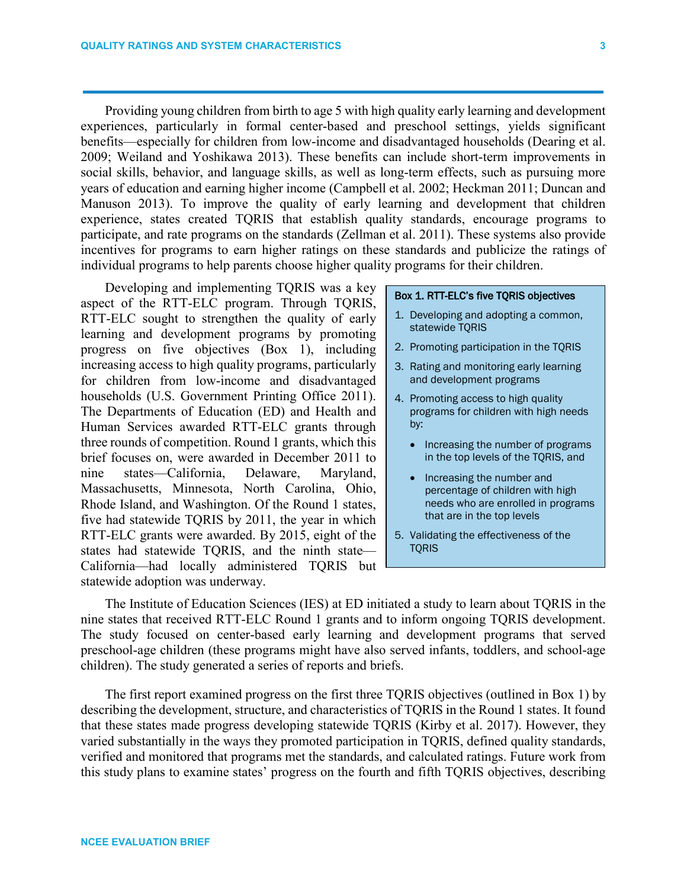Providing young children from birth to age 5 with high quality early learning and development experiences, particularly in formal center-based and preschool settings, yields significant benefits—especially for children from low-income and disadvantaged households (Dearing et al. 2009; Weiland and Yoshikawa 2013). These benefits can include short-term improvements in social skills, behavior, and language skills, as well as long-term effects, such as pursuing more years of education and earning higher income (Campbell et al. 2002; Heckman 2011; Duncan and Manuson 2013). To improve the quality of early learning and development that children experience, states created TQRIS that establish quality standards, encourage programs to participate, and rate programs on the standards (Zellman et al. 2011). These systems also provide incentives for programs to earn higher ratings on these standards and publicize the ratings of individual programs to help parents choose higher quality programs for their children.

Developing and implementing TQRIS was a key aspect of the RTT-ELC program. Through TQRIS, RTT-ELC sought to strengthen the quality of early learning and development programs by promoting progress on five objectives (Box 1), including increasing access to high quality programs, particularly for children from low-income and disadvantaged households (U.S. Government Printing Office 2011). The Departments of Education (ED) and Health and Human Services awarded RTT-ELC grants through three rounds of competition. Round 1 grants, which this brief focuses on, were awarded in December 2011 to nine states—California, Delaware, Maryland, Massachusetts, Minnesota, North Carolina, Ohio, Rhode Island, and Washington. Of the Round 1 states, five had statewide TQRIS by 2011, the year in which RTT-ELC grants were awarded. By 2015, eight of the states had statewide TQRIS, and the ninth state—California—had locally administered TQRIS but statewide adoption was underway.

**Box 1. RTT-ELC's five TQRIS objectives**

1. Developing and adopting a common, statewide TQRIS
2. Promoting participation in the TQRIS
3. Rating and monitoring early learning and development programs
4. Promoting access to high quality programs for children with high needs by:
   - Increasing the number of programs in the top levels of the TQRIS, and
   - Increasing the number and percentage of children with high needs who are enrolled in programs that are in the top levels
5. Validating the effectiveness of the TQRIS

The Institute of Education Sciences (IES) at ED initiated a study to learn about TQRIS in the nine states that received RTT-ELC Round 1 grants and to inform ongoing TQRIS development. The study focused on center-based early learning and development programs that served preschool-age children (these programs might have also served infants, toddlers, and school-age children). The study generated a series of reports and briefs.

The first report examined progress on the first three TQRIS objectives (outlined in Box 1) by describing the development, structure, and characteristics of TQRIS in the Round 1 states. It found that these states made progress developing statewide TQRIS (Kirby et al. 2017). However, they varied substantially in the ways they promoted participation in TQRIS, defined quality standards, verified and monitored that programs met the standards, and calculated ratings. Future work from this study plans to examine states' progress on the fourth and fifth TQRIS objectives, describing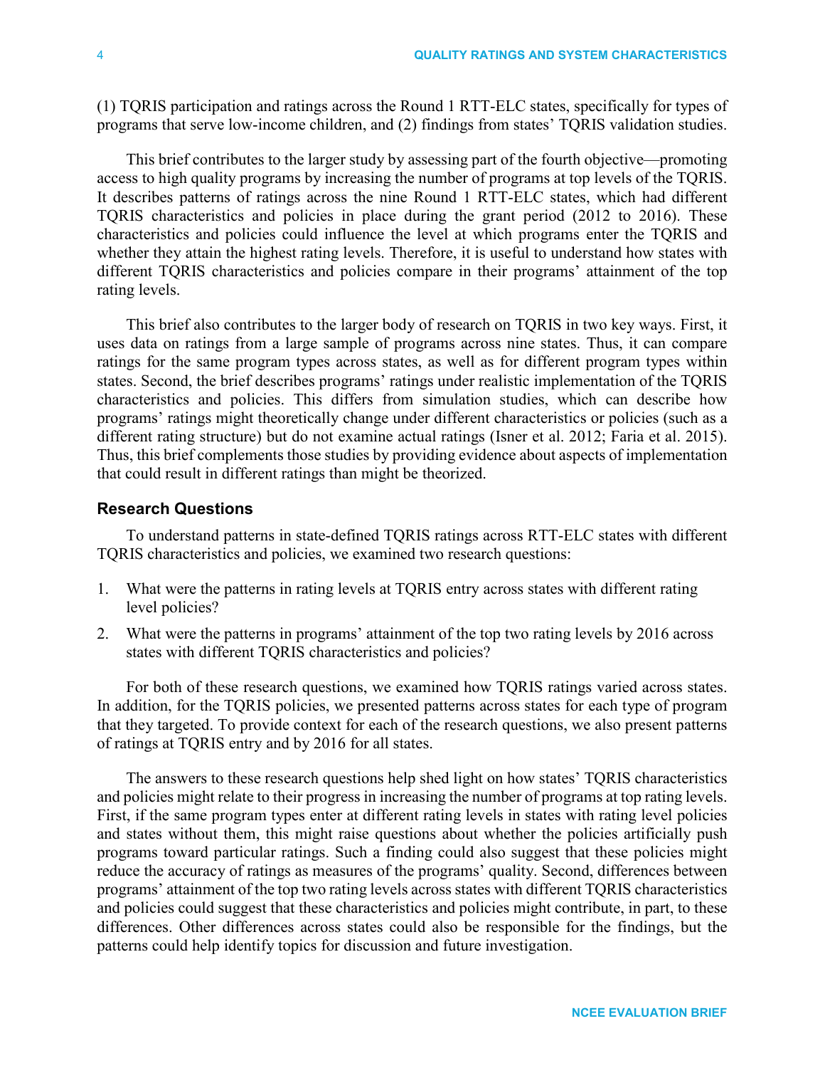(1) TQRIS participation and ratings across the Round 1 RTT-ELC states, specifically for types of programs that serve low-income children, and (2) findings from states' TQRIS validation studies.

This brief contributes to the larger study by assessing part of the fourth objective—promoting access to high quality programs by increasing the number of programs at top levels of the TQRIS. It describes patterns of ratings across the nine Round 1 RTT-ELC states, which had different TQRIS characteristics and policies in place during the grant period (2012 to 2016). These characteristics and policies could influence the level at which programs enter the TQRIS and whether they attain the highest rating levels. Therefore, it is useful to understand how states with different TQRIS characteristics and policies compare in their programs' attainment of the top rating levels.

This brief also contributes to the larger body of research on TQRIS in two key ways. First, it uses data on ratings from a large sample of programs across nine states. Thus, it can compare ratings for the same program types across states, as well as for different program types within states. Second, the brief describes programs' ratings under realistic implementation of the TQRIS characteristics and policies. This differs from simulation studies, which can describe how programs' ratings might theoretically change under different characteristics or policies (such as a different rating structure) but do not examine actual ratings (Isner et al. 2012; Faria et al. 2015). Thus, this brief complements those studies by providing evidence about aspects of implementation that could result in different ratings than might be theorized.

### Research Questions

To understand patterns in state-defined TQRIS ratings across RTT-ELC states with different TQRIS characteristics and policies, we examined two research questions:

1. What were the patterns in rating levels at TQRIS entry across states with different rating level policies?
2. What were the patterns in programs' attainment of the top two rating levels by 2016 across states with different TQRIS characteristics and policies?

For both of these research questions, we examined how TQRIS ratings varied across states. In addition, for the TQRIS policies, we presented patterns across states for each type of program that they targeted. To provide context for each of the research questions, we also present patterns of ratings at TQRIS entry and by 2016 for all states.

The answers to these research questions help shed light on how states' TQRIS characteristics and policies might relate to their progress in increasing the number of programs at top rating levels. First, if the same program types enter at different rating levels in states with rating level policies and states without them, this might raise questions about whether the policies artificially push programs toward particular ratings. Such a finding could also suggest that these policies might reduce the accuracy of ratings as measures of the programs' quality. Second, differences between programs' attainment of the top two rating levels across states with different TQRIS characteristics and policies could suggest that these characteristics and policies might contribute, in part, to these differences. Other differences across states could also be responsible for the findings, but the patterns could help identify topics for discussion and future investigation.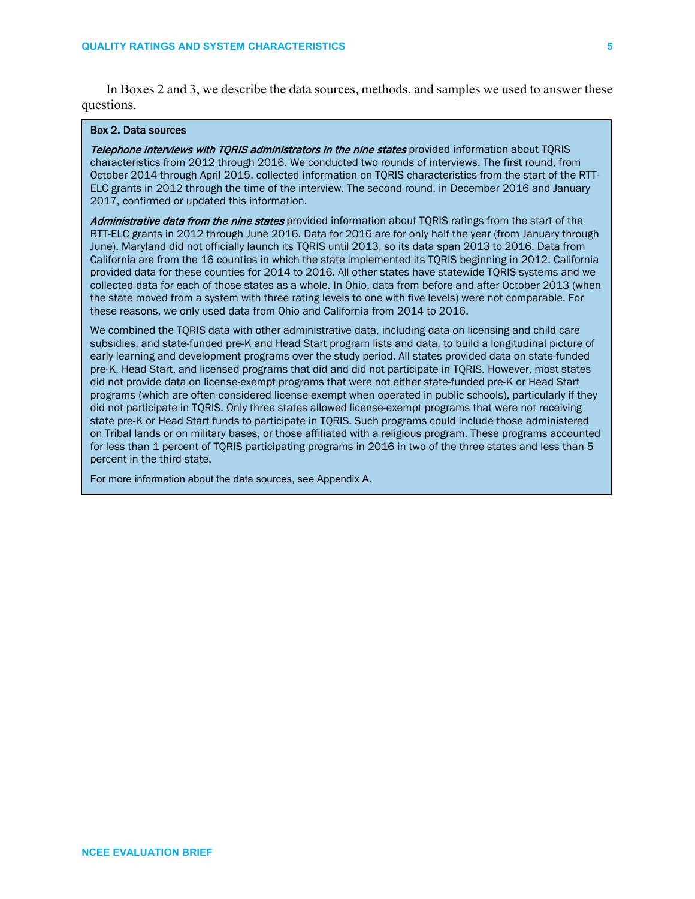In Boxes 2 and 3, we describe the data sources, methods, and samples we used to answer these questions.

### Box 2. Data sources

***Telephone interviews with TQRIS administrators in the nine states*** provided information about TQRIS characteristics from 2012 through 2016. We conducted two rounds of interviews. The first round, from October 2014 through April 2015, collected information on TQRIS characteristics from the start of the RTT-ELC grants in 2012 through the time of the interview. The second round, in December 2016 and January 2017, confirmed or updated this information.

***Administrative data from the nine states*** provided information about TQRIS ratings from the start of the RTT-ELC grants in 2012 through June 2016. Data for 2016 are for only half the year (from January through June). Maryland did not officially launch its TQRIS until 2013, so its data span 2013 to 2016. Data from California are from the 16 counties in which the state implemented its TQRIS beginning in 2012. California provided data for these counties for 2014 to 2016. All other states have statewide TQRIS systems and we collected data for each of those states as a whole. In Ohio, data from before and after October 2013 (when the state moved from a system with three rating levels to one with five levels) were not comparable. For these reasons, we only used data from Ohio and California from 2014 to 2016.

We combined the TQRIS data with other administrative data, including data on licensing and child care subsidies, and state-funded pre-K and Head Start program lists and data, to build a longitudinal picture of early learning and development programs over the study period. All states provided data on state-funded pre-K, Head Start, and licensed programs that did and did not participate in TQRIS. However, most states did not provide data on license-exempt programs that were not either state-funded pre-K or Head Start programs (which are often considered license-exempt when operated in public schools), particularly if they did not participate in TQRIS. Only three states allowed license-exempt programs that were not receiving state pre-K or Head Start funds to participate in TQRIS. Such programs could include those administered on Tribal lands or on military bases, or those affiliated with a religious program. These programs accounted for less than 1 percent of TQRIS participating programs in 2016 in two of the three states and less than 5 percent in the third state.

For more information about the data sources, see Appendix A.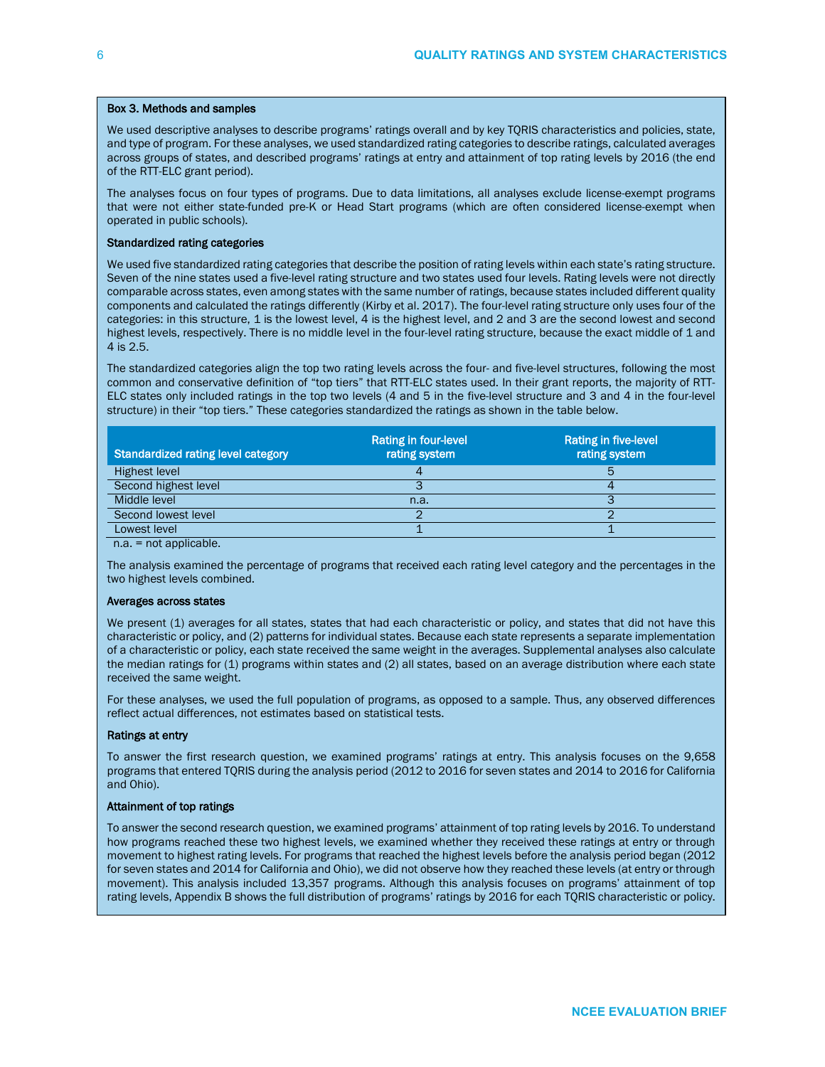### Box 3. Methods and samples

We used descriptive analyses to describe programs' ratings overall and by key TQRIS characteristics and policies, state, and type of program. For these analyses, we used standardized rating categories to describe ratings, calculated averages across groups of states, and described programs' ratings at entry and attainment of top rating levels by 2016 (the end of the RTT-ELC grant period).

The analyses focus on four types of programs. Due to data limitations, all analyses exclude license-exempt programs that were not either state-funded pre-K or Head Start programs (which are often considered license-exempt when operated in public schools).

**Standardized rating categories**

We used five standardized rating categories that describe the position of rating levels within each state's rating structure. Seven of the nine states used a five-level rating structure and two states used four levels. Rating levels were not directly comparable across states, even among states with the same number of ratings, because states included different quality components and calculated the ratings differently (Kirby et al. 2017). The four-level rating structure only uses four of the categories: in this structure, 1 is the lowest level, 4 is the highest level, and 2 and 3 are the second lowest and second highest levels, respectively. There is no middle level in the four-level rating structure, because the exact middle of 1 and 4 is 2.5.

The standardized categories align the top two rating levels across the four- and five-level structures, following the most common and conservative definition of "top tiers" that RTT-ELC states used. In their grant reports, the majority of RTT-ELC states only included ratings in the top two levels (4 and 5 in the five-level structure and 3 and 4 in the four-level structure) in their "top tiers." These categories standardized the ratings as shown in the table below.

| Standardized rating level category | Rating in four-level rating system | Rating in five-level rating system |
|---|---|---|
| Highest level | 4 | 5 |
| Second highest level | 3 | 4 |
| Middle level | n.a. | 3 |
| Second lowest level | 2 | 2 |
| Lowest level | 1 | 1 |

n.a. = not applicable.

The analysis examined the percentage of programs that received each rating level category and the percentages in the two highest levels combined.

**Averages across states**

We present (1) averages for all states, states that had each characteristic or policy, and states that did not have this characteristic or policy, and (2) patterns for individual states. Because each state represents a separate implementation of a characteristic or policy, each state received the same weight in the averages. Supplemental analyses also calculate the median ratings for (1) programs within states and (2) all states, based on an average distribution where each state received the same weight.

For these analyses, we used the full population of programs, as opposed to a sample. Thus, any observed differences reflect actual differences, not estimates based on statistical tests.

**Ratings at entry**

To answer the first research question, we examined programs' ratings at entry. This analysis focuses on the 9,658 programs that entered TQRIS during the analysis period (2012 to 2016 for seven states and 2014 to 2016 for California and Ohio).

**Attainment of top ratings**

To answer the second research question, we examined programs' attainment of top rating levels by 2016. To understand how programs reached these two highest levels, we examined whether they received these ratings at entry or through movement to highest rating levels. For programs that reached the highest levels before the analysis period began (2012 for seven states and 2014 for California and Ohio), we did not observe how they reached these levels (at entry or through movement). This analysis included 13,357 programs. Although this analysis focuses on programs' attainment of top rating levels, Appendix B shows the full distribution of programs' ratings by 2016 for each TQRIS characteristic or policy.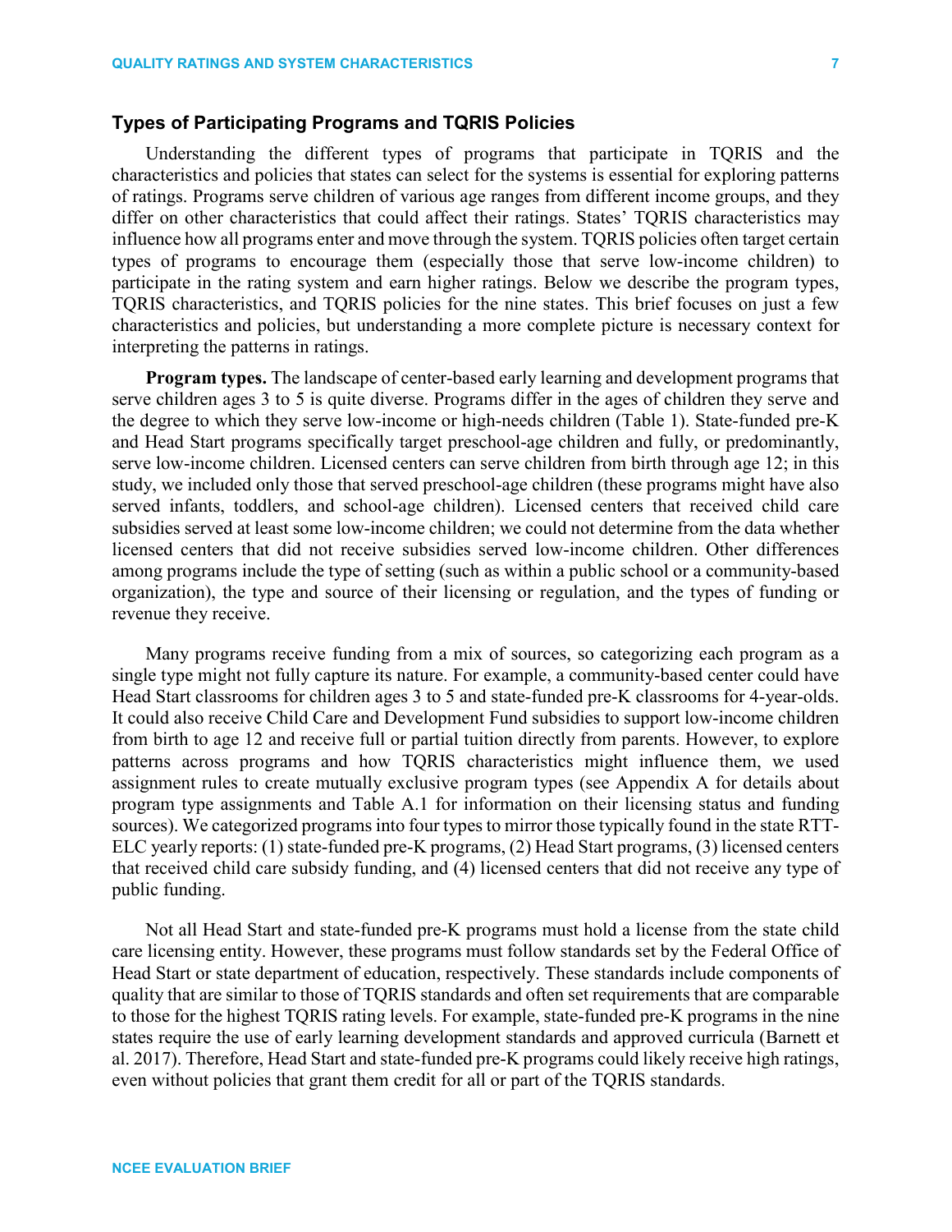## Types of Participating Programs and TQRIS Policies

Understanding the different types of programs that participate in TQRIS and the characteristics and policies that states can select for the systems is essential for exploring patterns of ratings. Programs serve children of various age ranges from different income groups, and they differ on other characteristics that could affect their ratings. States' TQRIS characteristics may influence how all programs enter and move through the system. TQRIS policies often target certain types of programs to encourage them (especially those that serve low-income children) to participate in the rating system and earn higher ratings. Below we describe the program types, TQRIS characteristics, and TQRIS policies for the nine states. This brief focuses on just a few characteristics and policies, but understanding a more complete picture is necessary context for interpreting the patterns in ratings.

**Program types.** The landscape of center-based early learning and development programs that serve children ages 3 to 5 is quite diverse. Programs differ in the ages of children they serve and the degree to which they serve low-income or high-needs children (Table 1). State-funded pre-K and Head Start programs specifically target preschool-age children and fully, or predominantly, serve low-income children. Licensed centers can serve children from birth through age 12; in this study, we included only those that served preschool-age children (these programs might have also served infants, toddlers, and school-age children). Licensed centers that received child care subsidies served at least some low-income children; we could not determine from the data whether licensed centers that did not receive subsidies served low-income children. Other differences among programs include the type of setting (such as within a public school or a community-based organization), the type and source of their licensing or regulation, and the types of funding or revenue they receive.

Many programs receive funding from a mix of sources, so categorizing each program as a single type might not fully capture its nature. For example, a community-based center could have Head Start classrooms for children ages 3 to 5 and state-funded pre-K classrooms for 4-year-olds. It could also receive Child Care and Development Fund subsidies to support low-income children from birth to age 12 and receive full or partial tuition directly from parents. However, to explore patterns across programs and how TQRIS characteristics might influence them, we used assignment rules to create mutually exclusive program types (see Appendix A for details about program type assignments and Table A.1 for information on their licensing status and funding sources). We categorized programs into four types to mirror those typically found in the state RTT-ELC yearly reports: (1) state-funded pre-K programs, (2) Head Start programs, (3) licensed centers that received child care subsidy funding, and (4) licensed centers that did not receive any type of public funding.

Not all Head Start and state-funded pre-K programs must hold a license from the state child care licensing entity. However, these programs must follow standards set by the Federal Office of Head Start or state department of education, respectively. These standards include components of quality that are similar to those of TQRIS standards and often set requirements that are comparable to those for the highest TQRIS rating levels. For example, state-funded pre-K programs in the nine states require the use of early learning development standards and approved curricula (Barnett et al. 2017). Therefore, Head Start and state-funded pre-K programs could likely receive high ratings, even without policies that grant them credit for all or part of the TQRIS standards.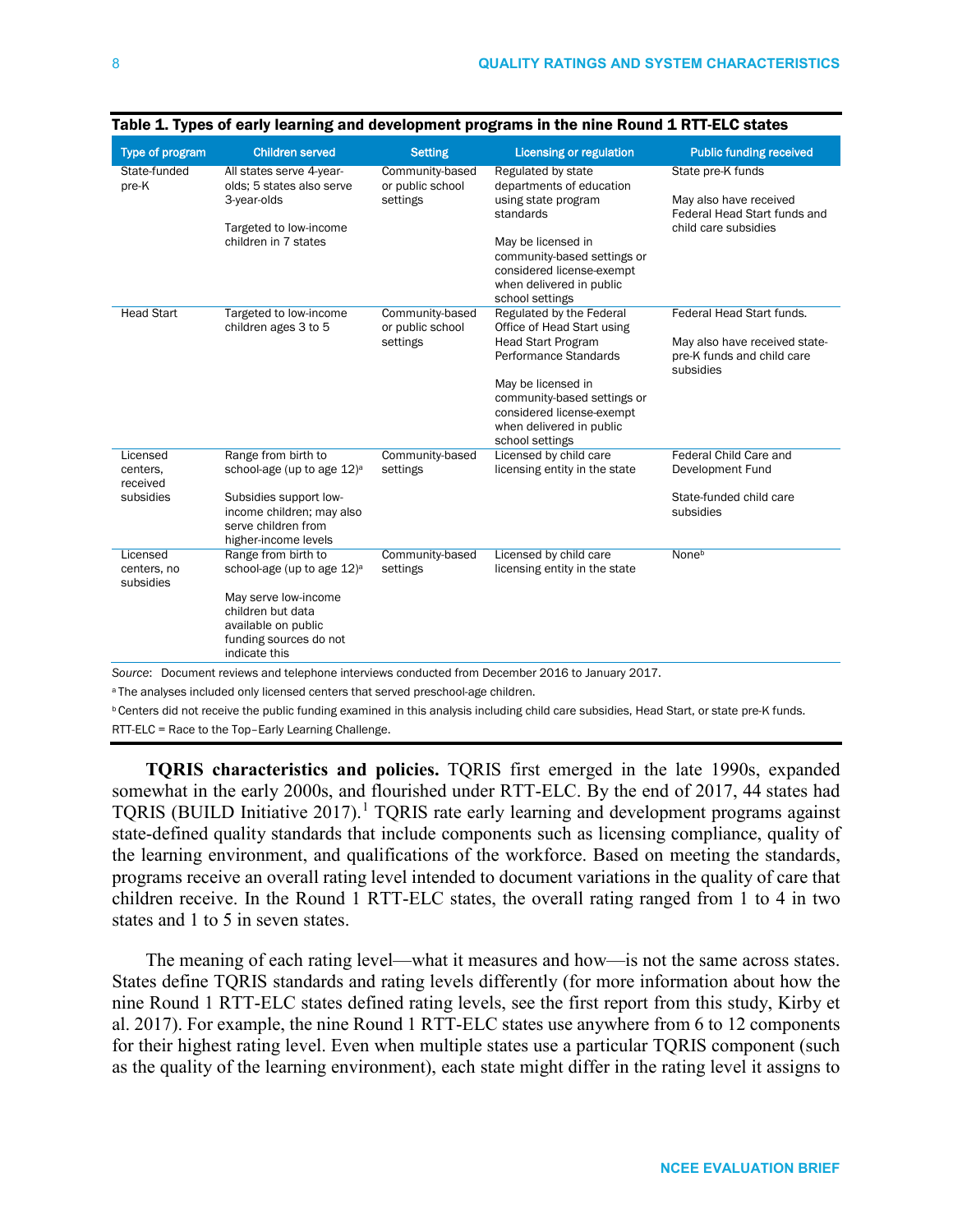**Table 1. Types of early learning and development programs in the nine Round 1 RTT-ELC states**

| Type of program | Children served | Setting | Licensing or regulation | Public funding received |
|---|---|---|---|---|
| State-funded pre-K | All states serve 4-year-olds; 5 states also serve 3-year-olds<br><br>Targeted to low-income children in 7 states | Community-based or public school settings | Regulated by state departments of education using state program standards<br><br>May be licensed in community-based settings or considered license-exempt when delivered in public school settings | State pre-K funds<br><br>May also have received Federal Head Start funds and child care subsidies |
| Head Start | Targeted to low-income children ages 3 to 5 | Community-based or public school settings | Regulated by the Federal Office of Head Start using Head Start Program Performance Standards<br><br>May be licensed in community-based settings or considered license-exempt when delivered in public school settings | Federal Head Start funds.<br><br>May also have received state-pre-K funds and child care subsidies |
| Licensed centers, received subsidies | Range from birth to school-age (up to age 12)[a]<br><br>Subsidies support low-income children; may also serve children from higher-income levels | Community-based settings | Licensed by child care licensing entity in the state | Federal Child Care and Development Fund<br><br>State-funded child care subsidies |
| Licensed centers, no subsidies | Range from birth to school-age (up to age 12)[a]<br><br>May serve low-income children but data available on public funding sources do not indicate this | Community-based settings | Licensed by child care licensing entity in the state | None[b] |

*Source*: Document reviews and telephone interviews conducted from December 2016 to January 2017.

[a] The analyses included only licensed centers that served preschool-age children.

[b] Centers did not receive the public funding examined in this analysis including child care subsidies, Head Start, or state pre-K funds.

RTT-ELC = Race to the Top–Early Learning Challenge.

**TQRIS characteristics and policies.** TQRIS first emerged in the late 1990s, expanded somewhat in the early 2000s, and flourished under RTT-ELC. By the end of 2017, 44 states had TQRIS (BUILD Initiative 2017).[1] TQRIS rate early learning and development programs against state-defined quality standards that include components such as licensing compliance, quality of the learning environment, and qualifications of the workforce. Based on meeting the standards, programs receive an overall rating level intended to document variations in the quality of care that children receive. In the Round 1 RTT-ELC states, the overall rating ranged from 1 to 4 in two states and 1 to 5 in seven states.

The meaning of each rating level—what it measures and how—is not the same across states. States define TQRIS standards and rating levels differently (for more information about how the nine Round 1 RTT-ELC states defined rating levels, see the first report from this study, Kirby et al. 2017). For example, the nine Round 1 RTT-ELC states use anywhere from 6 to 12 components for their highest rating level. Even when multiple states use a particular TQRIS component (such as the quality of the learning environment), each state might differ in the rating level it assigns to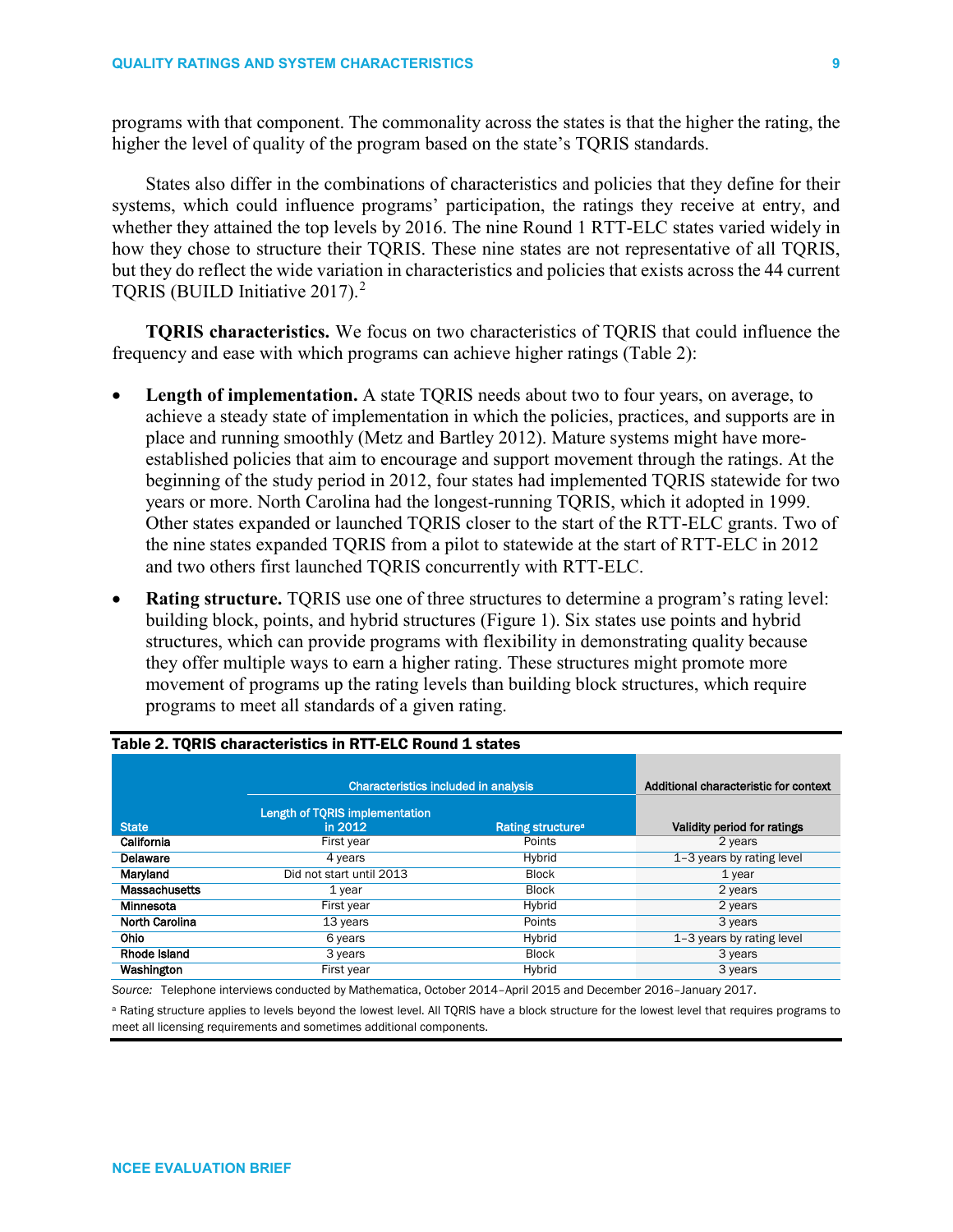programs with that component. The commonality across the states is that the higher the rating, the higher the level of quality of the program based on the state's TQRIS standards.

States also differ in the combinations of characteristics and policies that they define for their systems, which could influence programs' participation, the ratings they receive at entry, and whether they attained the top levels by 2016. The nine Round 1 RTT-ELC states varied widely in how they chose to structure their TQRIS. These nine states are not representative of all TQRIS, but they do reflect the wide variation in characteristics and policies that exists across the 44 current TQRIS (BUILD Initiative 2017).[2]

**TQRIS characteristics.** We focus on two characteristics of TQRIS that could influence the frequency and ease with which programs can achieve higher ratings (Table 2):

- **Length of implementation.** A state TQRIS needs about two to four years, on average, to achieve a steady state of implementation in which the policies, practices, and supports are in place and running smoothly (Metz and Bartley 2012). Mature systems might have more-established policies that aim to encourage and support movement through the ratings. At the beginning of the study period in 2012, four states had implemented TQRIS statewide for two years or more. North Carolina had the longest-running TQRIS, which it adopted in 1999. Other states expanded or launched TQRIS closer to the start of the RTT-ELC grants. Two of the nine states expanded TQRIS from a pilot to statewide at the start of RTT-ELC in 2012 and two others first launched TQRIS concurrently with RTT-ELC.
- **Rating structure.** TQRIS use one of three structures to determine a program's rating level: building block, points, and hybrid structures (Figure 1). Six states use points and hybrid structures, which can provide programs with flexibility in demonstrating quality because they offer multiple ways to earn a higher rating. These structures might promote more movement of programs up the rating levels than building block structures, which require programs to meet all standards of a given rating.

**Table 2. TQRIS characteristics in RTT-ELC Round 1 states**

| | Characteristics included in analysis | | Additional characteristic for context |
|---|---|---|---|
| State | Length of TQRIS implementation in 2012 | Rating structure[a] | Validity period for ratings |
| California | First year | Points | 2 years |
| Delaware | 4 years | Hybrid | 1–3 years by rating level |
| Maryland | Did not start until 2013 | Block | 1 year |
| Massachusetts | 1 year | Block | 2 years |
| Minnesota | First year | Hybrid | 2 years |
| North Carolina | 13 years | Points | 3 years |
| Ohio | 6 years | Hybrid | 1–3 years by rating level |
| Rhode Island | 3 years | Block | 3 years |
| Washington | First year | Hybrid | 3 years |

*Source:* Telephone interviews conducted by Mathematica, October 2014–April 2015 and December 2016–January 2017.

[a] Rating structure applies to levels beyond the lowest level. All TQRIS have a block structure for the lowest level that requires programs to meet all licensing requirements and sometimes additional components.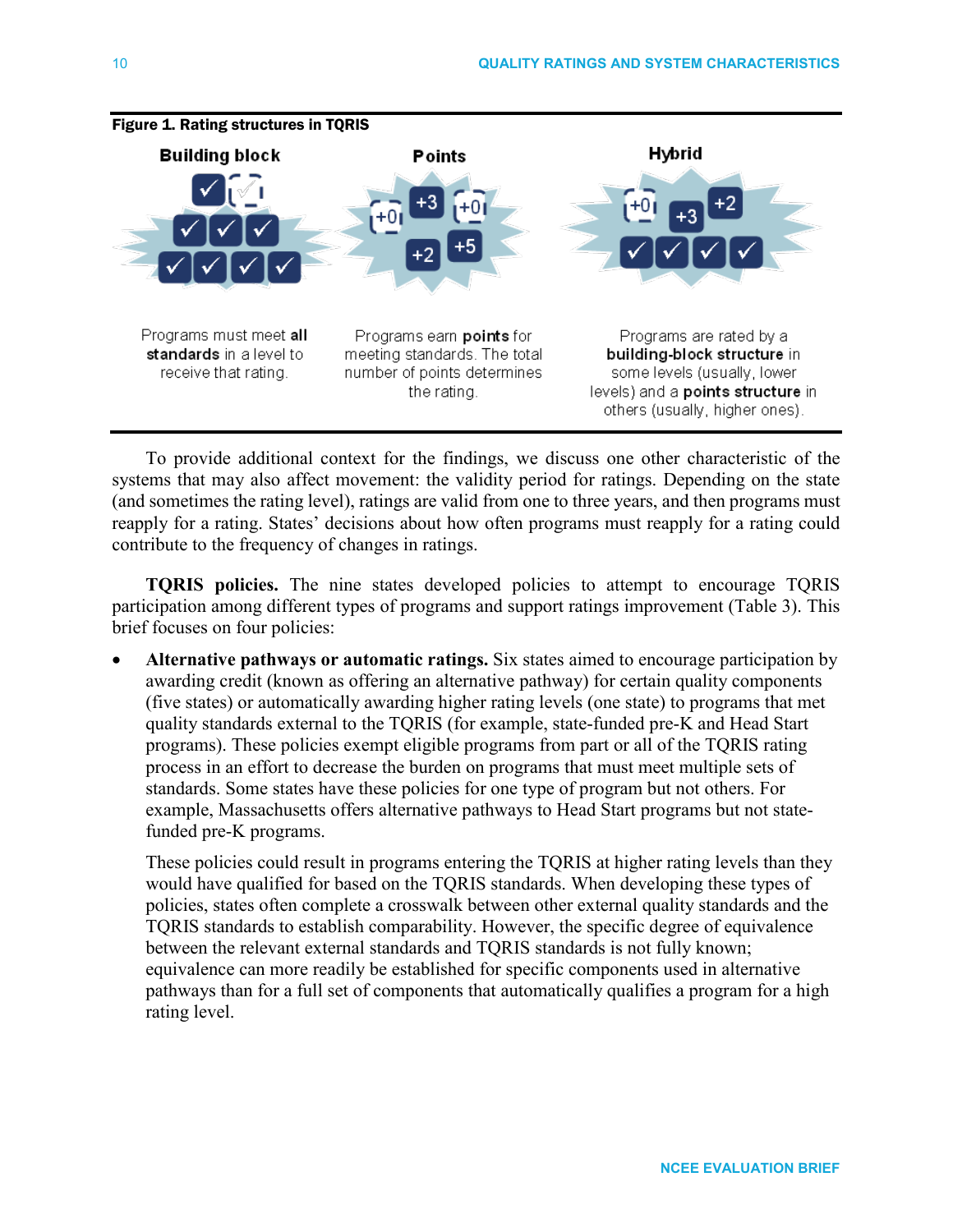**Figure 1. Rating structures in TQRIS**

| Building block | Points | Hybrid |
| --- | --- | --- |
| Programs must meet **all standards** in a level to receive that rating. | Programs earn **points** for meeting standards. The total number of points determines the rating. | Programs are rated by a **building-block structure** in some levels (usually, lower levels) and a **points structure** in others (usually, higher ones). |

To provide additional context for the findings, we discuss one other characteristic of the systems that may also affect movement: the validity period for ratings. Depending on the state (and sometimes the rating level), ratings are valid from one to three years, and then programs must reapply for a rating. States' decisions about how often programs must reapply for a rating could contribute to the frequency of changes in ratings.

**TQRIS policies.** The nine states developed policies to attempt to encourage TQRIS participation among different types of programs and support ratings improvement (Table 3). This brief focuses on four policies:

- **Alternative pathways or automatic ratings.** Six states aimed to encourage participation by awarding credit (known as offering an alternative pathway) for certain quality components (five states) or automatically awarding higher rating levels (one state) to programs that met quality standards external to the TQRIS (for example, state-funded pre-K and Head Start programs). These policies exempt eligible programs from part or all of the TQRIS rating process in an effort to decrease the burden on programs that must meet multiple sets of standards. Some states have these policies for one type of program but not others. For example, Massachusetts offers alternative pathways to Head Start programs but not state-funded pre-K programs.

  These policies could result in programs entering the TQRIS at higher rating levels than they would have qualified for based on the TQRIS standards. When developing these types of policies, states often complete a crosswalk between other external quality standards and the TQRIS standards to establish comparability. However, the specific degree of equivalence between the relevant external standards and TQRIS standards is not fully known; equivalence can more readily be established for specific components used in alternative pathways than for a full set of components that automatically qualifies a program for a high rating level.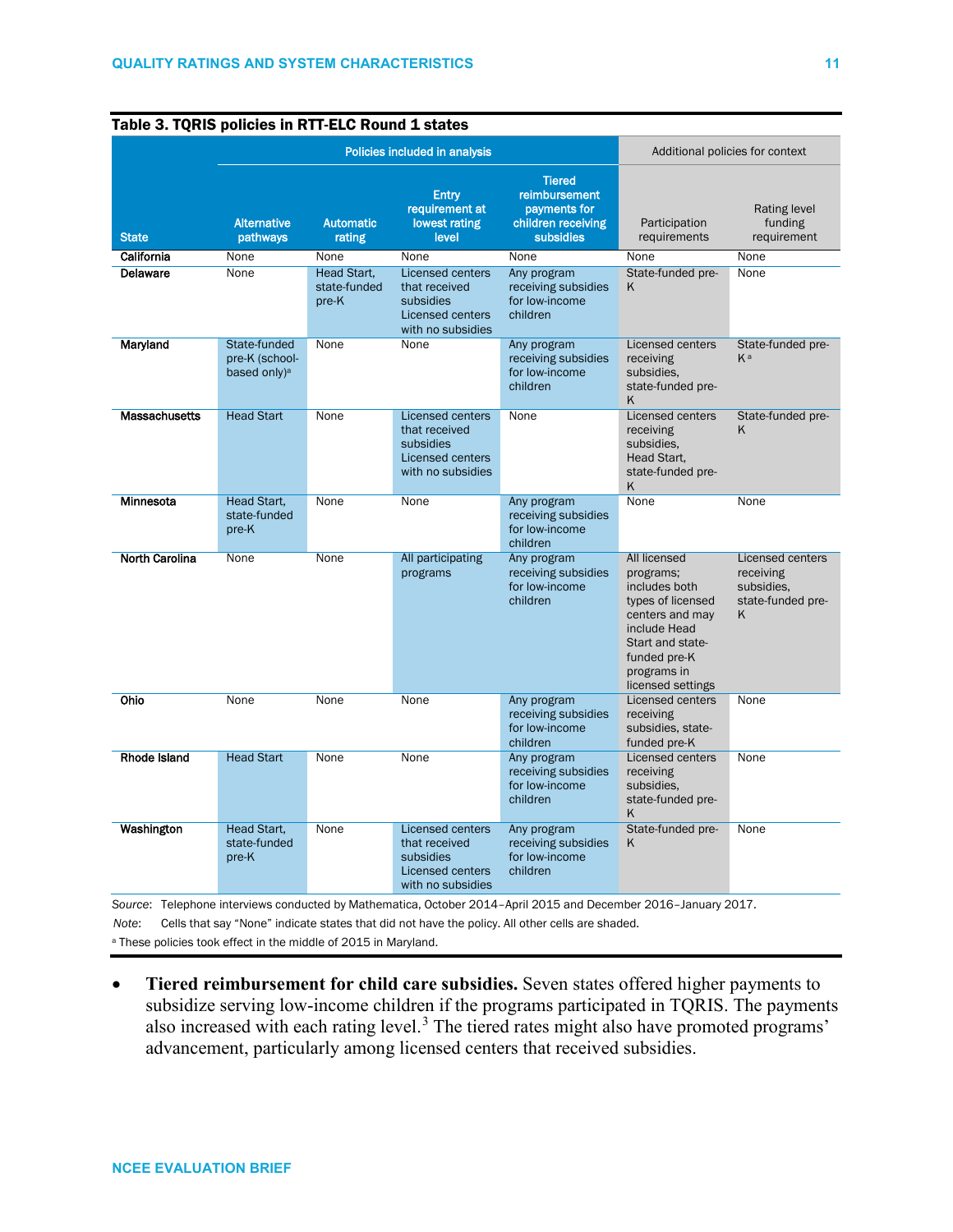**Table 3. TQRIS policies in RTT-ELC Round 1 states**

| State | Policies included in analysis | | | | Additional policies for context | |
|---|---|---|---|---|---|---|
| | Alternative pathways | Automatic rating | Entry requirement at lowest rating level | Tiered reimbursement payments for children receiving subsidies | Participation requirements | Rating level funding requirement |
| **California** | None | None | None | None | None | None |
| **Delaware** | None | Head Start, state-funded pre-K | Licensed centers that received subsidies Licensed centers with no subsidies | Any program receiving subsidies for low-income children | State-funded pre-K | None |
| **Maryland** | State-funded pre-K (school-based only)[a] | None | None | Any program receiving subsidies for low-income children | Licensed centers receiving subsidies, state-funded pre-K | State-funded pre-K[a] |
| **Massachusetts** | Head Start | None | Licensed centers that received subsidies Licensed centers with no subsidies | None | Licensed centers receiving subsidies, Head Start, state-funded pre-K | State-funded pre-K |
| **Minnesota** | Head Start, state-funded pre-K | None | None | Any program receiving subsidies for low-income children | None | None |
| **North Carolina** | None | None | All participating programs | Any program receiving subsidies for low-income children | All licensed programs; includes both types of licensed centers and may include Head Start and state-funded pre-K programs in licensed settings | Licensed centers receiving subsidies, state-funded pre-K |
| **Ohio** | None | None | None | Any program receiving subsidies for low-income children | Licensed centers receiving subsidies, state-funded pre-K | None |
| **Rhode Island** | Head Start | None | None | Any program receiving subsidies for low-income children | Licensed centers receiving subsidies, state-funded pre-K | None |
| **Washington** | Head Start, state-funded pre-K | None | Licensed centers that received subsidies Licensed centers with no subsidies | Any program receiving subsidies for low-income children | State-funded pre-K | None |

*Source*: Telephone interviews conducted by Mathematica, October 2014–April 2015 and December 2016–January 2017.

*Note*: Cells that say "None" indicate states that did not have the policy. All other cells are shaded.

[a] These policies took effect in the middle of 2015 in Maryland.

- **Tiered reimbursement for child care subsidies.** Seven states offered higher payments to subsidize serving low-income children if the programs participated in TQRIS. The payments also increased with each rating level.[3] The tiered rates might also have promoted programs' advancement, particularly among licensed centers that received subsidies.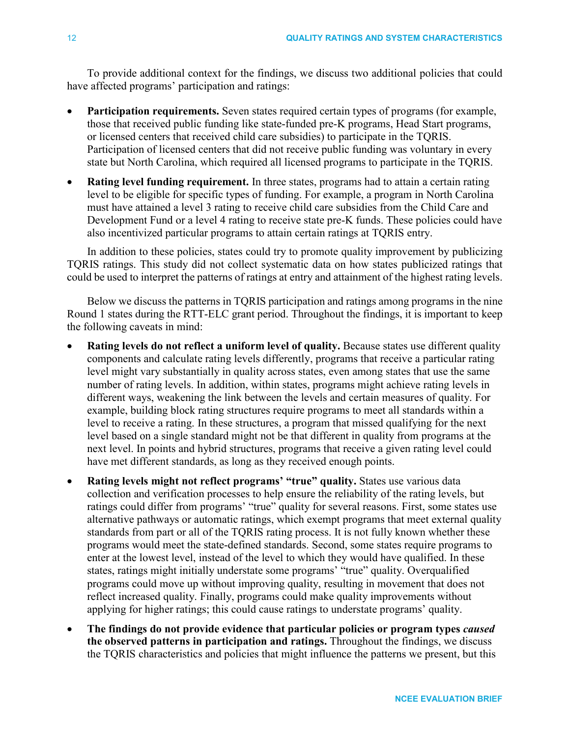To provide additional context for the findings, we discuss two additional policies that could have affected programs' participation and ratings:

- **Participation requirements.** Seven states required certain types of programs (for example, those that received public funding like state-funded pre-K programs, Head Start programs, or licensed centers that received child care subsidies) to participate in the TQRIS. Participation of licensed centers that did not receive public funding was voluntary in every state but North Carolina, which required all licensed programs to participate in the TQRIS.
- **Rating level funding requirement.** In three states, programs had to attain a certain rating level to be eligible for specific types of funding. For example, a program in North Carolina must have attained a level 3 rating to receive child care subsidies from the Child Care and Development Fund or a level 4 rating to receive state pre-K funds. These policies could have also incentivized particular programs to attain certain ratings at TQRIS entry.

In addition to these policies, states could try to promote quality improvement by publicizing TQRIS ratings. This study did not collect systematic data on how states publicized ratings that could be used to interpret the patterns of ratings at entry and attainment of the highest rating levels.

Below we discuss the patterns in TQRIS participation and ratings among programs in the nine Round 1 states during the RTT-ELC grant period. Throughout the findings, it is important to keep the following caveats in mind:

- **Rating levels do not reflect a uniform level of quality.** Because states use different quality components and calculate rating levels differently, programs that receive a particular rating level might vary substantially in quality across states, even among states that use the same number of rating levels. In addition, within states, programs might achieve rating levels in different ways, weakening the link between the levels and certain measures of quality. For example, building block rating structures require programs to meet all standards within a level to receive a rating. In these structures, a program that missed qualifying for the next level based on a single standard might not be that different in quality from programs at the next level. In points and hybrid structures, programs that receive a given rating level could have met different standards, as long as they received enough points.
- **Rating levels might not reflect programs' "true" quality.** States use various data collection and verification processes to help ensure the reliability of the rating levels, but ratings could differ from programs' "true" quality for several reasons. First, some states use alternative pathways or automatic ratings, which exempt programs that meet external quality standards from part or all of the TQRIS rating process. It is not fully known whether these programs would meet the state-defined standards. Second, some states require programs to enter at the lowest level, instead of the level to which they would have qualified. In these states, ratings might initially understate some programs' "true" quality. Overqualified programs could move up without improving quality, resulting in movement that does not reflect increased quality. Finally, programs could make quality improvements without applying for higher ratings; this could cause ratings to understate programs' quality.
- **The findings do not provide evidence that particular policies or program types *caused* the observed patterns in participation and ratings.** Throughout the findings, we discuss the TQRIS characteristics and policies that might influence the patterns we present, but this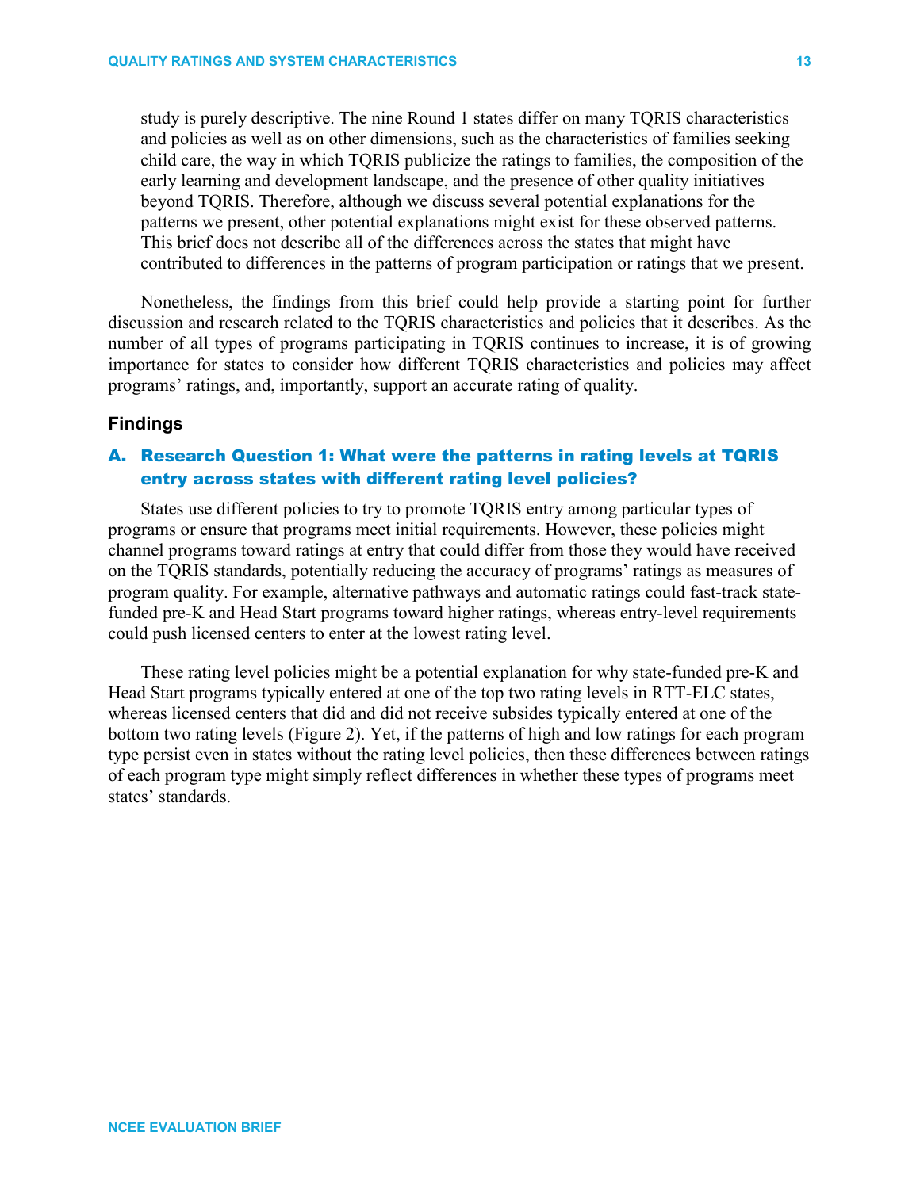study is purely descriptive. The nine Round 1 states differ on many TQRIS characteristics and policies as well as on other dimensions, such as the characteristics of families seeking child care, the way in which TQRIS publicize the ratings to families, the composition of the early learning and development landscape, and the presence of other quality initiatives beyond TQRIS. Therefore, although we discuss several potential explanations for the patterns we present, other potential explanations might exist for these observed patterns. This brief does not describe all of the differences across the states that might have contributed to differences in the patterns of program participation or ratings that we present.

Nonetheless, the findings from this brief could help provide a starting point for further discussion and research related to the TQRIS characteristics and policies that it describes. As the number of all types of programs participating in TQRIS continues to increase, it is of growing importance for states to consider how different TQRIS characteristics and policies may affect programs' ratings, and, importantly, support an accurate rating of quality.

## Findings

### A. Research Question 1: What were the patterns in rating levels at TQRIS entry across states with different rating level policies?

States use different policies to try to promote TQRIS entry among particular types of programs or ensure that programs meet initial requirements. However, these policies might channel programs toward ratings at entry that could differ from those they would have received on the TQRIS standards, potentially reducing the accuracy of programs' ratings as measures of program quality. For example, alternative pathways and automatic ratings could fast-track state-funded pre-K and Head Start programs toward higher ratings, whereas entry-level requirements could push licensed centers to enter at the lowest rating level.

These rating level policies might be a potential explanation for why state-funded pre-K and Head Start programs typically entered at one of the top two rating levels in RTT-ELC states, whereas licensed centers that did and did not receive subsides typically entered at one of the bottom two rating levels (Figure 2). Yet, if the patterns of high and low ratings for each program type persist even in states without the rating level policies, then these differences between ratings of each program type might simply reflect differences in whether these types of programs meet states' standards.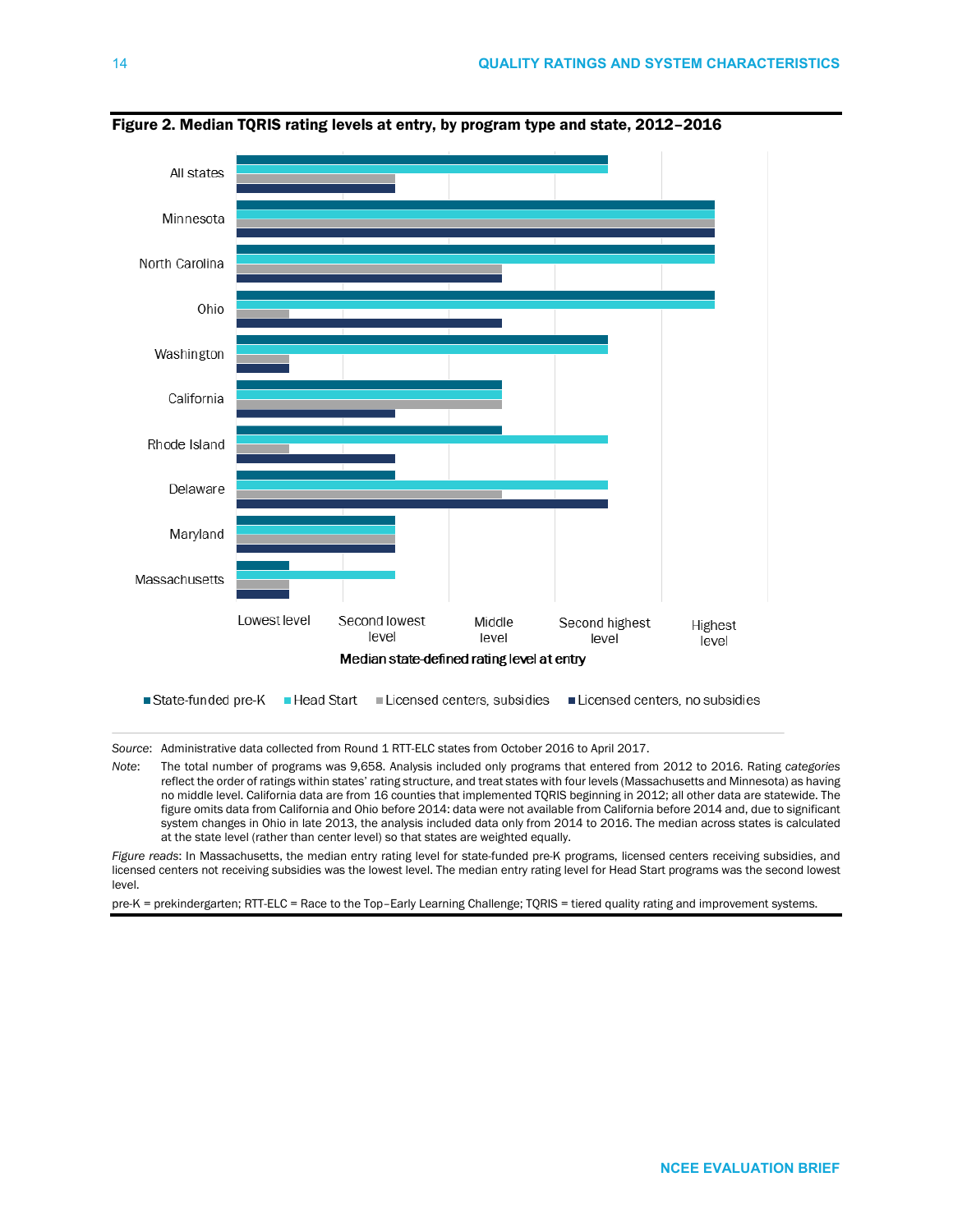**Figure 2. Median TQRIS rating levels at entry, by program type and state, 2012–2016**

| State | State-funded pre-K | Head Start | Licensed centers, subsidies | Licensed centers, no subsidies |
|---|---|---|---|---|
| All states | Second highest level | Second highest level | Second lowest level | Second lowest level |
| Minnesota | Highest level | Highest level | Highest level | Highest level |
| North Carolina | Highest level | Highest level | Middle level | Middle level |
| Ohio | Highest level | Highest level | Lowest level | Middle level |
| Washington | Second highest level | Second highest level | Lowest level | Lowest level |
| California | Middle level | Middle level | Middle level | Second lowest level |
| Rhode Island | Middle level | Second highest level | Lowest level | Second lowest level |
| Delaware | Second lowest level | Second highest level | Middle level | Second highest level |
| Maryland | Second lowest level | Second lowest level | Second lowest level | Second lowest level |
| Massachusetts | Lowest level | Second lowest level | Lowest level | Lowest level |

Median state-defined rating level at entry

*Source*: Administrative data collected from Round 1 RTT-ELC states from October 2016 to April 2017.

*Note*: The total number of programs was 9,658. Analysis included only programs that entered from 2012 to 2016. Rating *categories* reflect the order of ratings within states' rating structure, and treat states with four levels (Massachusetts and Minnesota) as having no middle level. California data are from 16 counties that implemented TQRIS beginning in 2012; all other data are statewide. The figure omits data from California and Ohio before 2014: data were not available from California before 2014 and, due to significant system changes in Ohio in late 2013, the analysis included data only from 2014 to 2016. The median across states is calculated at the state level (rather than center level) so that states are weighted equally.

*Figure reads*: In Massachusetts, the median entry rating level for state-funded pre-K programs, licensed centers receiving subsidies, and licensed centers not receiving subsidies was the lowest level. The median entry rating level for Head Start programs was the second lowest level.

pre-K = prekindergarten; RTT-ELC = Race to the Top–Early Learning Challenge; TQRIS = tiered quality rating and improvement systems.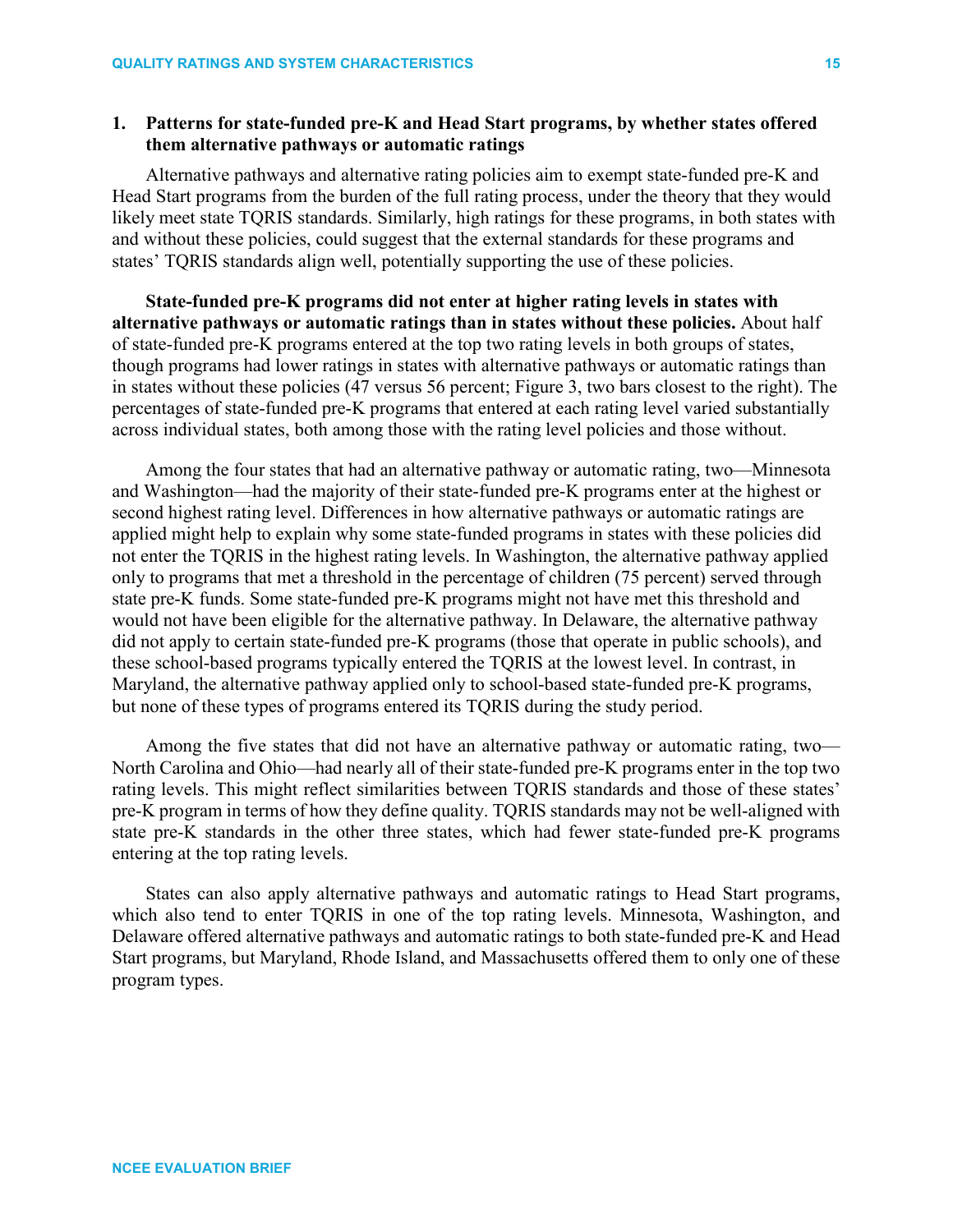### 1. Patterns for state-funded pre-K and Head Start programs, by whether states offered them alternative pathways or automatic ratings

Alternative pathways and alternative rating policies aim to exempt state-funded pre-K and Head Start programs from the burden of the full rating process, under the theory that they would likely meet state TQRIS standards. Similarly, high ratings for these programs, in both states with and without these policies, could suggest that the external standards for these programs and states' TQRIS standards align well, potentially supporting the use of these policies.

**State-funded pre-K programs did not enter at higher rating levels in states with alternative pathways or automatic ratings than in states without these policies.** About half of state-funded pre-K programs entered at the top two rating levels in both groups of states, though programs had lower ratings in states with alternative pathways or automatic ratings than in states without these policies (47 versus 56 percent; Figure 3, two bars closest to the right). The percentages of state-funded pre-K programs that entered at each rating level varied substantially across individual states, both among those with the rating level policies and those without.

Among the four states that had an alternative pathway or automatic rating, two—Minnesota and Washington—had the majority of their state-funded pre-K programs enter at the highest or second highest rating level. Differences in how alternative pathways or automatic ratings are applied might help to explain why some state-funded programs in states with these policies did not enter the TQRIS in the highest rating levels. In Washington, the alternative pathway applied only to programs that met a threshold in the percentage of children (75 percent) served through state pre-K funds. Some state-funded pre-K programs might not have met this threshold and would not have been eligible for the alternative pathway. In Delaware, the alternative pathway did not apply to certain state-funded pre-K programs (those that operate in public schools), and these school-based programs typically entered the TQRIS at the lowest level. In contrast, in Maryland, the alternative pathway applied only to school-based state-funded pre-K programs, but none of these types of programs entered its TQRIS during the study period.

Among the five states that did not have an alternative pathway or automatic rating, two—North Carolina and Ohio—had nearly all of their state-funded pre-K programs enter in the top two rating levels. This might reflect similarities between TQRIS standards and those of these states' pre-K program in terms of how they define quality. TQRIS standards may not be well-aligned with state pre-K standards in the other three states, which had fewer state-funded pre-K programs entering at the top rating levels.

States can also apply alternative pathways and automatic ratings to Head Start programs, which also tend to enter TQRIS in one of the top rating levels. Minnesota, Washington, and Delaware offered alternative pathways and automatic ratings to both state-funded pre-K and Head Start programs, but Maryland, Rhode Island, and Massachusetts offered them to only one of these program types.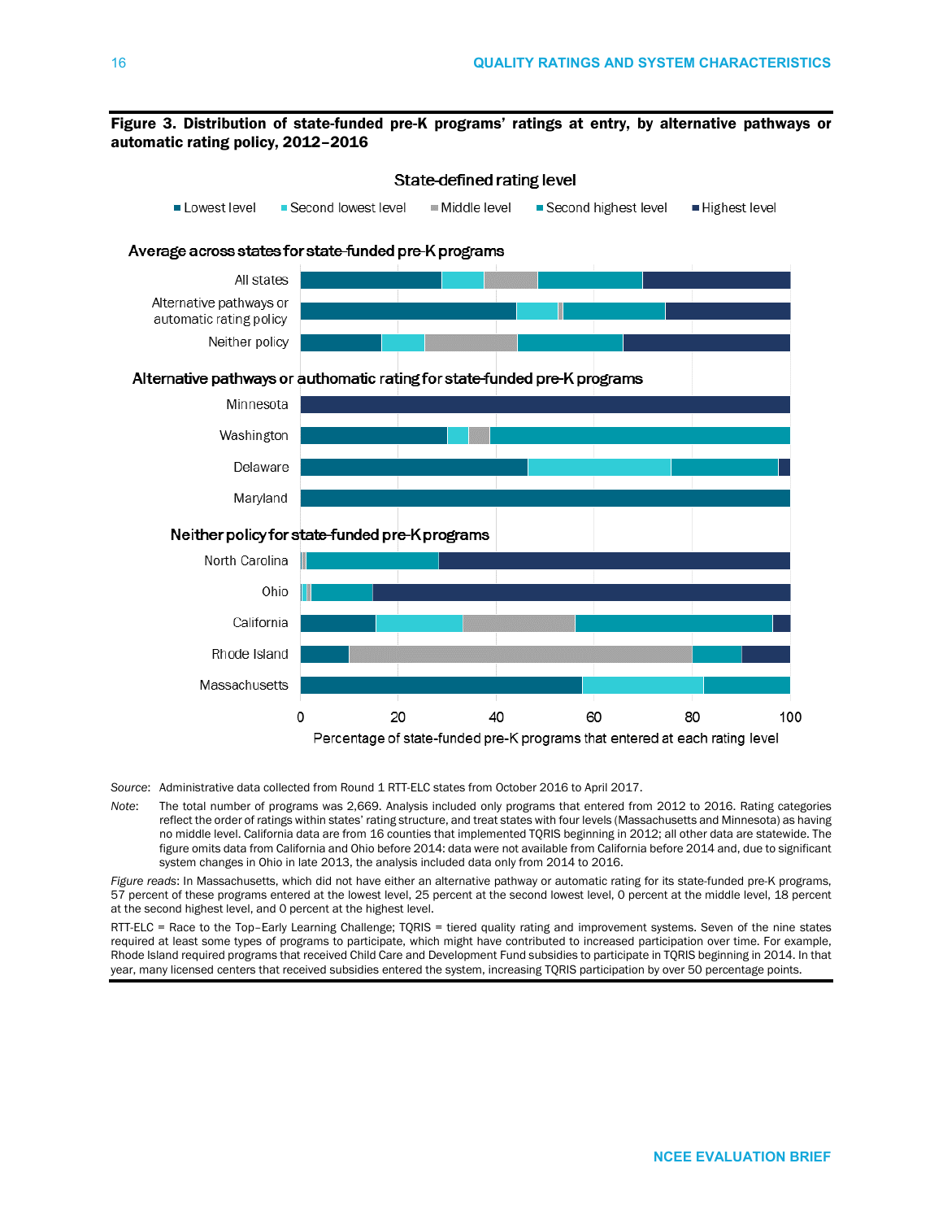**Figure 3. Distribution of state-funded pre-K programs' ratings at entry, by alternative pathways or automatic rating policy, 2012–2016**

State-defined rating level

Lowest level | Second lowest level | Middle level | Second highest level | Highest level

Average across states for state-funded pre-K programs

- All states
- Alternative pathways or automatic rating policy
- Neither policy

Alternative pathways or authomatic rating for state-funded pre-K programs

- Minnesota
- Washington
- Delaware
- Maryland

Neither policy for state-funded pre-K programs

- North Carolina
- Ohio
- California
- Rhode Island
- Massachusetts

0 20 40 60 80 100

Percentage of state-funded pre-K programs that entered at each rating level

*Source*: Administrative data collected from Round 1 RTT-ELC states from October 2016 to April 2017.

*Note*: The total number of programs was 2,669. Analysis included only programs that entered from 2012 to 2016. Rating categories reflect the order of ratings within states' rating structure, and treat states with four levels (Massachusetts and Minnesota) as having no middle level. California data are from 16 counties that implemented TQRIS beginning in 2012; all other data are statewide. The figure omits data from California and Ohio before 2014: data were not available from California before 2014 and, due to significant system changes in Ohio in late 2013, the analysis included data only from 2014 to 2016.

*Figure reads*: In Massachusetts, which did not have either an alternative pathway or automatic rating for its state-funded pre-K programs, 57 percent of these programs entered at the lowest level, 25 percent at the second lowest level, 0 percent at the middle level, 18 percent at the second highest level, and 0 percent at the highest level.

RTT-ELC = Race to the Top–Early Learning Challenge; TQRIS = tiered quality rating and improvement systems. Seven of the nine states required at least some types of programs to participate, which might have contributed to increased participation over time. For example, Rhode Island required programs that received Child Care and Development Fund subsidies to participate in TQRIS beginning in 2014. In that year, many licensed centers that received subsidies entered the system, increasing TQRIS participation by over 50 percentage points.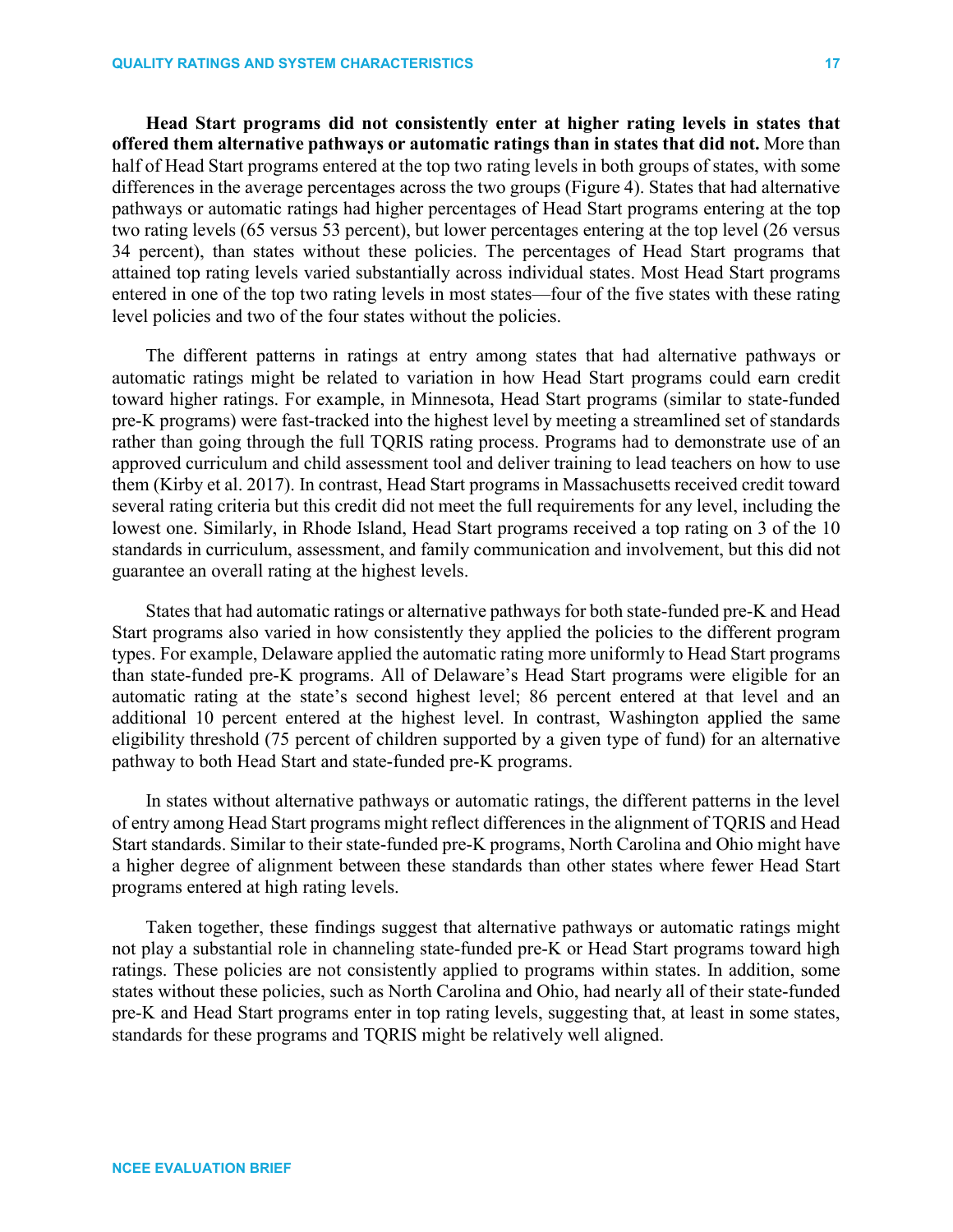**Head Start programs did not consistently enter at higher rating levels in states that offered them alternative pathways or automatic ratings than in states that did not.** More than half of Head Start programs entered at the top two rating levels in both groups of states, with some differences in the average percentages across the two groups (Figure 4). States that had alternative pathways or automatic ratings had higher percentages of Head Start programs entering at the top two rating levels (65 versus 53 percent), but lower percentages entering at the top level (26 versus 34 percent), than states without these policies. The percentages of Head Start programs that attained top rating levels varied substantially across individual states. Most Head Start programs entered in one of the top two rating levels in most states—four of the five states with these rating level policies and two of the four states without the policies.

The different patterns in ratings at entry among states that had alternative pathways or automatic ratings might be related to variation in how Head Start programs could earn credit toward higher ratings. For example, in Minnesota, Head Start programs (similar to state-funded pre-K programs) were fast-tracked into the highest level by meeting a streamlined set of standards rather than going through the full TQRIS rating process. Programs had to demonstrate use of an approved curriculum and child assessment tool and deliver training to lead teachers on how to use them (Kirby et al. 2017). In contrast, Head Start programs in Massachusetts received credit toward several rating criteria but this credit did not meet the full requirements for any level, including the lowest one. Similarly, in Rhode Island, Head Start programs received a top rating on 3 of the 10 standards in curriculum, assessment, and family communication and involvement, but this did not guarantee an overall rating at the highest levels.

States that had automatic ratings or alternative pathways for both state-funded pre-K and Head Start programs also varied in how consistently they applied the policies to the different program types. For example, Delaware applied the automatic rating more uniformly to Head Start programs than state-funded pre-K programs. All of Delaware's Head Start programs were eligible for an automatic rating at the state's second highest level; 86 percent entered at that level and an additional 10 percent entered at the highest level. In contrast, Washington applied the same eligibility threshold (75 percent of children supported by a given type of fund) for an alternative pathway to both Head Start and state-funded pre-K programs.

In states without alternative pathways or automatic ratings, the different patterns in the level of entry among Head Start programs might reflect differences in the alignment of TQRIS and Head Start standards. Similar to their state-funded pre-K programs, North Carolina and Ohio might have a higher degree of alignment between these standards than other states where fewer Head Start programs entered at high rating levels.

Taken together, these findings suggest that alternative pathways or automatic ratings might not play a substantial role in channeling state-funded pre-K or Head Start programs toward high ratings. These policies are not consistently applied to programs within states. In addition, some states without these policies, such as North Carolina and Ohio, had nearly all of their state-funded pre-K and Head Start programs enter in top rating levels, suggesting that, at least in some states, standards for these programs and TQRIS might be relatively well aligned.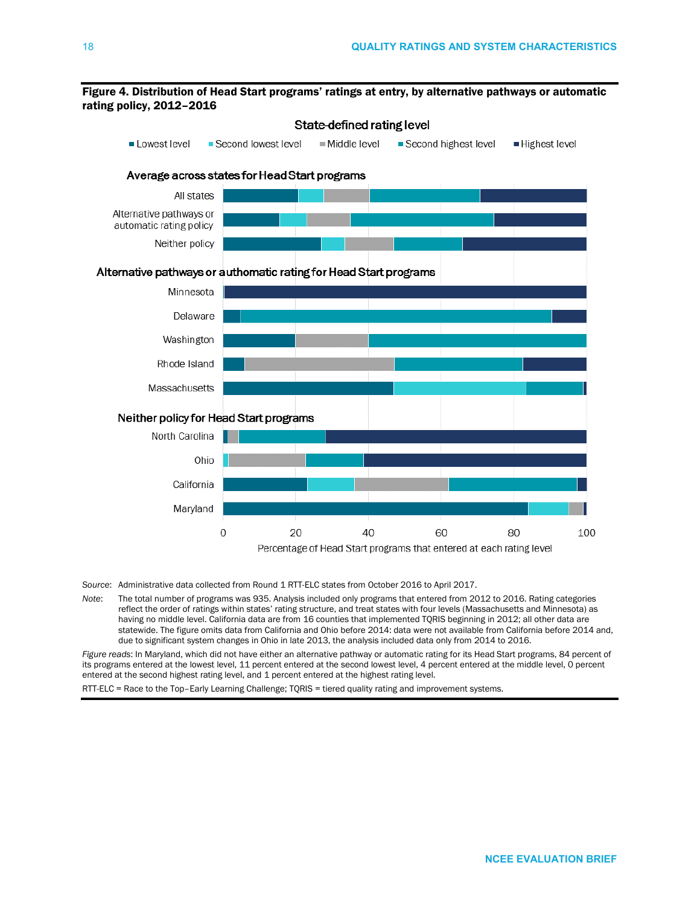**Figure 4. Distribution of Head Start programs' ratings at entry, by alternative pathways or automatic rating policy, 2012–2016**

State-defined rating level

Lowest level | Second lowest level | Middle level | Second highest level | Highest level

Average across states for Head Start programs

All states

Alternative pathways or automatic rating policy

Neither policy

Alternative pathways or authomatic rating for Head Start programs

Minnesota

Delaware

Washington

Rhode Island

Massachusetts

Neither policy for Head Start programs

North Carolina

Ohio

California

Maryland

0 20 40 60 80 100

Percentage of Head Start programs that entered at each rating level

*Source*: Administrative data collected from Round 1 RTT-ELC states from October 2016 to April 2017.

*Note*: The total number of programs was 935. Analysis included only programs that entered from 2012 to 2016. Rating categories reflect the order of ratings within states' rating structure, and treat states with four levels (Massachusetts and Minnesota) as having no middle level. California data are from 16 counties that implemented TQRIS beginning in 2012; all other data are statewide. The figure omits data from California and Ohio before 2014: data were not available from California before 2014 and, due to significant system changes in Ohio in late 2013, the analysis included data only from 2014 to 2016.

*Figure reads*: In Maryland, which did not have either an alternative pathway or automatic rating for its Head Start programs, 84 percent of its programs entered at the lowest level, 11 percent entered at the second lowest level, 4 percent entered at the middle level, 0 percent entered at the second highest rating level, and 1 percent entered at the highest rating level.

RTT-ELC = Race to the Top–Early Learning Challenge; TQRIS = tiered quality rating and improvement systems.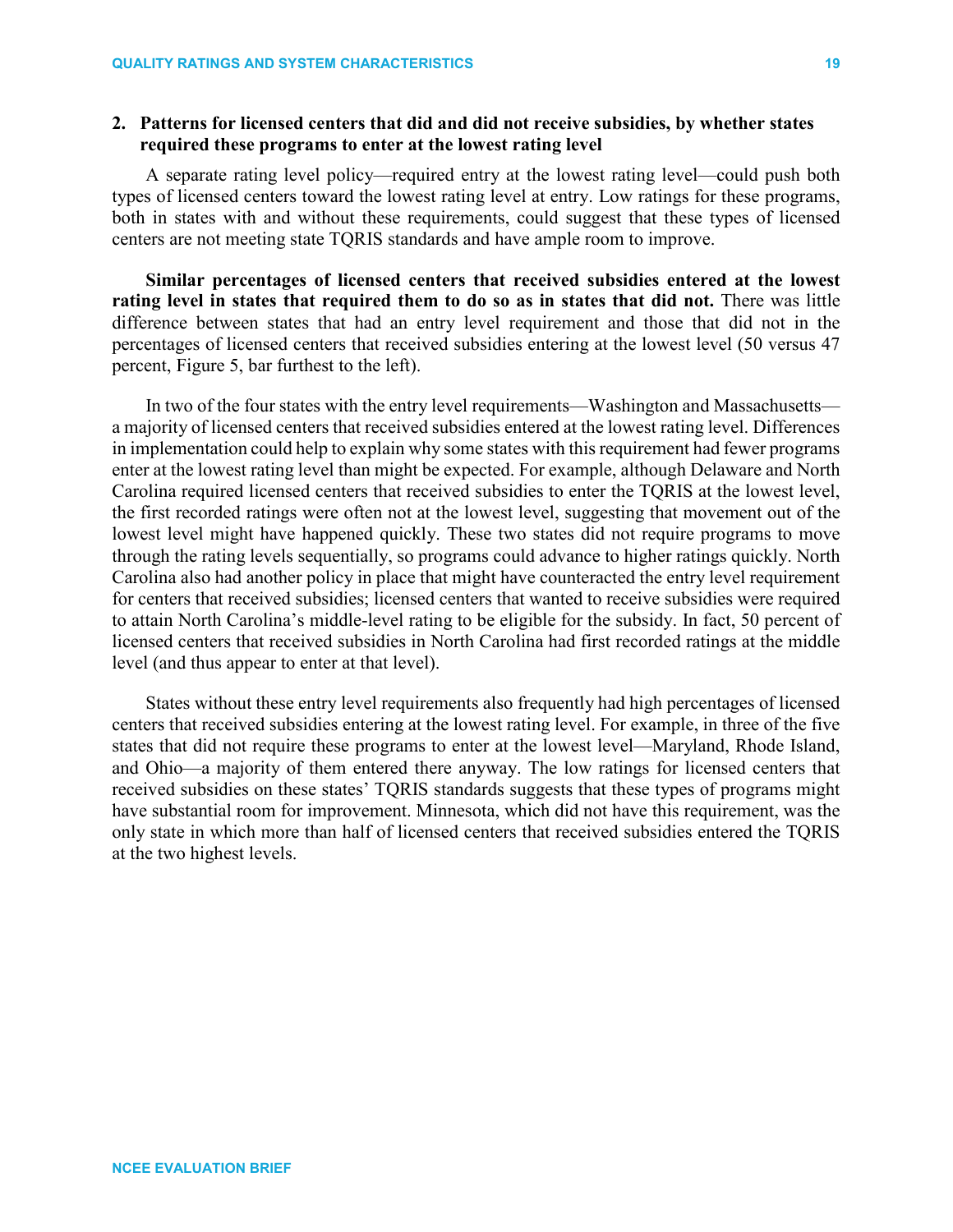### 2. Patterns for licensed centers that did and did not receive subsidies, by whether states required these programs to enter at the lowest rating level

A separate rating level policy—required entry at the lowest rating level—could push both types of licensed centers toward the lowest rating level at entry. Low ratings for these programs, both in states with and without these requirements, could suggest that these types of licensed centers are not meeting state TQRIS standards and have ample room to improve.

**Similar percentages of licensed centers that received subsidies entered at the lowest rating level in states that required them to do so as in states that did not.** There was little difference between states that had an entry level requirement and those that did not in the percentages of licensed centers that received subsidies entering at the lowest level (50 versus 47 percent, Figure 5, bar furthest to the left).

In two of the four states with the entry level requirements—Washington and Massachusetts—a majority of licensed centers that received subsidies entered at the lowest rating level. Differences in implementation could help to explain why some states with this requirement had fewer programs enter at the lowest rating level than might be expected. For example, although Delaware and North Carolina required licensed centers that received subsidies to enter the TQRIS at the lowest level, the first recorded ratings were often not at the lowest level, suggesting that movement out of the lowest level might have happened quickly. These two states did not require programs to move through the rating levels sequentially, so programs could advance to higher ratings quickly. North Carolina also had another policy in place that might have counteracted the entry level requirement for centers that received subsidies; licensed centers that wanted to receive subsidies were required to attain North Carolina's middle-level rating to be eligible for the subsidy. In fact, 50 percent of licensed centers that received subsidies in North Carolina had first recorded ratings at the middle level (and thus appear to enter at that level).

States without these entry level requirements also frequently had high percentages of licensed centers that received subsidies entering at the lowest rating level. For example, in three of the five states that did not require these programs to enter at the lowest level—Maryland, Rhode Island, and Ohio—a majority of them entered there anyway. The low ratings for licensed centers that received subsidies on these states' TQRIS standards suggests that these types of programs might have substantial room for improvement. Minnesota, which did not have this requirement, was the only state in which more than half of licensed centers that received subsidies entered the TQRIS at the two highest levels.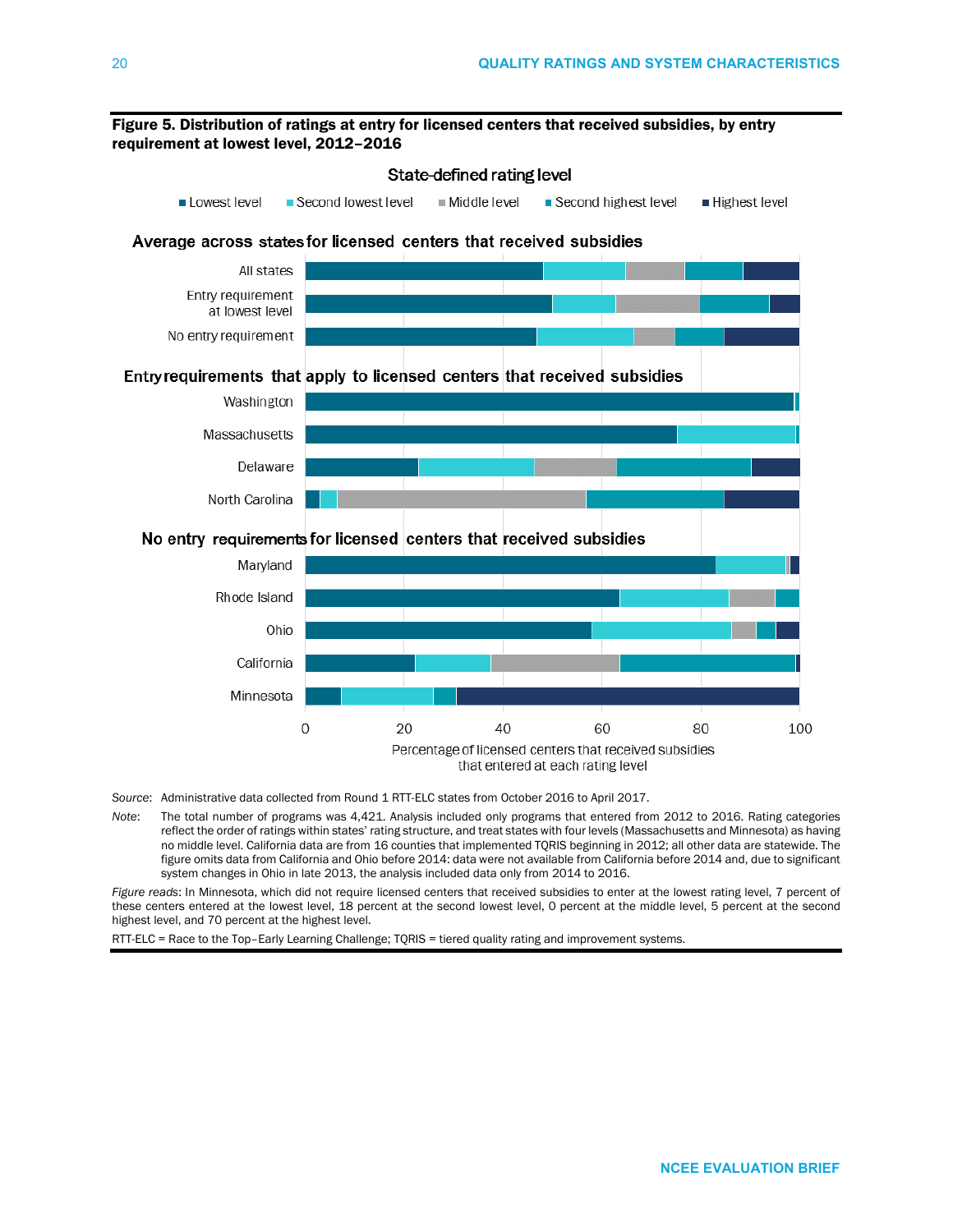**Figure 5. Distribution of ratings at entry for licensed centers that received subsidies, by entry requirement at lowest level, 2012–2016**

State-defined rating level

Lowest level | Second lowest level | Middle level | Second highest level | Highest level

**Average across states for licensed centers that received subsidies**

- All states
- Entry requirement at lowest level
- No entry requirement

**Entry requirements that apply to licensed centers that received subsidies**

- Washington
- Massachusetts
- Delaware
- North Carolina

**No entry requirements for licensed centers that received subsidies**

- Maryland
- Rhode Island
- Ohio
- California
- Minnesota

0 | 20 | 40 | 60 | 80 | 100

Percentage of licensed centers that received subsidies that entered at each rating level

*Source*: Administrative data collected from Round 1 RTT-ELC states from October 2016 to April 2017.

*Note*: The total number of programs was 4,421. Analysis included only programs that entered from 2012 to 2016. Rating categories reflect the order of ratings within states' rating structure, and treat states with four levels (Massachusetts and Minnesota) as having no middle level. California data are from 16 counties that implemented TQRIS beginning in 2012; all other data are statewide. The figure omits data from California and Ohio before 2014: data were not available from California before 2014 and, due to significant system changes in Ohio in late 2013, the analysis included data only from 2014 to 2016.

*Figure reads*: In Minnesota, which did not require licensed centers that received subsidies to enter at the lowest rating level, 7 percent of these centers entered at the lowest level, 18 percent at the second lowest level, 0 percent at the middle level, 5 percent at the second highest level, and 70 percent at the highest level.

RTT-ELC = Race to the Top–Early Learning Challenge; TQRIS = tiered quality rating and improvement systems.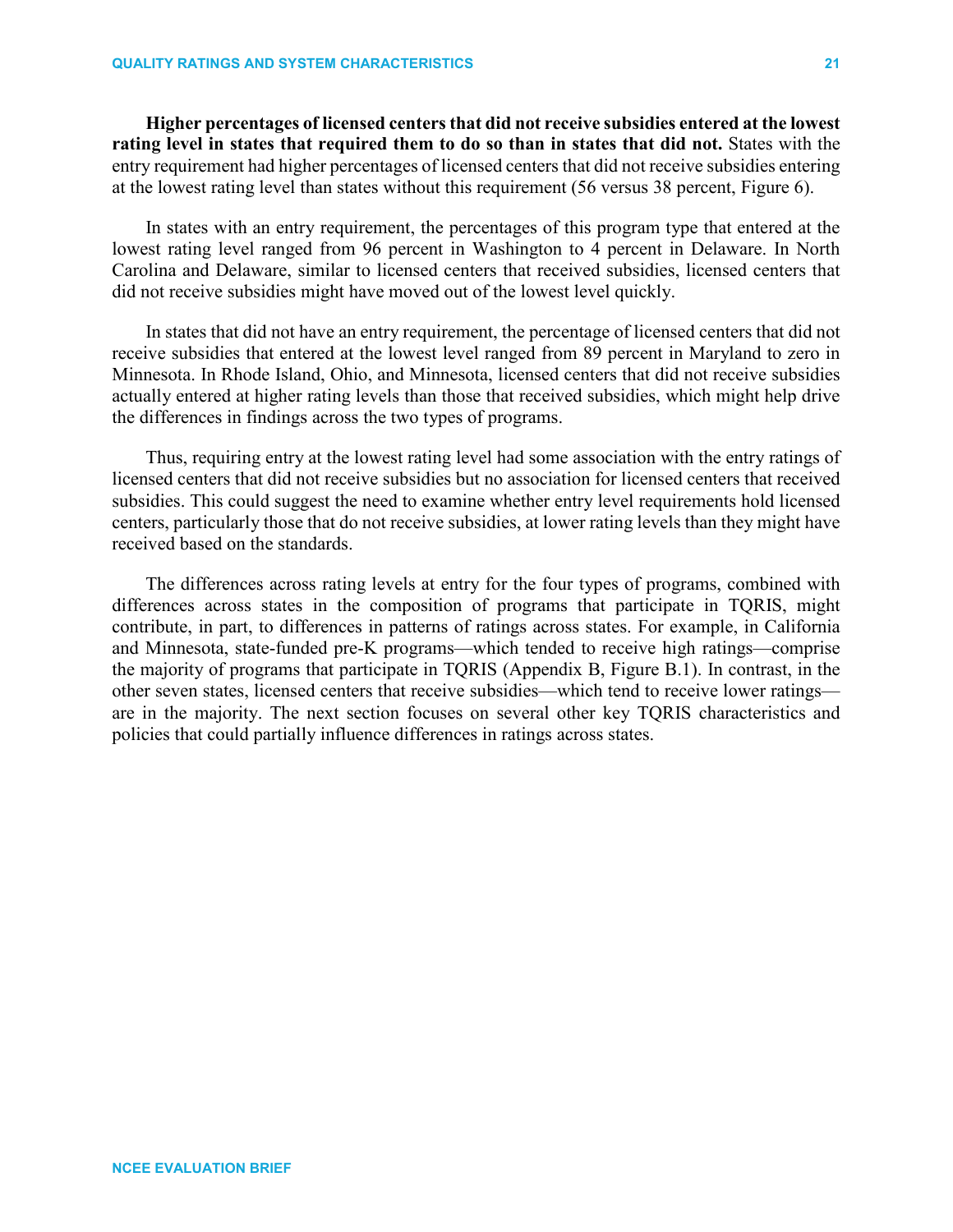**Higher percentages of licensed centers that did not receive subsidies entered at the lowest rating level in states that required them to do so than in states that did not.** States with the entry requirement had higher percentages of licensed centers that did not receive subsidies entering at the lowest rating level than states without this requirement (56 versus 38 percent, Figure 6).

In states with an entry requirement, the percentages of this program type that entered at the lowest rating level ranged from 96 percent in Washington to 4 percent in Delaware. In North Carolina and Delaware, similar to licensed centers that received subsidies, licensed centers that did not receive subsidies might have moved out of the lowest level quickly.

In states that did not have an entry requirement, the percentage of licensed centers that did not receive subsidies that entered at the lowest level ranged from 89 percent in Maryland to zero in Minnesota. In Rhode Island, Ohio, and Minnesota, licensed centers that did not receive subsidies actually entered at higher rating levels than those that received subsidies, which might help drive the differences in findings across the two types of programs.

Thus, requiring entry at the lowest rating level had some association with the entry ratings of licensed centers that did not receive subsidies but no association for licensed centers that received subsidies. This could suggest the need to examine whether entry level requirements hold licensed centers, particularly those that do not receive subsidies, at lower rating levels than they might have received based on the standards.

The differences across rating levels at entry for the four types of programs, combined with differences across states in the composition of programs that participate in TQRIS, might contribute, in part, to differences in patterns of ratings across states. For example, in California and Minnesota, state-funded pre-K programs—which tended to receive high ratings—comprise the majority of programs that participate in TQRIS (Appendix B, Figure B.1). In contrast, in the other seven states, licensed centers that receive subsidies—which tend to receive lower ratings—are in the majority. The next section focuses on several other key TQRIS characteristics and policies that could partially influence differences in ratings across states.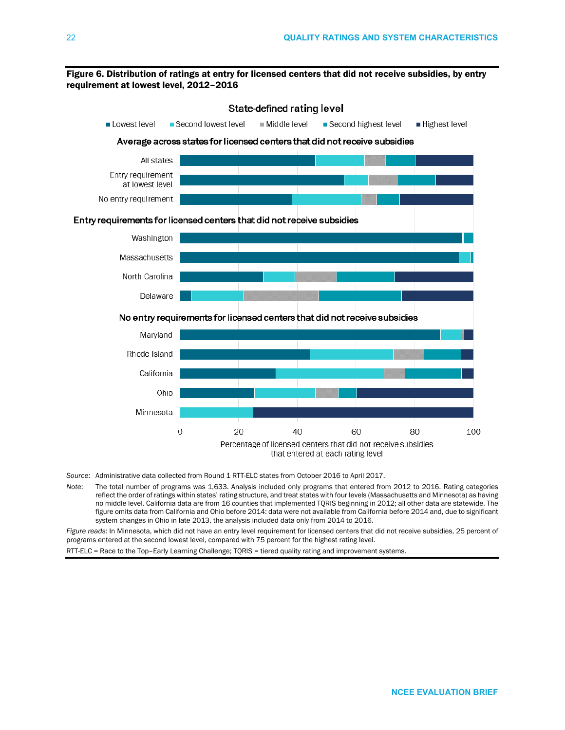**Figure 6. Distribution of ratings at entry for licensed centers that did not receive subsidies, by entry requirement at lowest level, 2012–2016**

State-defined rating level

■ Lowest level ■ Second lowest level ■ Middle level ■ Second highest level ■ Highest level

Average across states for licensed centers that did not receive subsidies

- All states
- Entry requirement at lowest level
- No entry requirement

Entry requirements for licensed centers that did not receive subsidies

- Washington
- Massachusetts
- North Carolina
- Delaware

No entry requirements for licensed centers that did not receive subsidies

- Maryland
- Rhode Island
- California
- Ohio
- Minnesota

0 20 40 60 80 100

Percentage of licensed centers that did not receive subsidies that entered at each rating level

*Source*: Administrative data collected from Round 1 RTT-ELC states from October 2016 to April 2017.

*Note*: The total number of programs was 1,633. Analysis included only programs that entered from 2012 to 2016. Rating categories reflect the order of ratings within states' rating structure, and treat states with four levels (Massachusetts and Minnesota) as having no middle level. California data are from 16 counties that implemented TQRIS beginning in 2012; all other data are statewide. The figure omits data from California and Ohio before 2014: data were not available from California before 2014 and, due to significant system changes in Ohio in late 2013, the analysis included data only from 2014 to 2016.

*Figure reads*: In Minnesota, which did not have an entry level requirement for licensed centers that did not receive subsidies, 25 percent of programs entered at the second lowest level, compared with 75 percent for the highest rating level.

RTT-ELC = Race to the Top–Early Learning Challenge; TQRIS = tiered quality rating and improvement systems.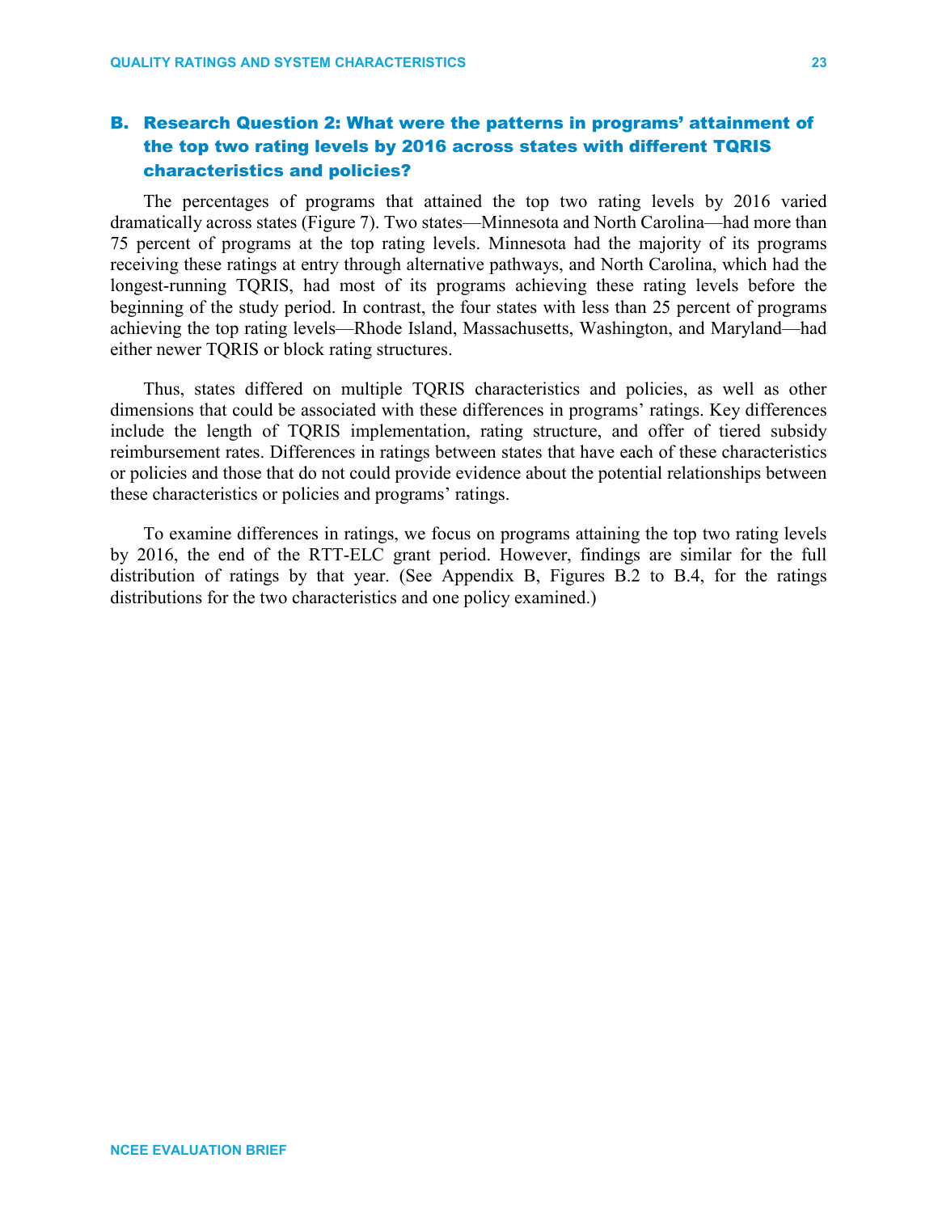## B. Research Question 2: What were the patterns in programs' attainment of the top two rating levels by 2016 across states with different TQRIS characteristics and policies?

The percentages of programs that attained the top two rating levels by 2016 varied dramatically across states (Figure 7). Two states—Minnesota and North Carolina—had more than 75 percent of programs at the top rating levels. Minnesota had the majority of its programs receiving these ratings at entry through alternative pathways, and North Carolina, which had the longest-running TQRIS, had most of its programs achieving these rating levels before the beginning of the study period. In contrast, the four states with less than 25 percent of programs achieving the top rating levels—Rhode Island, Massachusetts, Washington, and Maryland—had either newer TQRIS or block rating structures.

Thus, states differed on multiple TQRIS characteristics and policies, as well as other dimensions that could be associated with these differences in programs' ratings. Key differences include the length of TQRIS implementation, rating structure, and offer of tiered subsidy reimbursement rates. Differences in ratings between states that have each of these characteristics or policies and those that do not could provide evidence about the potential relationships between these characteristics or policies and programs' ratings.

To examine differences in ratings, we focus on programs attaining the top two rating levels by 2016, the end of the RTT-ELC grant period. However, findings are similar for the full distribution of ratings by that year. (See Appendix B, Figures B.2 to B.4, for the ratings distributions for the two characteristics and one policy examined.)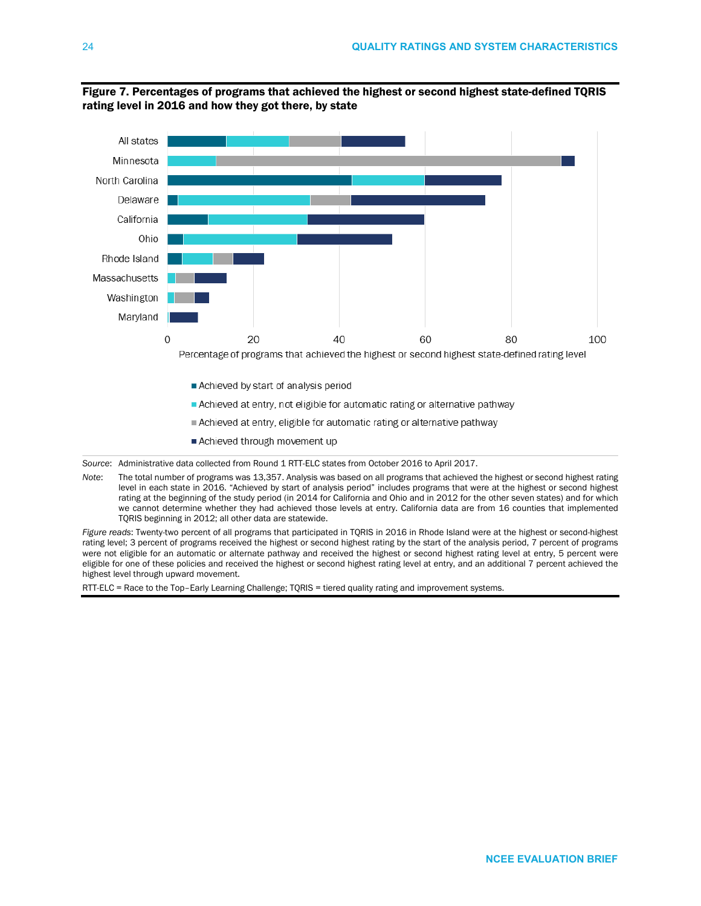**Figure 7. Percentages of programs that achieved the highest or second highest state-defined TQRIS rating level in 2016 and how they got there, by state**

All states
Minnesota
North Carolina
Delaware
California
Ohio
Rhode Island
Massachusetts
Washington
Maryland

0 20 40 60 80 100

Percentage of programs that achieved the highest or second highest state-defined rating level

- Achieved by start of analysis period
- Achieved at entry, not eligible for automatic rating or alternative pathway
- Achieved at entry, eligible for automatic rating or alternative pathway
- Achieved through movement up

*Source*: Administrative data collected from Round 1 RTT-ELC states from October 2016 to April 2017.

*Note*: The total number of programs was 13,357. Analysis was based on all programs that achieved the highest or second highest rating level in each state in 2016. "Achieved by start of analysis period" includes programs that were at the highest or second highest rating at the beginning of the study period (in 2014 for California and Ohio and in 2012 for the other seven states) and for which we cannot determine whether they had achieved those levels at entry. California data are from 16 counties that implemented TQRIS beginning in 2012; all other data are statewide.

*Figure reads*: Twenty-two percent of all programs that participated in TQRIS in 2016 in Rhode Island were at the highest or second-highest rating level; 3 percent of programs received the highest or second highest rating by the start of the analysis period, 7 percent of programs were not eligible for an automatic or alternate pathway and received the highest or second highest rating level at entry, 5 percent were eligible for one of these policies and received the highest or second highest rating level at entry, and an additional 7 percent achieved the highest level through upward movement.

RTT-ELC = Race to the Top–Early Learning Challenge; TQRIS = tiered quality rating and improvement systems.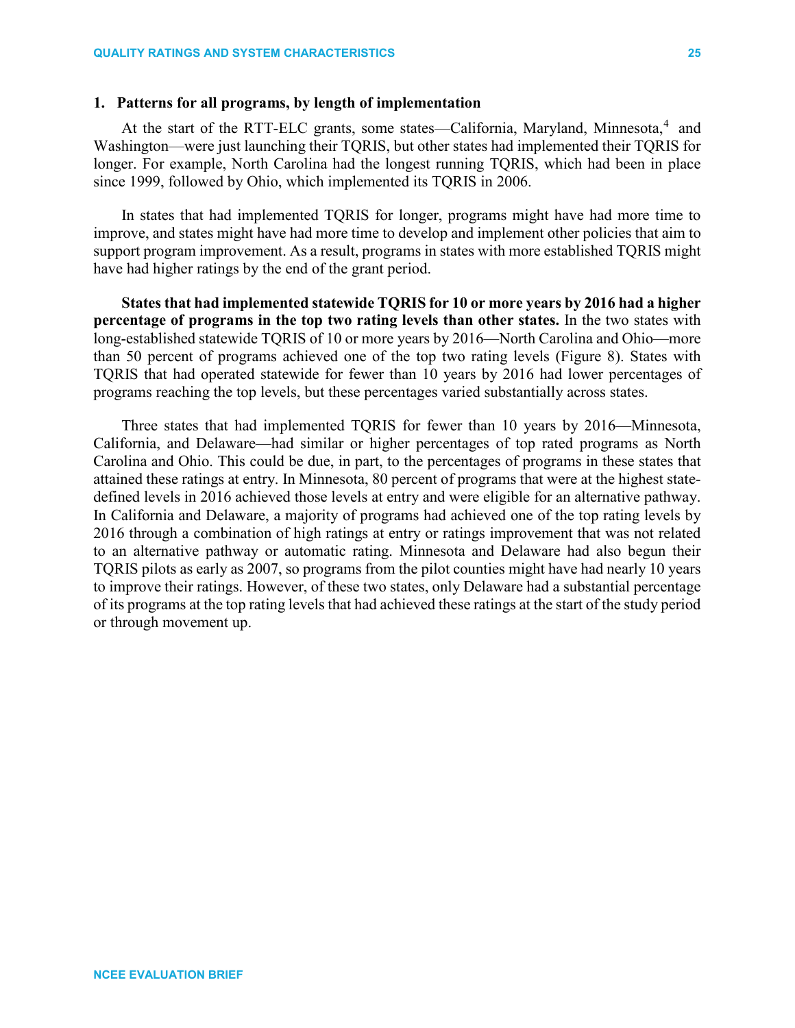### 1. Patterns for all programs, by length of implementation

At the start of the RTT-ELC grants, some states—California, Maryland, Minnesota,[4] and Washington—were just launching their TQRIS, but other states had implemented their TQRIS for longer. For example, North Carolina had the longest running TQRIS, which had been in place since 1999, followed by Ohio, which implemented its TQRIS in 2006.

In states that had implemented TQRIS for longer, programs might have had more time to improve, and states might have had more time to develop and implement other policies that aim to support program improvement. As a result, programs in states with more established TQRIS might have had higher ratings by the end of the grant period.

**States that had implemented statewide TQRIS for 10 or more years by 2016 had a higher percentage of programs in the top two rating levels than other states.** In the two states with long-established statewide TQRIS of 10 or more years by 2016—North Carolina and Ohio—more than 50 percent of programs achieved one of the top two rating levels (Figure 8). States with TQRIS that had operated statewide for fewer than 10 years by 2016 had lower percentages of programs reaching the top levels, but these percentages varied substantially across states.

Three states that had implemented TQRIS for fewer than 10 years by 2016—Minnesota, California, and Delaware—had similar or higher percentages of top rated programs as North Carolina and Ohio. This could be due, in part, to the percentages of programs in these states that attained these ratings at entry. In Minnesota, 80 percent of programs that were at the highest state-defined levels in 2016 achieved those levels at entry and were eligible for an alternative pathway. In California and Delaware, a majority of programs had achieved one of the top rating levels by 2016 through a combination of high ratings at entry or ratings improvement that was not related to an alternative pathway or automatic rating. Minnesota and Delaware had also begun their TQRIS pilots as early as 2007, so programs from the pilot counties might have had nearly 10 years to improve their ratings. However, of these two states, only Delaware had a substantial percentage of its programs at the top rating levels that had achieved these ratings at the start of the study period or through movement up.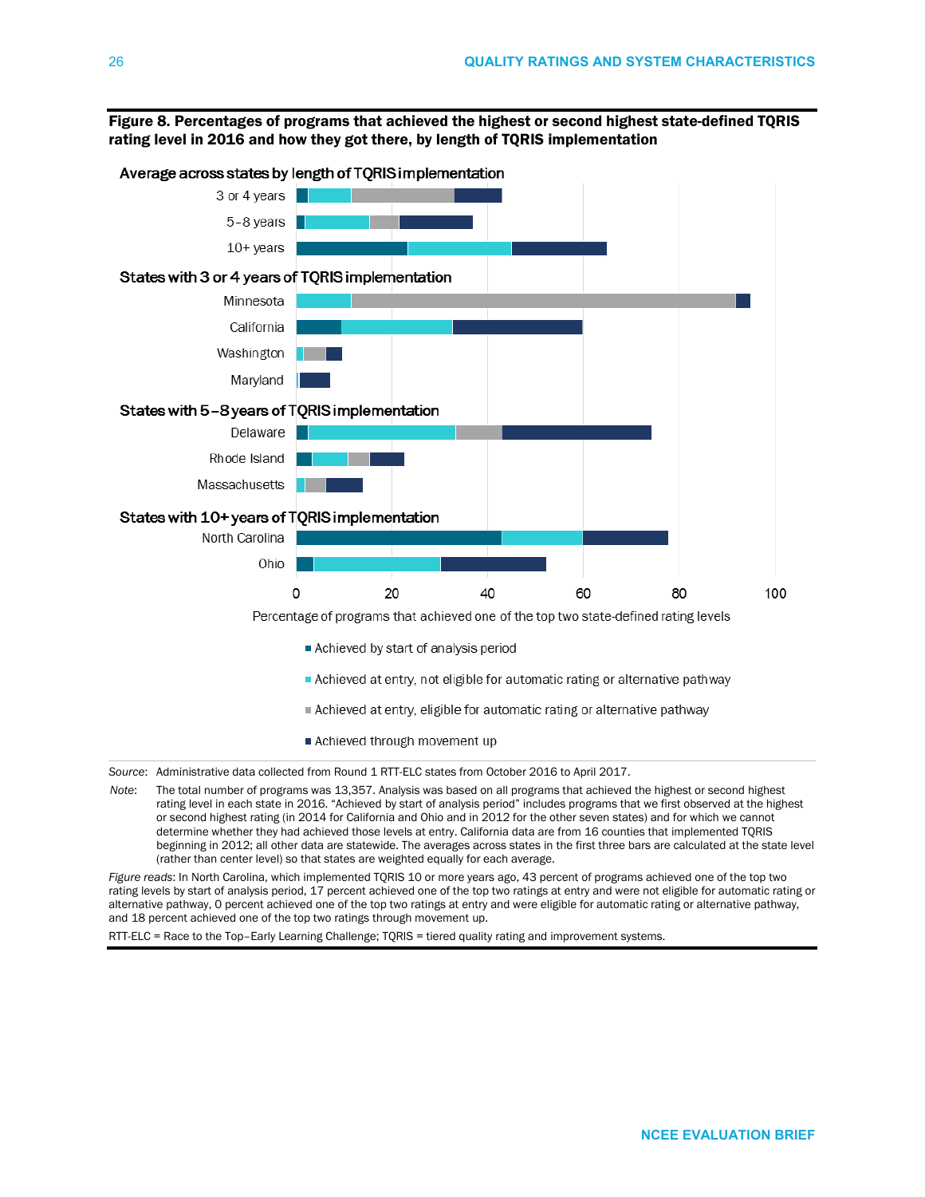**Figure 8. Percentages of programs that achieved the highest or second highest state-defined TQRIS rating level in 2016 and how they got there, by length of TQRIS implementation**

Average across states by length of TQRIS implementation

States with 3 or 4 years of TQRIS implementation

States with 5–8 years of TQRIS implementation

States with 10+ years of TQRIS implementation

Percentage of programs that achieved one of the top two state-defined rating levels

- Achieved by start of analysis period
- Achieved at entry, not eligible for automatic rating or alternative pathway
- Achieved at entry, eligible for automatic rating or alternative pathway
- Achieved through movement up

*Source*: Administrative data collected from Round 1 RTT-ELC states from October 2016 to April 2017.

*Note*: The total number of programs was 13,357. Analysis was based on all programs that achieved the highest or second highest rating level in each state in 2016. "Achieved by start of analysis period" includes programs that we first observed at the highest or second highest rating (in 2014 for California and Ohio and in 2012 for the other seven states) and for which we cannot determine whether they had achieved those levels at entry. California data are from 16 counties that implemented TQRIS beginning in 2012; all other data are statewide. The averages across states in the first three bars are calculated at the state level (rather than center level) so that states are weighted equally for each average.

*Figure reads*: In North Carolina, which implemented TQRIS 10 or more years ago, 43 percent of programs achieved one of the top two rating levels by start of analysis period, 17 percent achieved one of the top two ratings at entry and were not eligible for automatic rating or alternative pathway, 0 percent achieved one of the top two ratings at entry and were eligible for automatic rating or alternative pathway, and 18 percent achieved one of the top two ratings through movement up.

RTT-ELC = Race to the Top–Early Learning Challenge; TQRIS = tiered quality rating and improvement systems.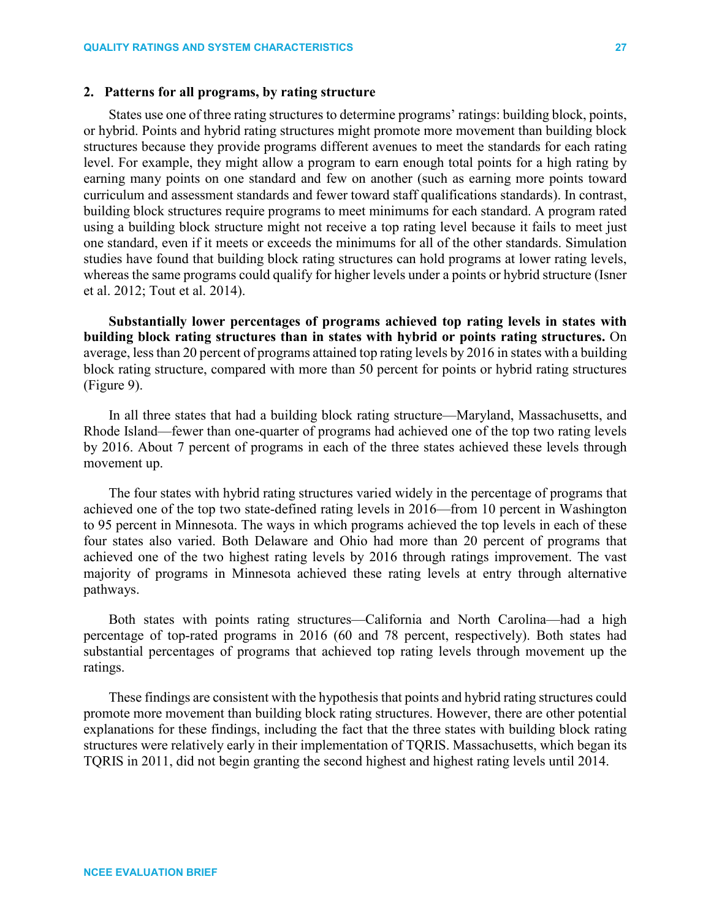### 2. Patterns for all programs, by rating structure

States use one of three rating structures to determine programs' ratings: building block, points, or hybrid. Points and hybrid rating structures might promote more movement than building block structures because they provide programs different avenues to meet the standards for each rating level. For example, they might allow a program to earn enough total points for a high rating by earning many points on one standard and few on another (such as earning more points toward curriculum and assessment standards and fewer toward staff qualifications standards). In contrast, building block structures require programs to meet minimums for each standard. A program rated using a building block structure might not receive a top rating level because it fails to meet just one standard, even if it meets or exceeds the minimums for all of the other standards. Simulation studies have found that building block rating structures can hold programs at lower rating levels, whereas the same programs could qualify for higher levels under a points or hybrid structure (Isner et al. 2012; Tout et al. 2014).

**Substantially lower percentages of programs achieved top rating levels in states with building block rating structures than in states with hybrid or points rating structures.** On average, less than 20 percent of programs attained top rating levels by 2016 in states with a building block rating structure, compared with more than 50 percent for points or hybrid rating structures (Figure 9).

In all three states that had a building block rating structure—Maryland, Massachusetts, and Rhode Island—fewer than one-quarter of programs had achieved one of the top two rating levels by 2016. About 7 percent of programs in each of the three states achieved these levels through movement up.

The four states with hybrid rating structures varied widely in the percentage of programs that achieved one of the top two state-defined rating levels in 2016—from 10 percent in Washington to 95 percent in Minnesota. The ways in which programs achieved the top levels in each of these four states also varied. Both Delaware and Ohio had more than 20 percent of programs that achieved one of the two highest rating levels by 2016 through ratings improvement. The vast majority of programs in Minnesota achieved these rating levels at entry through alternative pathways.

Both states with points rating structures—California and North Carolina—had a high percentage of top-rated programs in 2016 (60 and 78 percent, respectively). Both states had substantial percentages of programs that achieved top rating levels through movement up the ratings.

These findings are consistent with the hypothesis that points and hybrid rating structures could promote more movement than building block rating structures. However, there are other potential explanations for these findings, including the fact that the three states with building block rating structures were relatively early in their implementation of TQRIS. Massachusetts, which began its TQRIS in 2011, did not begin granting the second highest and highest rating levels until 2014.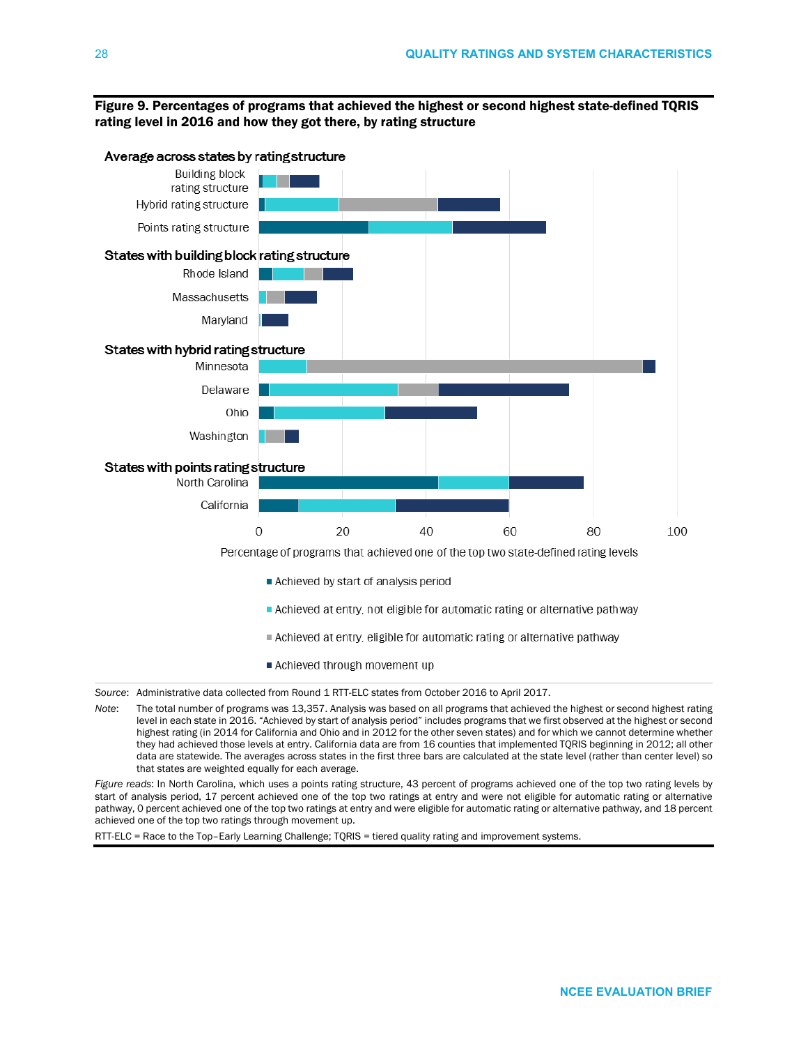**Figure 9. Percentages of programs that achieved the highest or second highest state-defined TQRIS rating level in 2016 and how they got there, by rating structure**

Average across states by rating structure

- Building block rating structure
- Hybrid rating structure
- Points rating structure

States with building block rating structure

- Rhode Island
- Massachusetts
- Maryland

States with hybrid rating structure

- Minnesota
- Delaware
- Ohio
- Washington

States with points rating structure

- North Carolina
- California

0 20 40 60 80 100

Percentage of programs that achieved one of the top two state-defined rating levels

- Achieved by start of analysis period
- Achieved at entry, not eligible for automatic rating or alternative pathway
- Achieved at entry, eligible for automatic rating or alternative pathway
- Achieved through movement up

*Source*: Administrative data collected from Round 1 RTT-ELC states from October 2016 to April 2017.

*Note*: The total number of programs was 13,357. Analysis was based on all programs that achieved the highest or second highest rating level in each state in 2016. "Achieved by start of analysis period" includes programs that we first observed at the highest or second highest rating (in 2014 for California and Ohio and in 2012 for the other seven states) and for which we cannot determine whether they had achieved those levels at entry. California data are from 16 counties that implemented TQRIS beginning in 2012; all other data are statewide. The averages across states in the first three bars are calculated at the state level (rather than center level) so that states are weighted equally for each average.

*Figure reads*: In North Carolina, which uses a points rating structure, 43 percent of programs achieved one of the top two rating levels by start of analysis period, 17 percent achieved one of the top two ratings at entry and were not eligible for automatic rating or alternative pathway, 0 percent achieved one of the top two ratings at entry and were eligible for automatic rating or alternative pathway, and 18 percent achieved one of the top two ratings through movement up.

RTT-ELC = Race to the Top–Early Learning Challenge; TQRIS = tiered quality rating and improvement systems.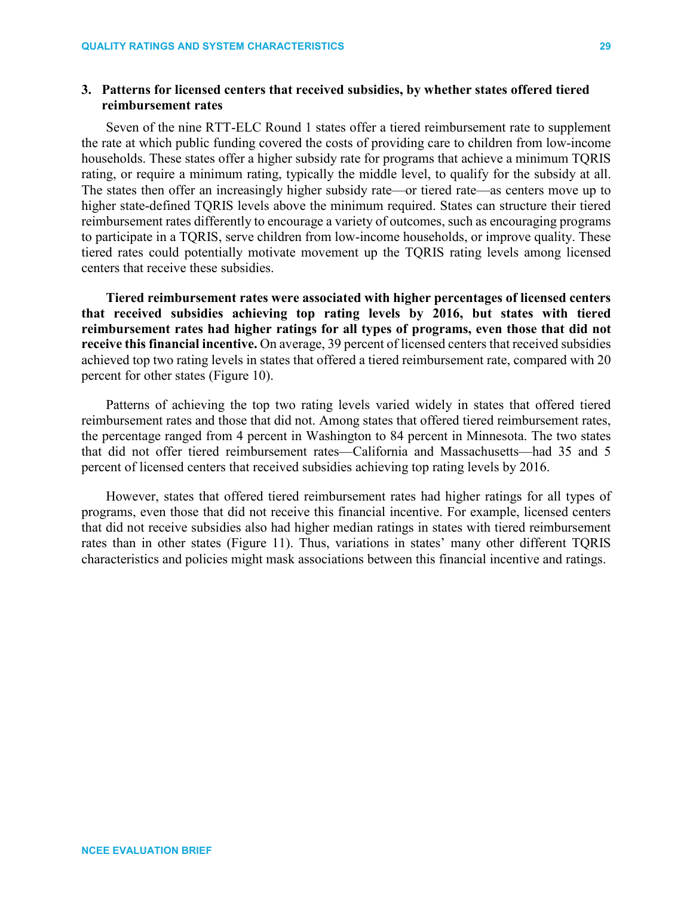### 3. Patterns for licensed centers that received subsidies, by whether states offered tiered reimbursement rates

Seven of the nine RTT-ELC Round 1 states offer a tiered reimbursement rate to supplement the rate at which public funding covered the costs of providing care to children from low-income households. These states offer a higher subsidy rate for programs that achieve a minimum TQRIS rating, or require a minimum rating, typically the middle level, to qualify for the subsidy at all. The states then offer an increasingly higher subsidy rate—or tiered rate—as centers move up to higher state-defined TQRIS levels above the minimum required. States can structure their tiered reimbursement rates differently to encourage a variety of outcomes, such as encouraging programs to participate in a TQRIS, serve children from low-income households, or improve quality. These tiered rates could potentially motivate movement up the TQRIS rating levels among licensed centers that receive these subsidies.

**Tiered reimbursement rates were associated with higher percentages of licensed centers that received subsidies achieving top rating levels by 2016, but states with tiered reimbursement rates had higher ratings for all types of programs, even those that did not receive this financial incentive.** On average, 39 percent of licensed centers that received subsidies achieved top two rating levels in states that offered a tiered reimbursement rate, compared with 20 percent for other states (Figure 10).

Patterns of achieving the top two rating levels varied widely in states that offered tiered reimbursement rates and those that did not. Among states that offered tiered reimbursement rates, the percentage ranged from 4 percent in Washington to 84 percent in Minnesota. The two states that did not offer tiered reimbursement rates—California and Massachusetts—had 35 and 5 percent of licensed centers that received subsidies achieving top rating levels by 2016.

However, states that offered tiered reimbursement rates had higher ratings for all types of programs, even those that did not receive this financial incentive. For example, licensed centers that did not receive subsidies also had higher median ratings in states with tiered reimbursement rates than in other states (Figure 11). Thus, variations in states' many other different TQRIS characteristics and policies might mask associations between this financial incentive and ratings.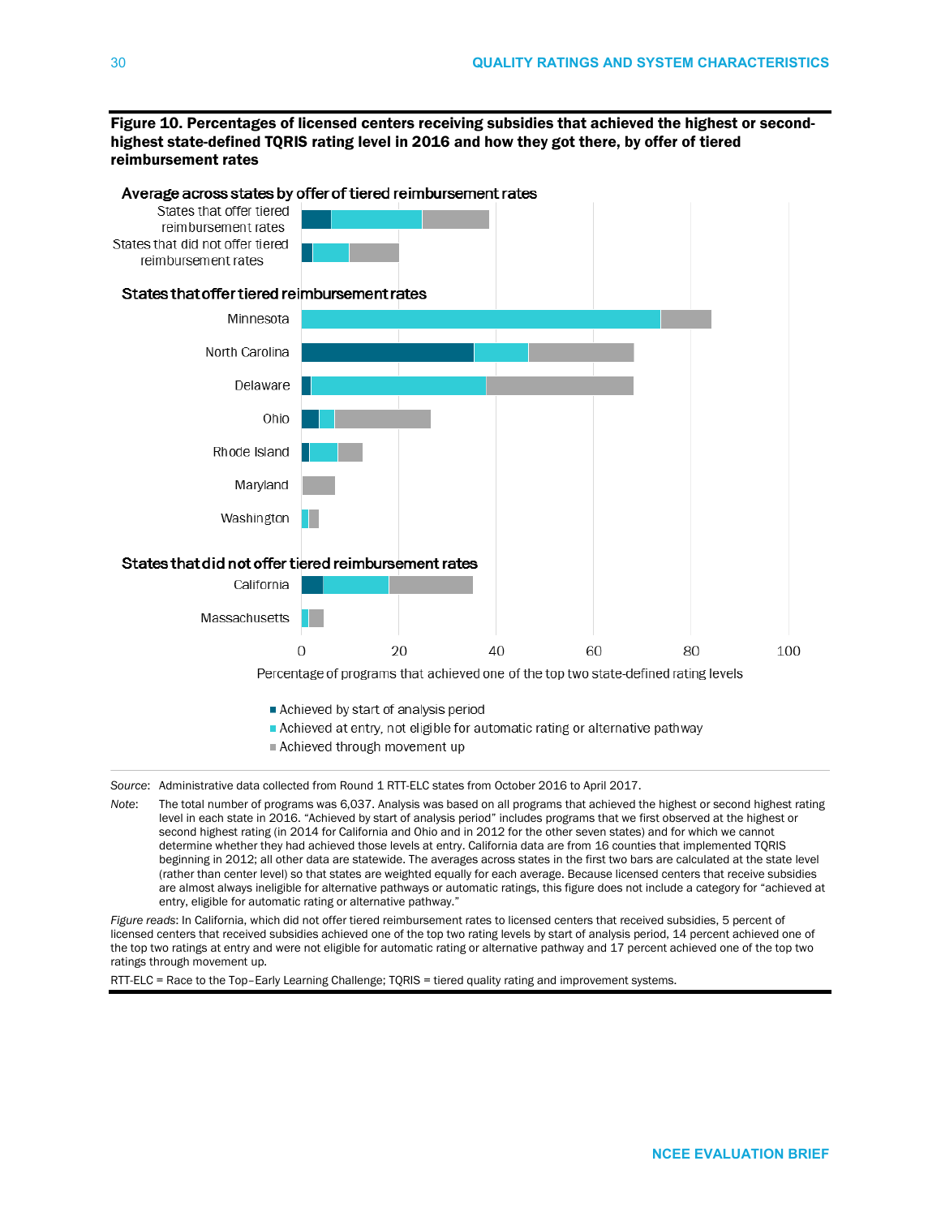**Figure 10. Percentages of licensed centers receiving subsidies that achieved the highest or second-highest state-defined TQRIS rating level in 2016 and how they got there, by offer of tiered reimbursement rates**

Average across states by offer of tiered reimbursement rates

States that offer tiered reimbursement rates

States that did not offer tiered reimbursement rates

States that offer tiered reimbursement rates

Minnesota

North Carolina

Delaware

Ohio

Rhode Island

Maryland

Washington

States that did not offer tiered reimbursement rates

California

Massachusetts

0 20 40 60 80 100

Percentage of programs that achieved one of the top two state-defined rating levels

■ Achieved by start of analysis period
■ Achieved at entry, not eligible for automatic rating or alternative pathway
■ Achieved through movement up

*Source*: Administrative data collected from Round 1 RTT-ELC states from October 2016 to April 2017.

*Note*: The total number of programs was 6,037. Analysis was based on all programs that achieved the highest or second highest rating level in each state in 2016. "Achieved by start of analysis period" includes programs that we first observed at the highest or second highest rating (in 2014 for California and Ohio and in 2012 for the other seven states) and for which we cannot determine whether they had achieved those levels at entry. California data are from 16 counties that implemented TQRIS beginning in 2012; all other data are statewide. The averages across states in the first two bars are calculated at the state level (rather than center level) so that states are weighted equally for each average. Because licensed centers that receive subsidies are almost always ineligible for alternative pathways or automatic ratings, this figure does not include a category for "achieved at entry, eligible for automatic rating or alternative pathway."

*Figure reads*: In California, which did not offer tiered reimbursement rates to licensed centers that received subsidies, 5 percent of licensed centers that received subsidies achieved one of the top two rating levels by start of analysis period, 14 percent achieved one of the top two ratings at entry and were not eligible for automatic rating or alternative pathway and 17 percent achieved one of the top two ratings through movement up.

RTT-ELC = Race to the Top–Early Learning Challenge; TQRIS = tiered quality rating and improvement systems.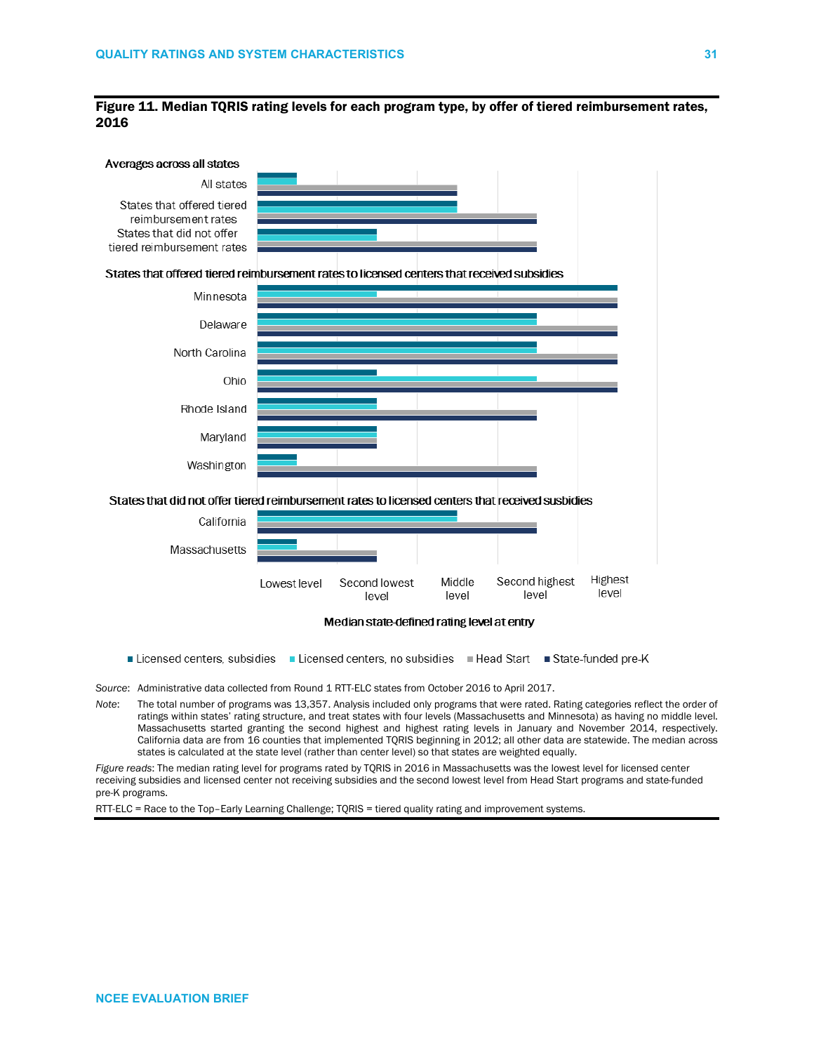**Figure 11. Median TQRIS rating levels for each program type, by offer of tiered reimbursement rates, 2016**

| | Licensed centers, subsidies | Licensed centers, no subsidies | Head Start | State-funded pre-K |
|---|---|---|---|---|
| **Averages across all states** | | | | |
| All states | Lowest level | Lowest level | Middle level | Middle level |
| States that offered tiered reimbursement rates | Middle level | Middle level | Second highest level | Second highest level |
| States that did not offer tiered reimbursement rates | Second lowest level | Second lowest level | Second highest level | Second highest level |
| **States that offered tiered reimbursement rates to licensed centers that received subsidies** | | | | |
| Minnesota | Highest level | Second lowest level | Highest level | Highest level |
| Delaware | Second highest level | Second highest level | Highest level | Highest level |
| North Carolina | Second highest level | Second highest level | Highest level | Highest level |
| Ohio | Second lowest level | Second highest level | Highest level | Highest level |
| Rhode Island | Second lowest level | Second lowest level | Second highest level | Second highest level |
| Maryland | Second lowest level | Second lowest level | Second lowest level | Second lowest level |
| Washington | Lowest level | Lowest level | Second highest level | Second highest level |
| **States that did not offer tiered reimbursement rates to licensed centers that received susbidies** | | | | |
| California | Middle level | Middle level | Second highest level | Second highest level |
| Massachusetts | Lowest level | Lowest level | Second lowest level | Second lowest level |

Median state-defined rating level at entry

*Source*: Administrative data collected from Round 1 RTT-ELC states from October 2016 to April 2017.

*Note*: The total number of programs was 13,357. Analysis included only programs that were rated. Rating categories reflect the order of ratings within states' rating structure, and treat states with four levels (Massachusetts and Minnesota) as having no middle level. Massachusetts started granting the second highest and highest rating levels in January and November 2014, respectively. California data are from 16 counties that implemented TQRIS beginning in 2012; all other data are statewide. The median across states is calculated at the state level (rather than center level) so that states are weighted equally.

*Figure reads*: The median rating level for programs rated by TQRIS in 2016 in Massachusetts was the lowest level for licensed center receiving subsidies and licensed center not receiving subsidies and the second lowest level from Head Start programs and state-funded pre-K programs.

RTT-ELC = Race to the Top–Early Learning Challenge; TQRIS = tiered quality rating and improvement systems.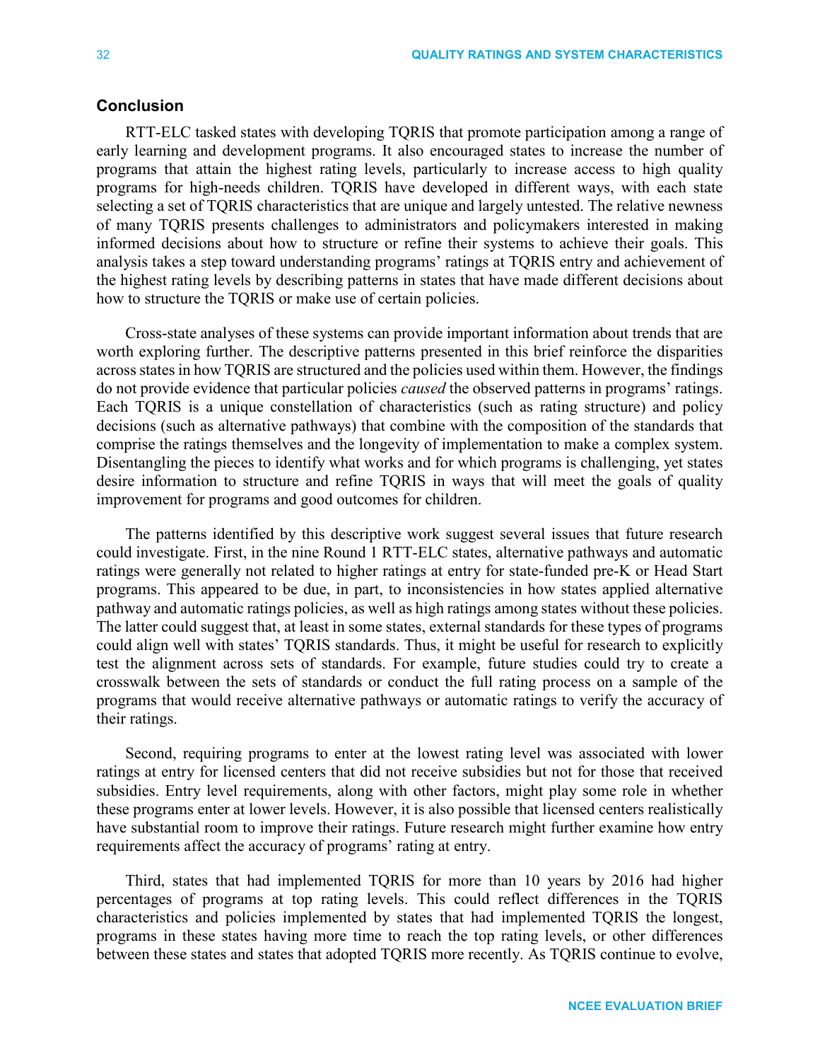## Conclusion

RTT-ELC tasked states with developing TQRIS that promote participation among a range of early learning and development programs. It also encouraged states to increase the number of programs that attain the highest rating levels, particularly to increase access to high quality programs for high-needs children. TQRIS have developed in different ways, with each state selecting a set of TQRIS characteristics that are unique and largely untested. The relative newness of many TQRIS presents challenges to administrators and policymakers interested in making informed decisions about how to structure or refine their systems to achieve their goals. This analysis takes a step toward understanding programs' ratings at TQRIS entry and achievement of the highest rating levels by describing patterns in states that have made different decisions about how to structure the TQRIS or make use of certain policies.

Cross-state analyses of these systems can provide important information about trends that are worth exploring further. The descriptive patterns presented in this brief reinforce the disparities across states in how TQRIS are structured and the policies used within them. However, the findings do not provide evidence that particular policies *caused* the observed patterns in programs' ratings. Each TQRIS is a unique constellation of characteristics (such as rating structure) and policy decisions (such as alternative pathways) that combine with the composition of the standards that comprise the ratings themselves and the longevity of implementation to make a complex system. Disentangling the pieces to identify what works and for which programs is challenging, yet states desire information to structure and refine TQRIS in ways that will meet the goals of quality improvement for programs and good outcomes for children.

The patterns identified by this descriptive work suggest several issues that future research could investigate. First, in the nine Round 1 RTT-ELC states, alternative pathways and automatic ratings were generally not related to higher ratings at entry for state-funded pre-K or Head Start programs. This appeared to be due, in part, to inconsistencies in how states applied alternative pathway and automatic ratings policies, as well as high ratings among states without these policies. The latter could suggest that, at least in some states, external standards for these types of programs could align well with states' TQRIS standards. Thus, it might be useful for research to explicitly test the alignment across sets of standards. For example, future studies could try to create a crosswalk between the sets of standards or conduct the full rating process on a sample of the programs that would receive alternative pathways or automatic ratings to verify the accuracy of their ratings.

Second, requiring programs to enter at the lowest rating level was associated with lower ratings at entry for licensed centers that did not receive subsidies but not for those that received subsidies. Entry level requirements, along with other factors, might play some role in whether these programs enter at lower levels. However, it is also possible that licensed centers realistically have substantial room to improve their ratings. Future research might further examine how entry requirements affect the accuracy of programs' rating at entry.

Third, states that had implemented TQRIS for more than 10 years by 2016 had higher percentages of programs at top rating levels. This could reflect differences in the TQRIS characteristics and policies implemented by states that had implemented TQRIS the longest, programs in these states having more time to reach the top rating levels, or other differences between these states and states that adopted TQRIS more recently. As TQRIS continue to evolve,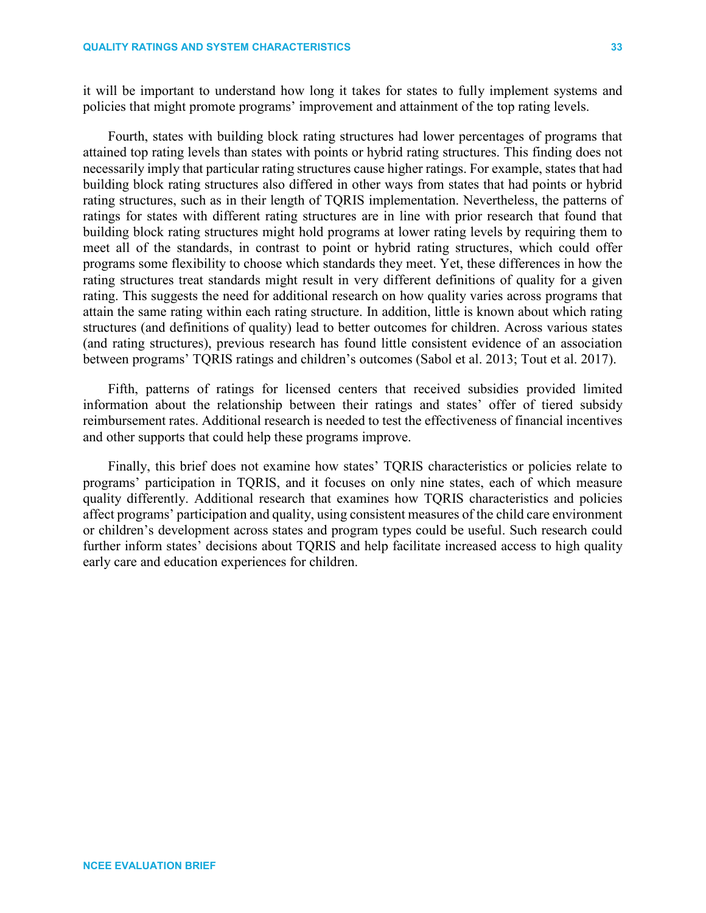it will be important to understand how long it takes for states to fully implement systems and policies that might promote programs' improvement and attainment of the top rating levels.

Fourth, states with building block rating structures had lower percentages of programs that attained top rating levels than states with points or hybrid rating structures. This finding does not necessarily imply that particular rating structures cause higher ratings. For example, states that had building block rating structures also differed in other ways from states that had points or hybrid rating structures, such as in their length of TQRIS implementation. Nevertheless, the patterns of ratings for states with different rating structures are in line with prior research that found that building block rating structures might hold programs at lower rating levels by requiring them to meet all of the standards, in contrast to point or hybrid rating structures, which could offer programs some flexibility to choose which standards they meet. Yet, these differences in how the rating structures treat standards might result in very different definitions of quality for a given rating. This suggests the need for additional research on how quality varies across programs that attain the same rating within each rating structure. In addition, little is known about which rating structures (and definitions of quality) lead to better outcomes for children. Across various states (and rating structures), previous research has found little consistent evidence of an association between programs' TQRIS ratings and children's outcomes (Sabol et al. 2013; Tout et al. 2017).

Fifth, patterns of ratings for licensed centers that received subsidies provided limited information about the relationship between their ratings and states' offer of tiered subsidy reimbursement rates. Additional research is needed to test the effectiveness of financial incentives and other supports that could help these programs improve.

Finally, this brief does not examine how states' TQRIS characteristics or policies relate to programs' participation in TQRIS, and it focuses on only nine states, each of which measure quality differently. Additional research that examines how TQRIS characteristics and policies affect programs' participation and quality, using consistent measures of the child care environment or children's development across states and program types could be useful. Such research could further inform states' decisions about TQRIS and help facilitate increased access to high quality early care and education experiences for children.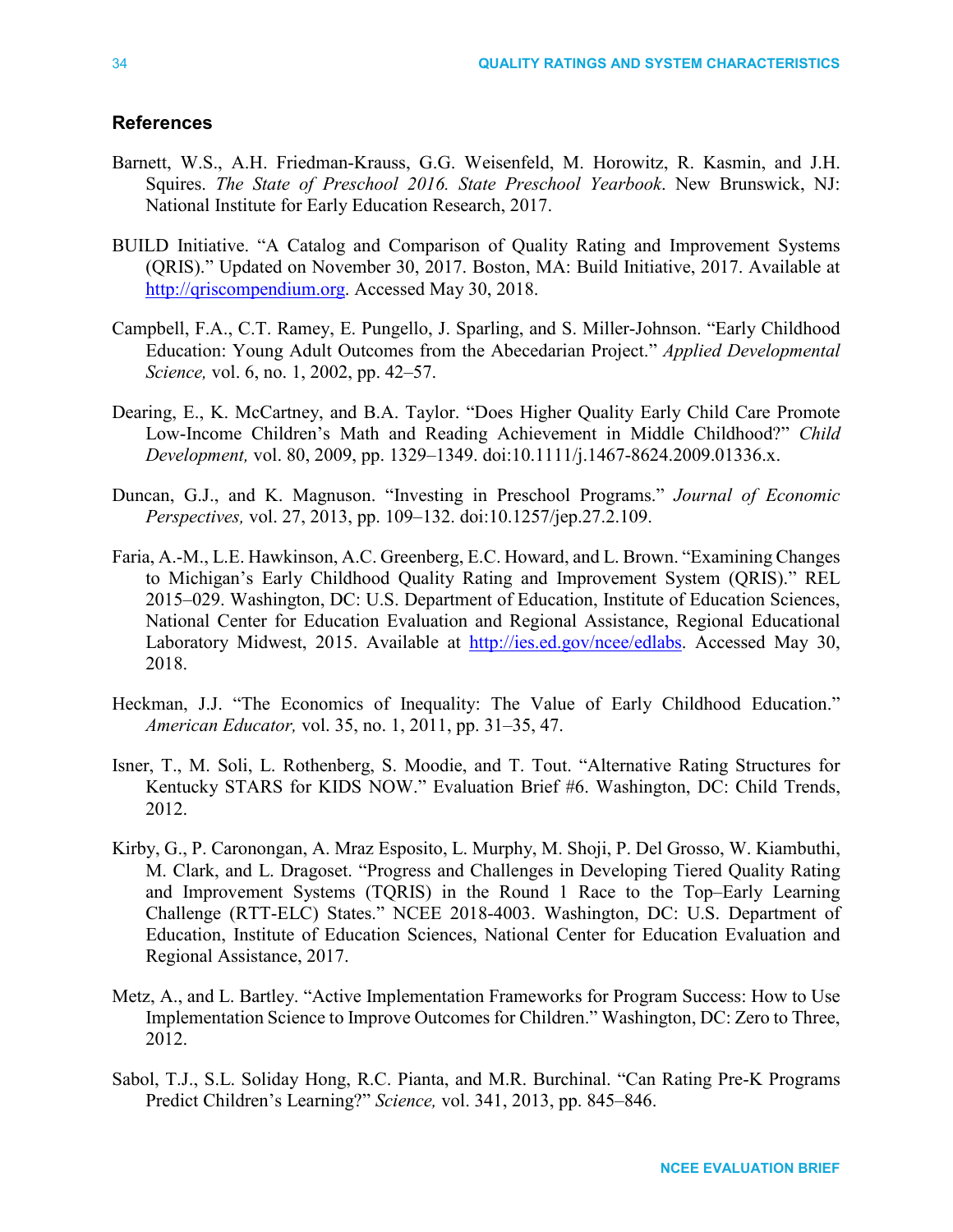## References

Barnett, W.S., A.H. Friedman-Krauss, G.G. Weisenfeld, M. Horowitz, R. Kasmin, and J.H. Squires. *The State of Preschool 2016. State Preschool Yearbook*. New Brunswick, NJ: National Institute for Early Education Research, 2017.

BUILD Initiative. "A Catalog and Comparison of Quality Rating and Improvement Systems (QRIS)." Updated on November 30, 2017. Boston, MA: Build Initiative, 2017. Available at [http://qriscompendium.org](http://qriscompendium.org). Accessed May 30, 2018.

Campbell, F.A., C.T. Ramey, E. Pungello, J. Sparling, and S. Miller-Johnson. "Early Childhood Education: Young Adult Outcomes from the Abecedarian Project." *Applied Developmental Science,* vol. 6, no. 1, 2002, pp. 42–57.

Dearing, E., K. McCartney, and B.A. Taylor. "Does Higher Quality Early Child Care Promote Low-Income Children's Math and Reading Achievement in Middle Childhood?" *Child Development,* vol. 80, 2009, pp. 1329–1349. doi:10.1111/j.1467-8624.2009.01336.x.

Duncan, G.J., and K. Magnuson. "Investing in Preschool Programs." *Journal of Economic Perspectives,* vol. 27, 2013, pp. 109–132. doi:10.1257/jep.27.2.109.

Faria, A.-M., L.E. Hawkinson, A.C. Greenberg, E.C. Howard, and L. Brown. "Examining Changes to Michigan's Early Childhood Quality Rating and Improvement System (QRIS)." REL 2015–029. Washington, DC: U.S. Department of Education, Institute of Education Sciences, National Center for Education Evaluation and Regional Assistance, Regional Educational Laboratory Midwest, 2015. Available at [http://ies.ed.gov/ncee/edlabs](http://ies.ed.gov/ncee/edlabs). Accessed May 30, 2018.

Heckman, J.J. "The Economics of Inequality: The Value of Early Childhood Education." *American Educator,* vol. 35, no. 1, 2011, pp. 31–35, 47.

Isner, T., M. Soli, L. Rothenberg, S. Moodie, and T. Tout. "Alternative Rating Structures for Kentucky STARS for KIDS NOW." Evaluation Brief #6. Washington, DC: Child Trends, 2012.

Kirby, G., P. Caronongan, A. Mraz Esposito, L. Murphy, M. Shoji, P. Del Grosso, W. Kiambuthi, M. Clark, and L. Dragoset. "Progress and Challenges in Developing Tiered Quality Rating and Improvement Systems (TQRIS) in the Round 1 Race to the Top–Early Learning Challenge (RTT-ELC) States." NCEE 2018-4003. Washington, DC: U.S. Department of Education, Institute of Education Sciences, National Center for Education Evaluation and Regional Assistance, 2017.

Metz, A., and L. Bartley. "Active Implementation Frameworks for Program Success: How to Use Implementation Science to Improve Outcomes for Children." Washington, DC: Zero to Three, 2012.

Sabol, T.J., S.L. Soliday Hong, R.C. Pianta, and M.R. Burchinal. "Can Rating Pre-K Programs Predict Children's Learning?" *Science,* vol. 341, 2013, pp. 845–846.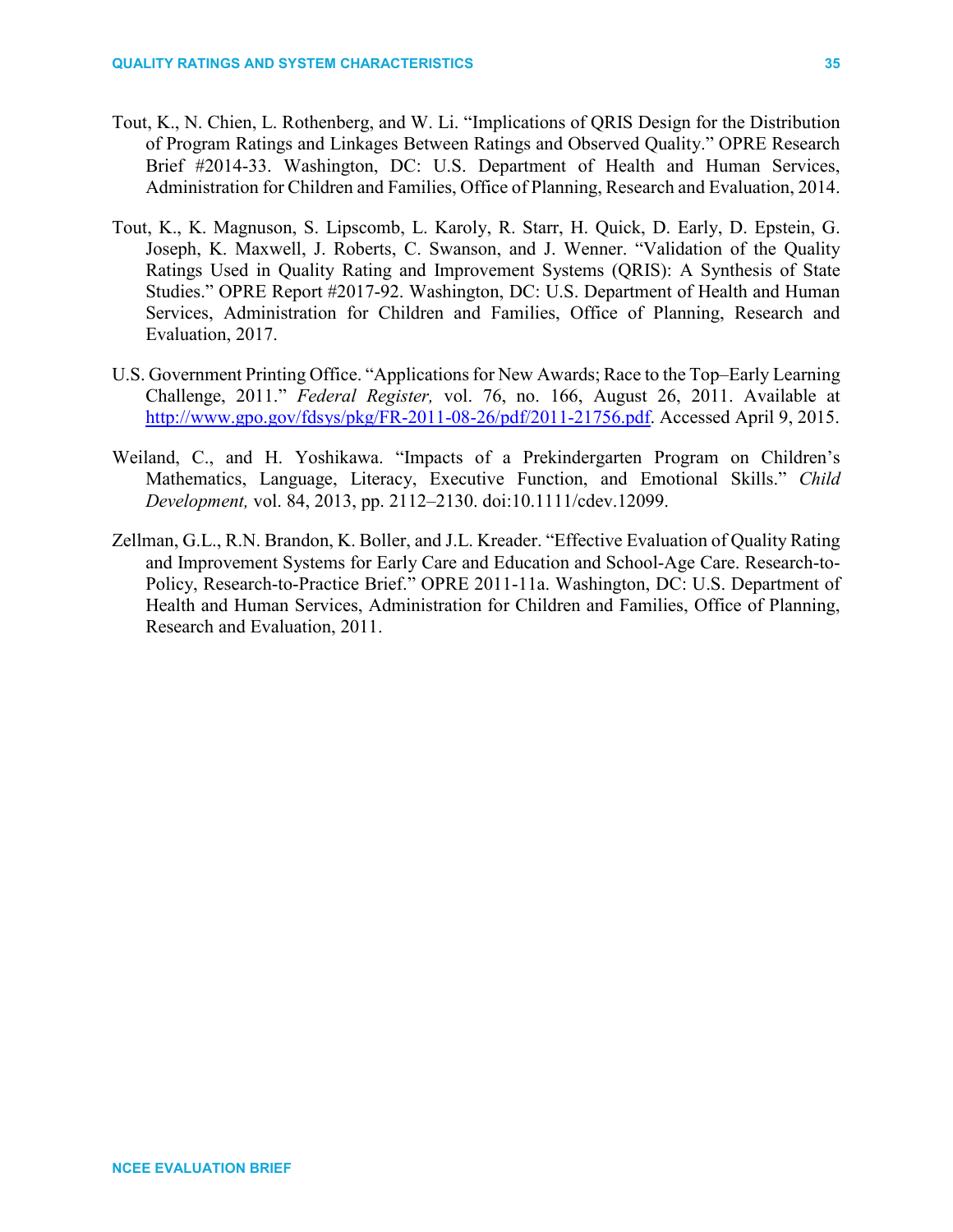Tout, K., N. Chien, L. Rothenberg, and W. Li. "Implications of QRIS Design for the Distribution of Program Ratings and Linkages Between Ratings and Observed Quality." OPRE Research Brief #2014-33. Washington, DC: U.S. Department of Health and Human Services, Administration for Children and Families, Office of Planning, Research and Evaluation, 2014.

Tout, K., K. Magnuson, S. Lipscomb, L. Karoly, R. Starr, H. Quick, D. Early, D. Epstein, G. Joseph, K. Maxwell, J. Roberts, C. Swanson, and J. Wenner. "Validation of the Quality Ratings Used in Quality Rating and Improvement Systems (QRIS): A Synthesis of State Studies." OPRE Report #2017-92. Washington, DC: U.S. Department of Health and Human Services, Administration for Children and Families, Office of Planning, Research and Evaluation, 2017.

U.S. Government Printing Office. "Applications for New Awards; Race to the Top–Early Learning Challenge, 2011." *Federal Register,* vol. 76, no. 166, August 26, 2011. Available at [http://www.gpo.gov/fdsys/pkg/FR-2011-08-26/pdf/2011-21756.pdf](http://www.gpo.gov/fdsys/pkg/FR-2011-08-26/pdf/2011-21756.pdf). Accessed April 9, 2015.

Weiland, C., and H. Yoshikawa. "Impacts of a Prekindergarten Program on Children's Mathematics, Language, Literacy, Executive Function, and Emotional Skills." *Child Development,* vol. 84, 2013, pp. 2112–2130. doi:10.1111/cdev.12099.

Zellman, G.L., R.N. Brandon, K. Boller, and J.L. Kreader. "Effective Evaluation of Quality Rating and Improvement Systems for Early Care and Education and School-Age Care. Research-to-Policy, Research-to-Practice Brief." OPRE 2011-11a. Washington, DC: U.S. Department of Health and Human Services, Administration for Children and Families, Office of Planning, Research and Evaluation, 2011.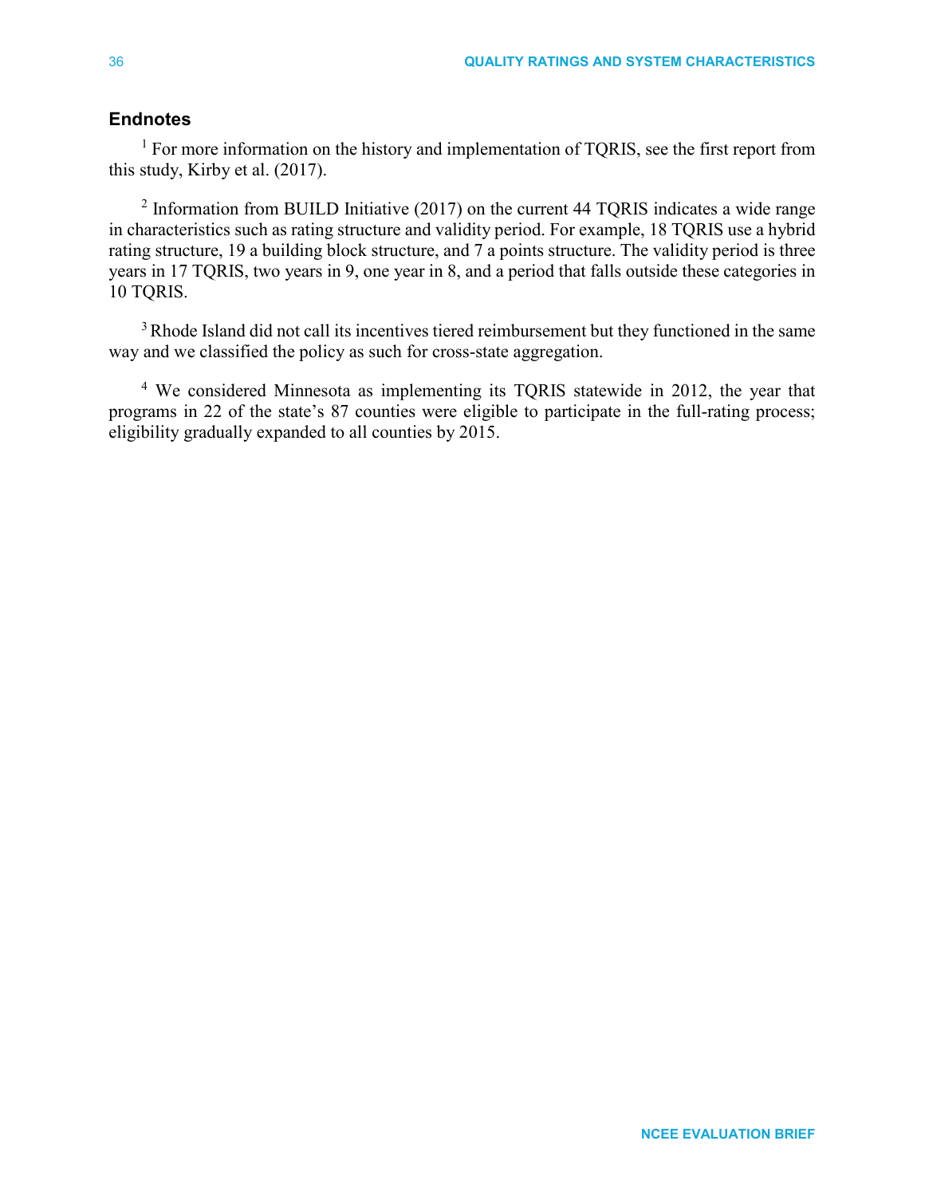## Endnotes

[1] For more information on the history and implementation of TQRIS, see the first report from this study, Kirby et al. (2017).

[2] Information from BUILD Initiative (2017) on the current 44 TQRIS indicates a wide range in characteristics such as rating structure and validity period. For example, 18 TQRIS use a hybrid rating structure, 19 a building block structure, and 7 a points structure. The validity period is three years in 17 TQRIS, two years in 9, one year in 8, and a period that falls outside these categories in 10 TQRIS.

[3] Rhode Island did not call its incentives tiered reimbursement but they functioned in the same way and we classified the policy as such for cross-state aggregation.

[4] We considered Minnesota as implementing its TQRIS statewide in 2012, the year that programs in 22 of the state's 87 counties were eligible to participate in the full-rating process; eligibility gradually expanded to all counties by 2015.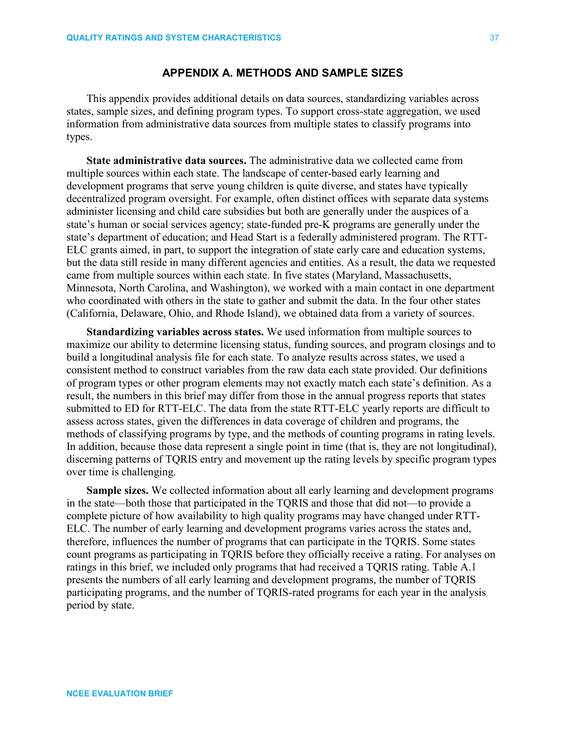## APPENDIX A. METHODS AND SAMPLE SIZES

This appendix provides additional details on data sources, standardizing variables across states, sample sizes, and defining program types. To support cross-state aggregation, we used information from administrative data sources from multiple states to classify programs into types.

**State administrative data sources.** The administrative data we collected came from multiple sources within each state. The landscape of center-based early learning and development programs that serve young children is quite diverse, and states have typically decentralized program oversight. For example, often distinct offices with separate data systems administer licensing and child care subsidies but both are generally under the auspices of a state's human or social services agency; state-funded pre-K programs are generally under the state's department of education; and Head Start is a federally administered program. The RTT-ELC grants aimed, in part, to support the integration of state early care and education systems, but the data still reside in many different agencies and entities. As a result, the data we requested came from multiple sources within each state. In five states (Maryland, Massachusetts, Minnesota, North Carolina, and Washington), we worked with a main contact in one department who coordinated with others in the state to gather and submit the data. In the four other states (California, Delaware, Ohio, and Rhode Island), we obtained data from a variety of sources.

**Standardizing variables across states.** We used information from multiple sources to maximize our ability to determine licensing status, funding sources, and program closings and to build a longitudinal analysis file for each state. To analyze results across states, we used a consistent method to construct variables from the raw data each state provided. Our definitions of program types or other program elements may not exactly match each state's definition. As a result, the numbers in this brief may differ from those in the annual progress reports that states submitted to ED for RTT-ELC. The data from the state RTT-ELC yearly reports are difficult to assess across states, given the differences in data coverage of children and programs, the methods of classifying programs by type, and the methods of counting programs in rating levels. In addition, because those data represent a single point in time (that is, they are not longitudinal), discerning patterns of TQRIS entry and movement up the rating levels by specific program types over time is challenging.

**Sample sizes.** We collected information about all early learning and development programs in the state—both those that participated in the TQRIS and those that did not—to provide a complete picture of how availability to high quality programs may have changed under RTT-ELC. The number of early learning and development programs varies across the states and, therefore, influences the number of programs that can participate in the TQRIS. Some states count programs as participating in TQRIS before they officially receive a rating. For analyses on ratings in this brief, we included only programs that had received a TQRIS rating. Table A.1 presents the numbers of all early learning and development programs, the number of TQRIS participating programs, and the number of TQRIS-rated programs for each year in the analysis period by state.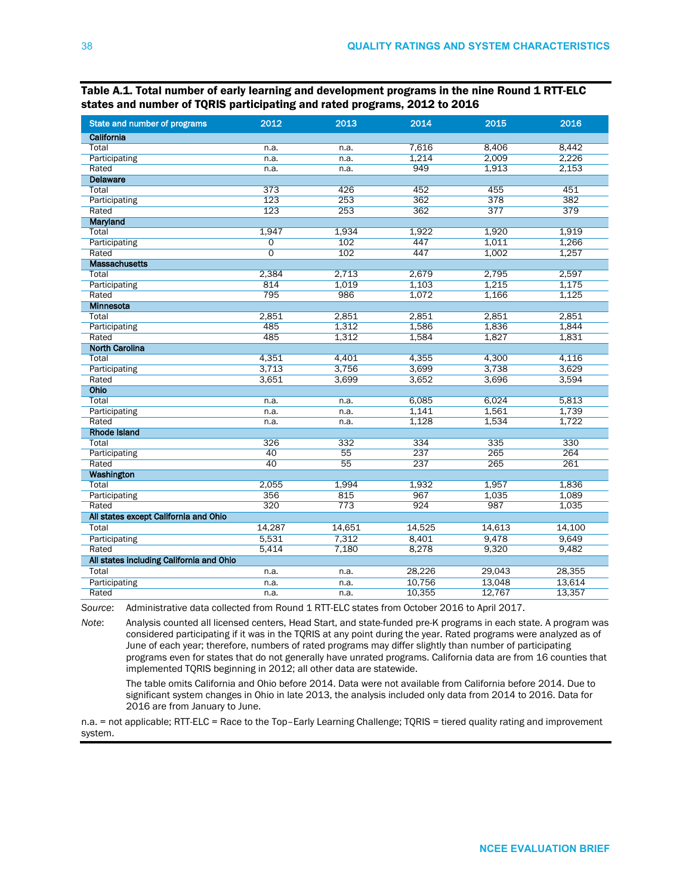**Table A.1. Total number of early learning and development programs in the nine Round 1 RTT-ELC states and number of TQRIS participating and rated programs, 2012 to 2016**

| State and number of programs | 2012 | 2013 | 2014 | 2015 | 2016 |
|---|---|---|---|---|---|
| **California** | | | | | |
| Total | n.a. | n.a. | 7,616 | 8,406 | 8,442 |
| Participating | n.a. | n.a. | 1,214 | 2,009 | 2,226 |
| Rated | n.a. | n.a. | 949 | 1,913 | 2,153 |
| **Delaware** | | | | | |
| Total | 373 | 426 | 452 | 455 | 451 |
| Participating | 123 | 253 | 362 | 378 | 382 |
| Rated | 123 | 253 | 362 | 377 | 379 |
| **Maryland** | | | | | |
| Total | 1,947 | 1,934 | 1,922 | 1,920 | 1,919 |
| Participating | 0 | 102 | 447 | 1,011 | 1,266 |
| Rated | 0 | 102 | 447 | 1,002 | 1,257 |
| **Massachusetts** | | | | | |
| Total | 2,384 | 2,713 | 2,679 | 2,795 | 2,597 |
| Participating | 814 | 1,019 | 1,103 | 1,215 | 1,175 |
| Rated | 795 | 986 | 1,072 | 1,166 | 1,125 |
| **Minnesota** | | | | | |
| Total | 2,851 | 2,851 | 2,851 | 2,851 | 2,851 |
| Participating | 485 | 1,312 | 1,586 | 1,836 | 1,844 |
| Rated | 485 | 1,312 | 1,584 | 1,827 | 1,831 |
| **North Carolina** | | | | | |
| Total | 4,351 | 4,401 | 4,355 | 4,300 | 4,116 |
| Participating | 3,713 | 3,756 | 3,699 | 3,738 | 3,629 |
| Rated | 3,651 | 3,699 | 3,652 | 3,696 | 3,594 |
| **Ohio** | | | | | |
| Total | n.a. | n.a. | 6,085 | 6,024 | 5,813 |
| Participating | n.a. | n.a. | 1,141 | 1,561 | 1,739 |
| Rated | n.a. | n.a. | 1,128 | 1,534 | 1,722 |
| **Rhode Island** | | | | | |
| Total | 326 | 332 | 334 | 335 | 330 |
| Participating | 40 | 55 | 237 | 265 | 264 |
| Rated | 40 | 55 | 237 | 265 | 261 |
| **Washington** | | | | | |
| Total | 2,055 | 1,994 | 1,932 | 1,957 | 1,836 |
| Participating | 356 | 815 | 967 | 1,035 | 1,089 |
| Rated | 320 | 773 | 924 | 987 | 1,035 |
| **All states except California and Ohio** | | | | | |
| Total | 14,287 | 14,651 | 14,525 | 14,613 | 14,100 |
| Participating | 5,531 | 7,312 | 8,401 | 9,478 | 9,649 |
| Rated | 5,414 | 7,180 | 8,278 | 9,320 | 9,482 |
| **All states including California and Ohio** | | | | | |
| Total | n.a. | n.a. | 28,226 | 29,043 | 28,355 |
| Participating | n.a. | n.a. | 10,756 | 13,048 | 13,614 |
| Rated | n.a. | n.a. | 10,355 | 12,767 | 13,357 |

*Source*: Administrative data collected from Round 1 RTT-ELC states from October 2016 to April 2017.

*Note*: Analysis counted all licensed centers, Head Start, and state-funded pre-K programs in each state. A program was considered participating if it was in the TQRIS at any point during the year. Rated programs were analyzed as of June of each year; therefore, numbers of rated programs may differ slightly than number of participating programs even for states that do not generally have unrated programs. California data are from 16 counties that implemented TQRIS beginning in 2012; all other data are statewide.

The table omits California and Ohio before 2014. Data were not available from California before 2014. Due to significant system changes in Ohio in late 2013, the analysis included only data from 2014 to 2016. Data for 2016 are from January to June.

n.a. = not applicable; RTT-ELC = Race to the Top–Early Learning Challenge; TQRIS = tiered quality rating and improvement system.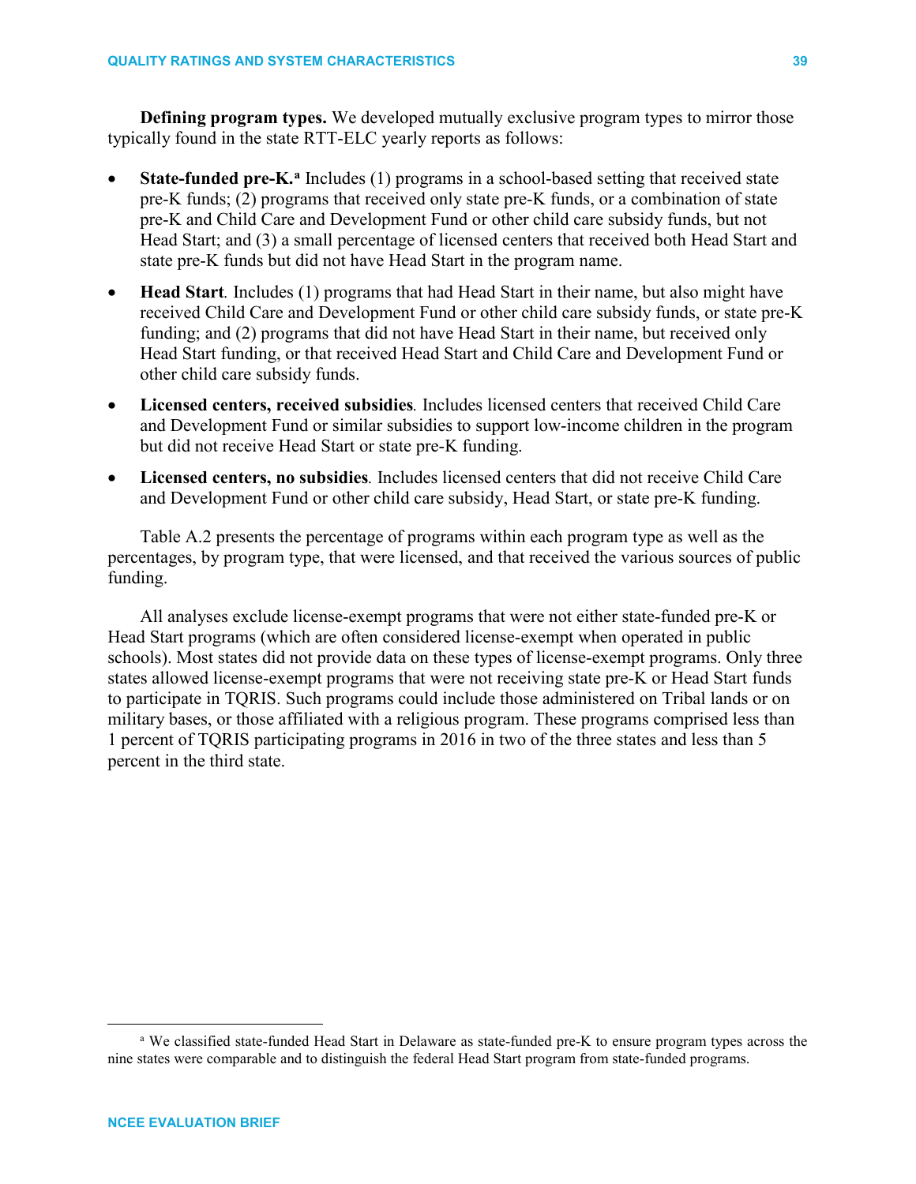**Defining program types.** We developed mutually exclusive program types to mirror those typically found in the state RTT-ELC yearly reports as follows:

- **State-funded pre-K.**[a] Includes (1) programs in a school-based setting that received state pre-K funds; (2) programs that received only state pre-K funds, or a combination of state pre-K and Child Care and Development Fund or other child care subsidy funds, but not Head Start; and (3) a small percentage of licensed centers that received both Head Start and state pre-K funds but did not have Head Start in the program name.
- **Head Start**. Includes (1) programs that had Head Start in their name, but also might have received Child Care and Development Fund or other child care subsidy funds, or state pre-K funding; and (2) programs that did not have Head Start in their name, but received only Head Start funding, or that received Head Start and Child Care and Development Fund or other child care subsidy funds.
- **Licensed centers, received subsidies**. Includes licensed centers that received Child Care and Development Fund or similar subsidies to support low-income children in the program but did not receive Head Start or state pre-K funding.
- **Licensed centers, no subsidies**. Includes licensed centers that did not receive Child Care and Development Fund or other child care subsidy, Head Start, or state pre-K funding.

Table A.2 presents the percentage of programs within each program type as well as the percentages, by program type, that were licensed, and that received the various sources of public funding.

All analyses exclude license-exempt programs that were not either state-funded pre-K or Head Start programs (which are often considered license-exempt when operated in public schools). Most states did not provide data on these types of license-exempt programs. Only three states allowed license-exempt programs that were not receiving state pre-K or Head Start funds to participate in TQRIS. Such programs could include those administered on Tribal lands or on military bases, or those affiliated with a religious program. These programs comprised less than 1 percent of TQRIS participating programs in 2016 in two of the three states and less than 5 percent in the third state.

---

[a] We classified state-funded Head Start in Delaware as state-funded pre-K to ensure program types across the nine states were comparable and to distinguish the federal Head Start program from state-funded programs.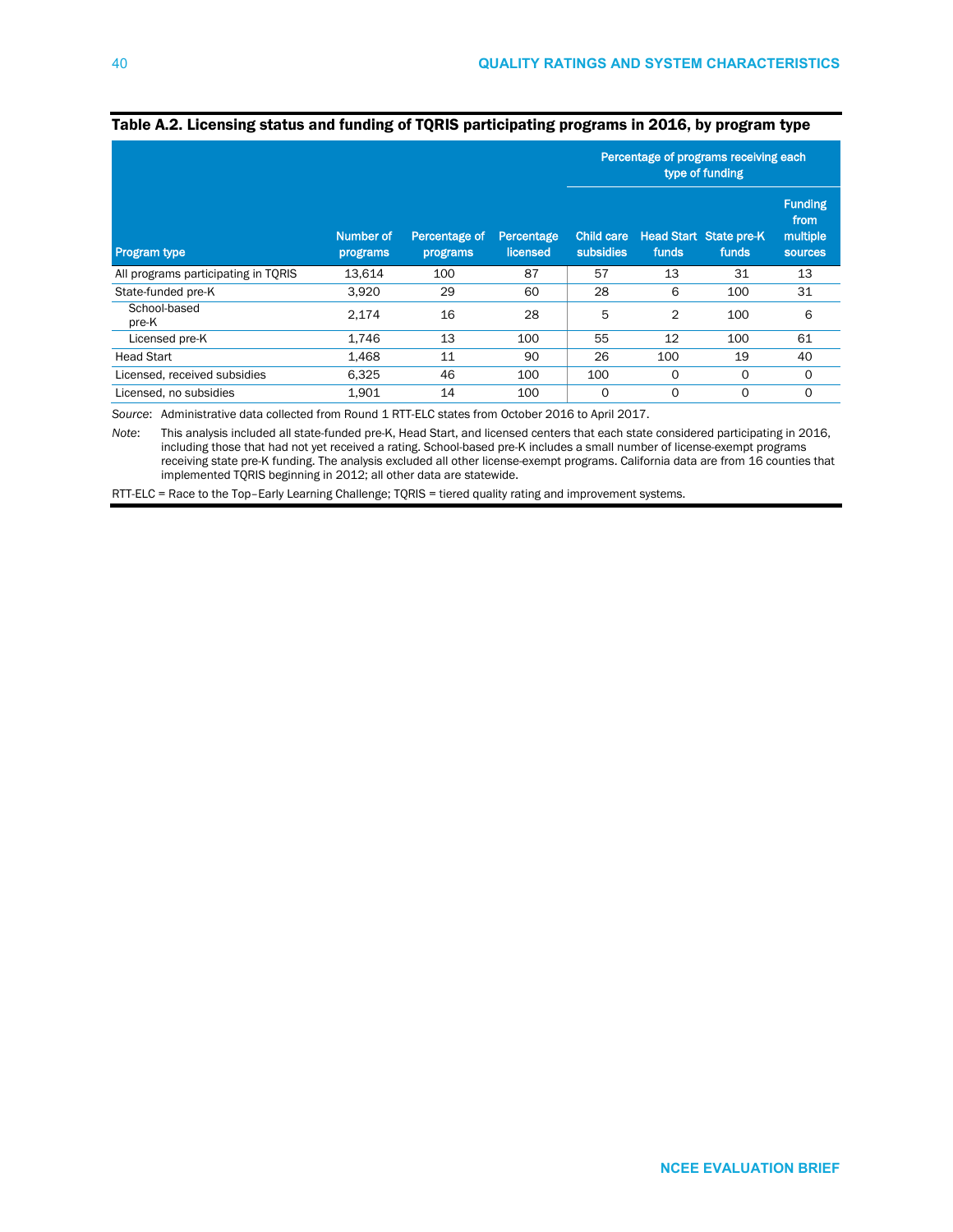**Table A.2. Licensing status and funding of TQRIS participating programs in 2016, by program type**

| Program type | Number of programs | Percentage of programs | Percentage licensed | Percentage of programs receiving each type of funding | | | |
|---|---|---|---|---|---|---|---|
| | | | | Child care subsidies | Head Start funds | State pre-K funds | Funding from multiple sources |
| All programs participating in TQRIS | 13,614 | 100 | 87 | 57 | 13 | 31 | 13 |
| State-funded pre-K | 3,920 | 29 | 60 | 28 | 6 | 100 | 31 |
| School-based pre-K | 2,174 | 16 | 28 | 5 | 2 | 100 | 6 |
| Licensed pre-K | 1,746 | 13 | 100 | 55 | 12 | 100 | 61 |
| Head Start | 1,468 | 11 | 90 | 26 | 100 | 19 | 40 |
| Licensed, received subsidies | 6,325 | 46 | 100 | 100 | 0 | 0 | 0 |
| Licensed, no subsidies | 1,901 | 14 | 100 | 0 | 0 | 0 | 0 |

*Source*: Administrative data collected from Round 1 RTT-ELC states from October 2016 to April 2017.

*Note*: This analysis included all state-funded pre-K, Head Start, and licensed centers that each state considered participating in 2016, including those that had not yet received a rating. School-based pre-K includes a small number of license-exempt programs receiving state pre-K funding. The analysis excluded all other license-exempt programs. California data are from 16 counties that implemented TQRIS beginning in 2012; all other data are statewide.

RTT-ELC = Race to the Top–Early Learning Challenge; TQRIS = tiered quality rating and improvement systems.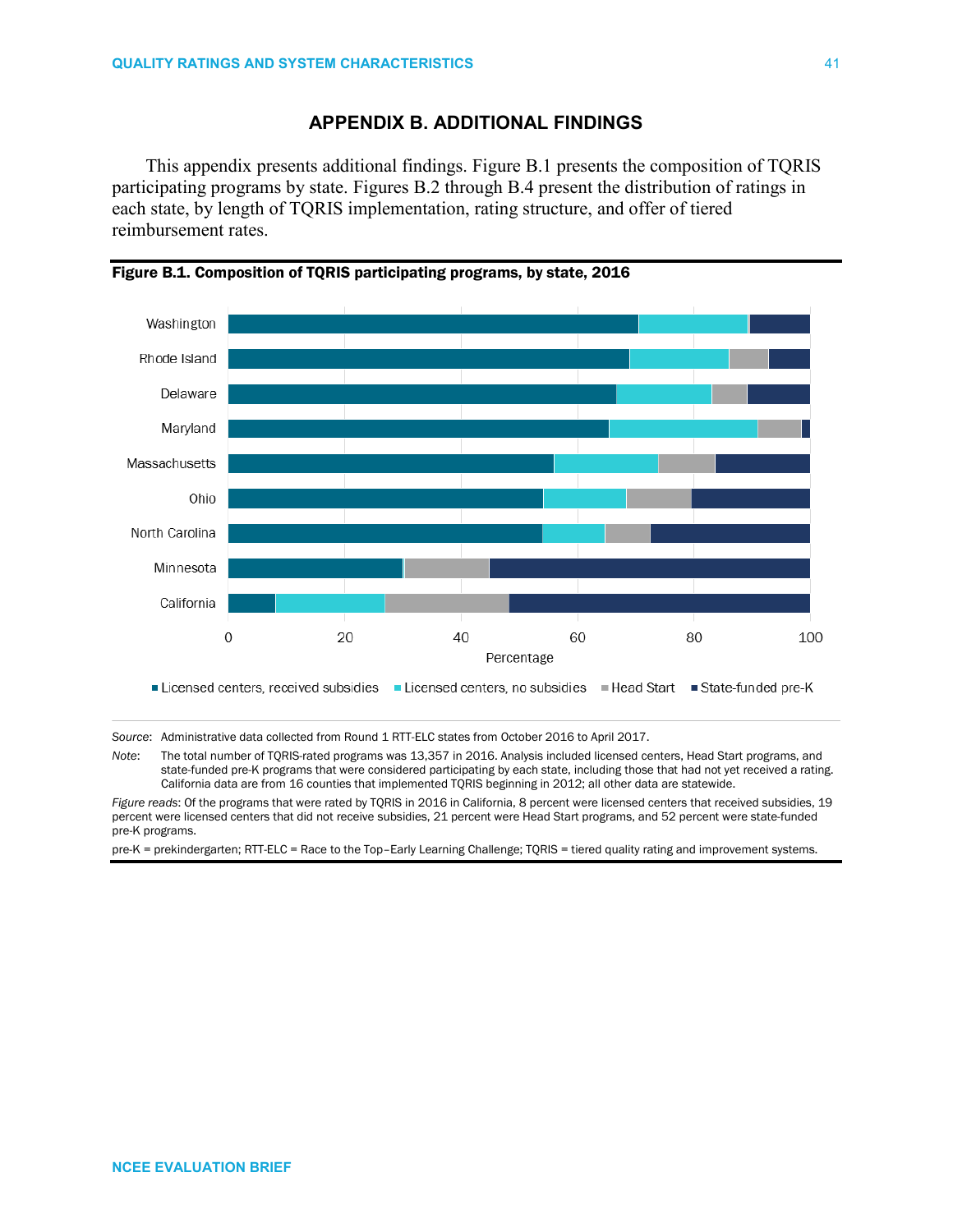# APPENDIX B. ADDITIONAL FINDINGS

This appendix presents additional findings. Figure B.1 presents the composition of TQRIS participating programs by state. Figures B.2 through B.4 present the distribution of ratings in each state, by length of TQRIS implementation, rating structure, and offer of tiered reimbursement rates.

**Figure B.1. Composition of TQRIS participating programs, by state, 2016**

*Source*: Administrative data collected from Round 1 RTT-ELC states from October 2016 to April 2017.

*Note*: The total number of TQRIS-rated programs was 13,357 in 2016. Analysis included licensed centers, Head Start programs, and state-funded pre-K programs that were considered participating by each state, including those that had not yet received a rating. California data are from 16 counties that implemented TQRIS beginning in 2012; all other data are statewide.

*Figure reads*: Of the programs that were rated by TQRIS in 2016 in California, 8 percent were licensed centers that received subsidies, 19 percent were licensed centers that did not receive subsidies, 21 percent were Head Start programs, and 52 percent were state-funded pre-K programs.

pre-K = prekindergarten; RTT-ELC = Race to the Top–Early Learning Challenge; TQRIS = tiered quality rating and improvement systems.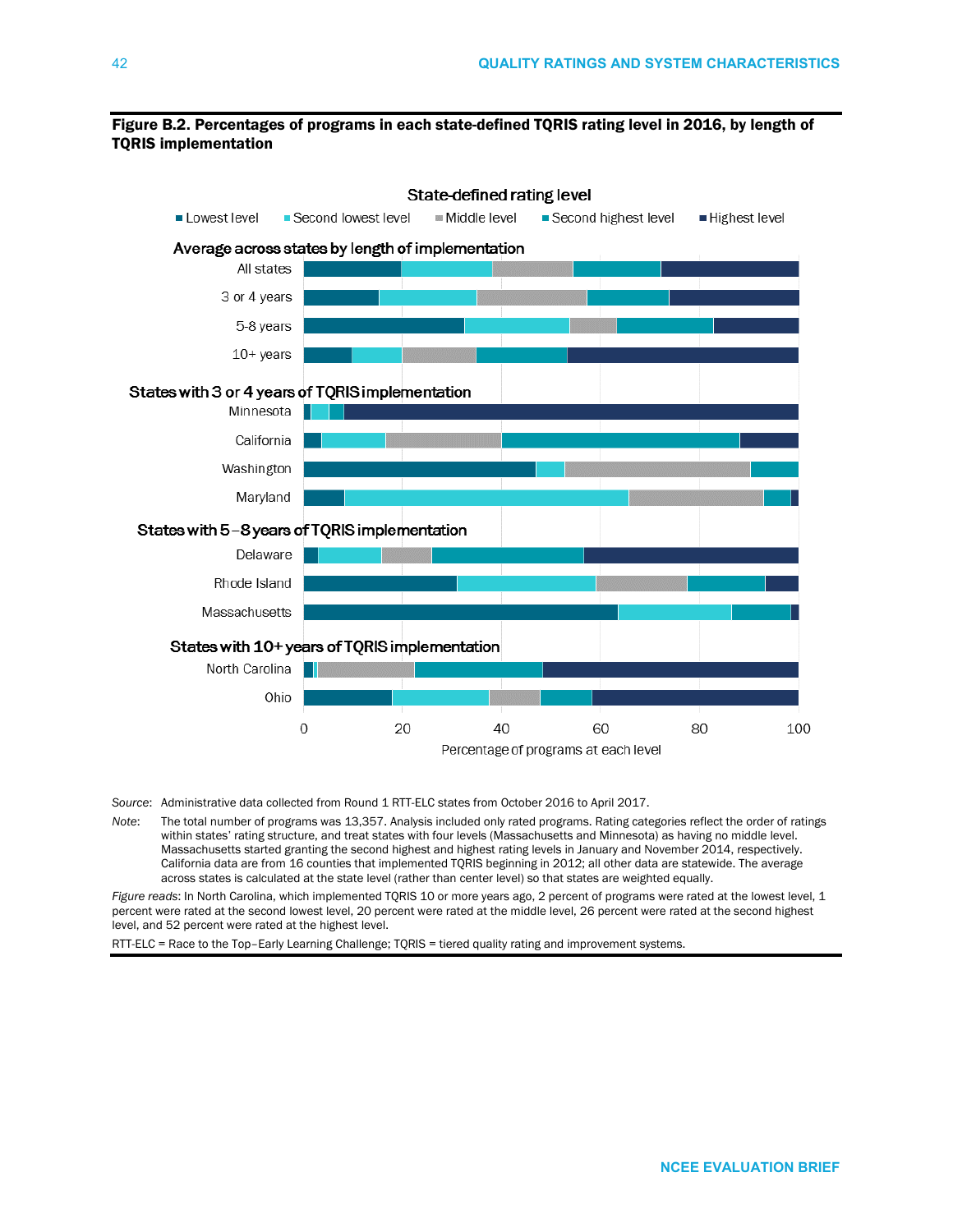**Figure B.2. Percentages of programs in each state-defined TQRIS rating level in 2016, by length of TQRIS implementation**

State-defined rating level

Lowest level | Second lowest level | Middle level | Second highest level | Highest level

Average across states by length of implementation

- All states
- 3 or 4 years
- 5-8 years
- 10+ years

States with 3 or 4 years of TQRIS implementation

- Minnesota
- California
- Washington
- Maryland

States with 5–8 years of TQRIS implementation

- Delaware
- Rhode Island
- Massachusetts

States with 10+ years of TQRIS implementation

- North Carolina
- Ohio

0 20 40 60 80 100

Percentage of programs at each level

*Source*: Administrative data collected from Round 1 RTT-ELC states from October 2016 to April 2017.

*Note*: The total number of programs was 13,357. Analysis included only rated programs. Rating categories reflect the order of ratings within states' rating structure, and treat states with four levels (Massachusetts and Minnesota) as having no middle level. Massachusetts started granting the second highest and highest rating levels in January and November 2014, respectively. California data are from 16 counties that implemented TQRIS beginning in 2012; all other data are statewide. The average across states is calculated at the state level (rather than center level) so that states are weighted equally.

*Figure reads*: In North Carolina, which implemented TQRIS 10 or more years ago, 2 percent of programs were rated at the lowest level, 1 percent were rated at the second lowest level, 20 percent were rated at the middle level, 26 percent were rated at the second highest level, and 52 percent were rated at the highest level.

RTT-ELC = Race to the Top–Early Learning Challenge; TQRIS = tiered quality rating and improvement systems.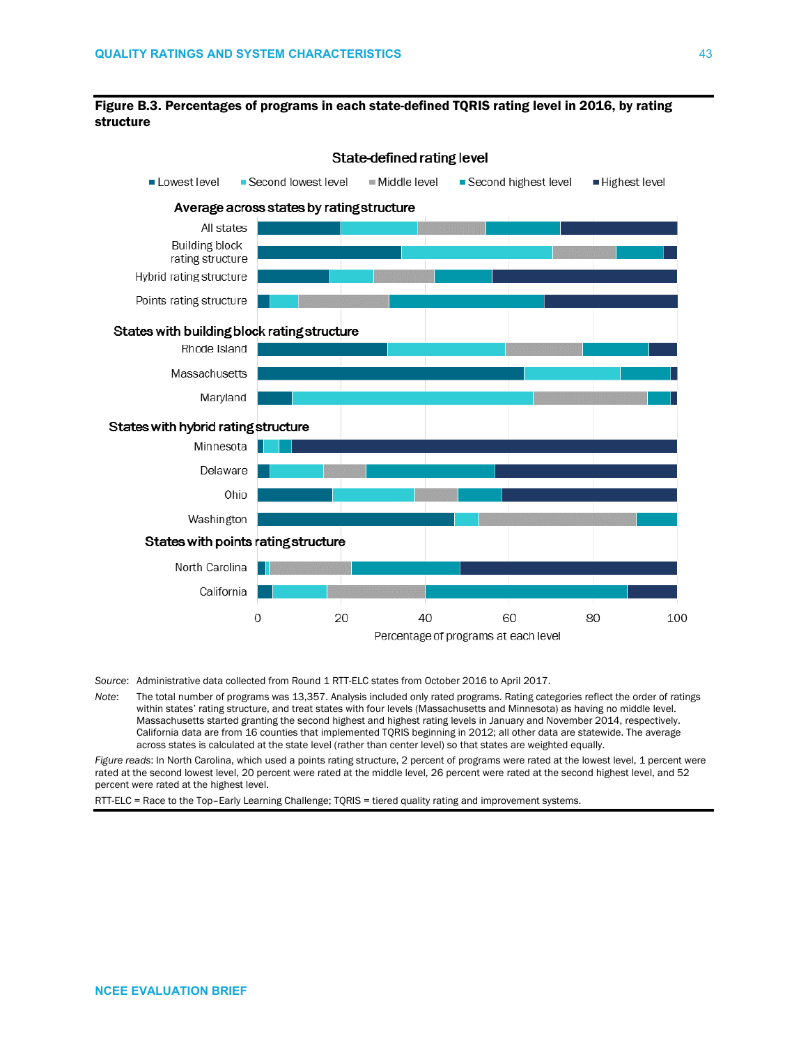**Figure B.3. Percentages of programs in each state-defined TQRIS rating level in 2016, by rating structure**

State-defined rating level

■ Lowest level ■ Second lowest level ■ Middle level ■ Second highest level ■ Highest level

**Average across states by rating structure**

All states

Building block rating structure

Hybrid rating structure

Points rating structure

**States with building block rating structure**

Rhode Island

Massachusetts

Maryland

**States with hybrid rating structure**

Minnesota

Delaware

Ohio

Washington

**States with points rating structure**

North Carolina

California

0 20 40 60 80 100

Percentage of programs at each level

*Source*: Administrative data collected from Round 1 RTT-ELC states from October 2016 to April 2017.

*Note*: The total number of programs was 13,357. Analysis included only rated programs. Rating categories reflect the order of ratings within states' rating structure, and treat states with four levels (Massachusetts and Minnesota) as having no middle level. Massachusetts started granting the second highest and highest rating levels in January and November 2014, respectively. California data are from 16 counties that implemented TQRIS beginning in 2012; all other data are statewide. The average across states is calculated at the state level (rather than center level) so that states are weighted equally.

*Figure reads*: In North Carolina, which used a points rating structure, 2 percent of programs were rated at the lowest level, 1 percent were rated at the second lowest level, 20 percent were rated at the middle level, 26 percent were rated at the second highest level, and 52 percent were rated at the highest level.

RTT-ELC = Race to the Top–Early Learning Challenge; TQRIS = tiered quality rating and improvement systems.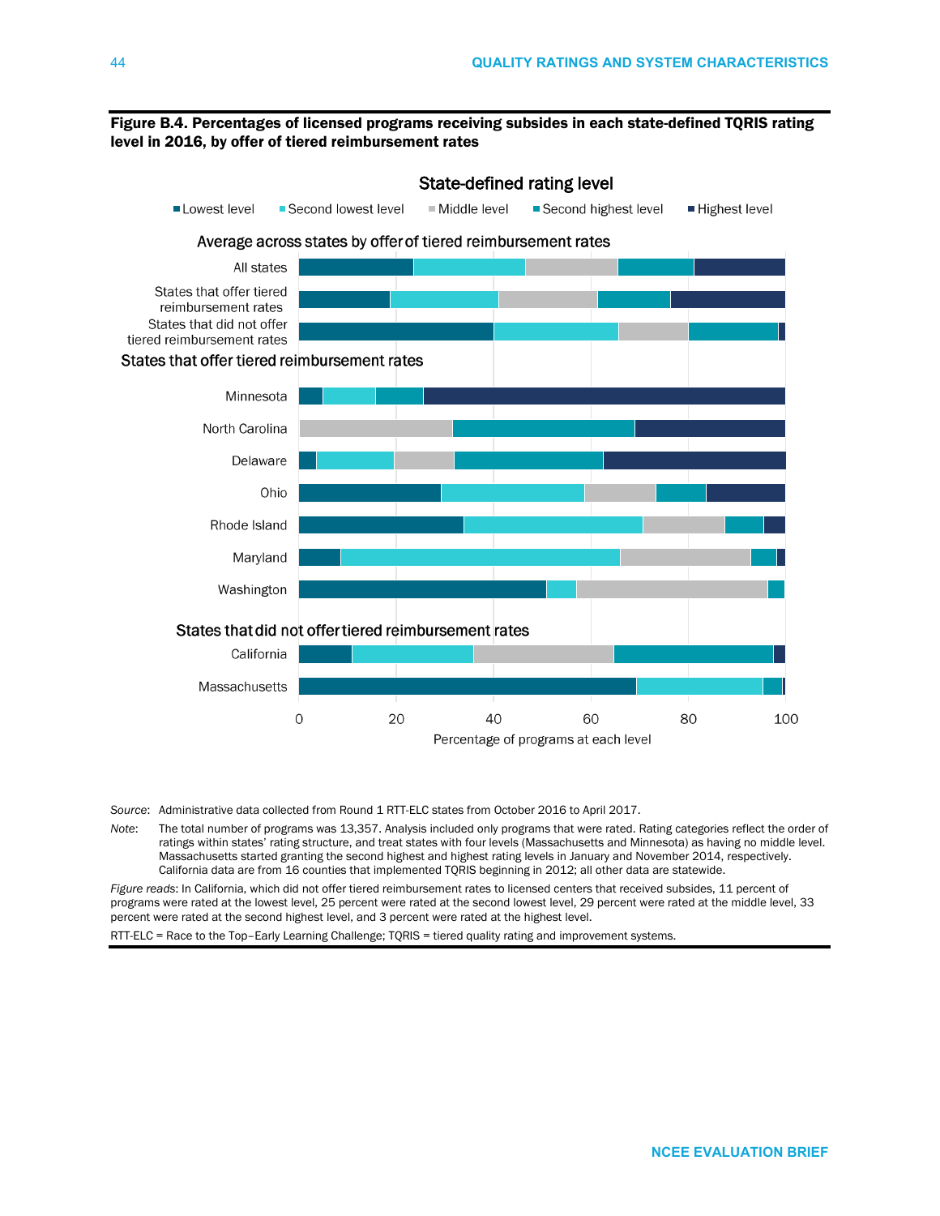**Figure B.4. Percentages of licensed programs receiving subsides in each state-defined TQRIS rating level in 2016, by offer of tiered reimbursement rates**

State-defined rating level

■ Lowest level ■ Second lowest level ■ Middle level ■ Second highest level ■ Highest level

Average across states by offer of tiered reimbursement rates

All states

States that offer tiered reimbursement rates

States that did not offer tiered reimbursement rates

States that offer tiered reimbursement rates

Minnesota

North Carolina

Delaware

Ohio

Rhode Island

Maryland

Washington

States that did not offer tiered reimbursement rates

California

Massachusetts

0 20 40 60 80 100

Percentage of programs at each level

*Source*: Administrative data collected from Round 1 RTT-ELC states from October 2016 to April 2017.

*Note*: The total number of programs was 13,357. Analysis included only programs that were rated. Rating categories reflect the order of ratings within states' rating structure, and treat states with four levels (Massachusetts and Minnesota) as having no middle level. Massachusetts started granting the second highest and highest rating levels in January and November 2014, respectively. California data are from 16 counties that implemented TQRIS beginning in 2012; all other data are statewide.

*Figure reads*: In California, which did not offer tiered reimbursement rates to licensed centers that received subsides, 11 percent of programs were rated at the lowest level, 25 percent were rated at the second lowest level, 29 percent were rated at the middle level, 33 percent were rated at the second highest level, and 3 percent were rated at the highest level.

RTT-ELC = Race to the Top–Early Learning Challenge; TQRIS = tiered quality rating and improvement systems.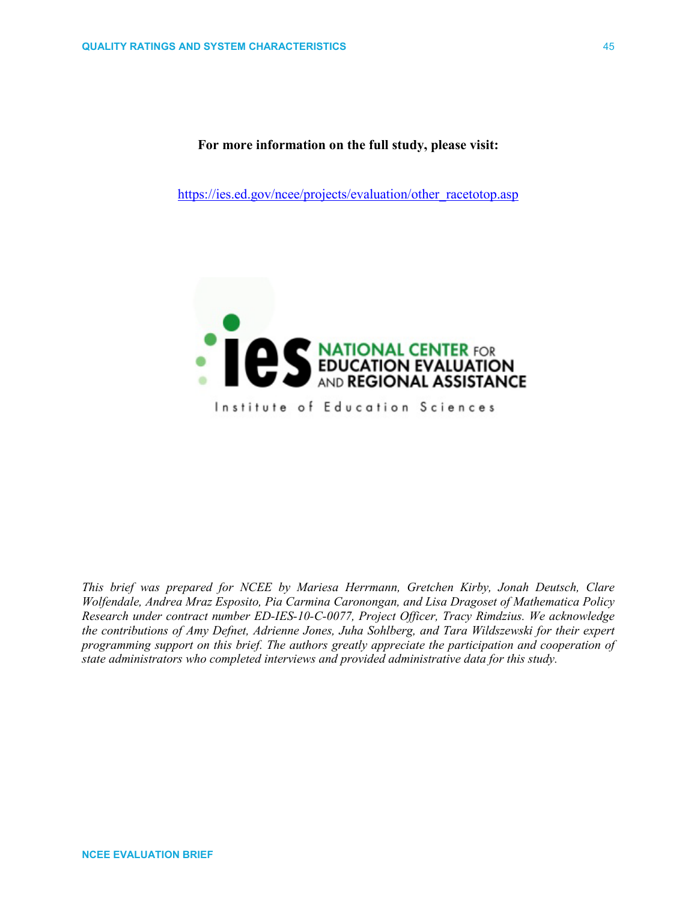**For more information on the full study, please visit:**

https://ies.ed.gov/ncee/projects/evaluation/other_racetotop.asp

NATIONAL CENTER FOR EDUCATION EVALUATION AND REGIONAL ASSISTANCE

Institute of Education Sciences

*This brief was prepared for NCEE by Mariesa Herrmann, Gretchen Kirby, Jonah Deutsch, Clare Wolfendale, Andrea Mraz Esposito, Pia Carmina Caronongan, and Lisa Dragoset of Mathematica Policy Research under contract number ED-IES-10-C-0077, Project Officer, Tracy Rimdzius. We acknowledge the contributions of Amy Defnet, Adrienne Jones, Juha Sohlberg, and Tara Wildszewski for their expert programming support on this brief. The authors greatly appreciate the participation and cooperation of state administrators who completed interviews and provided administrative data for this study.*